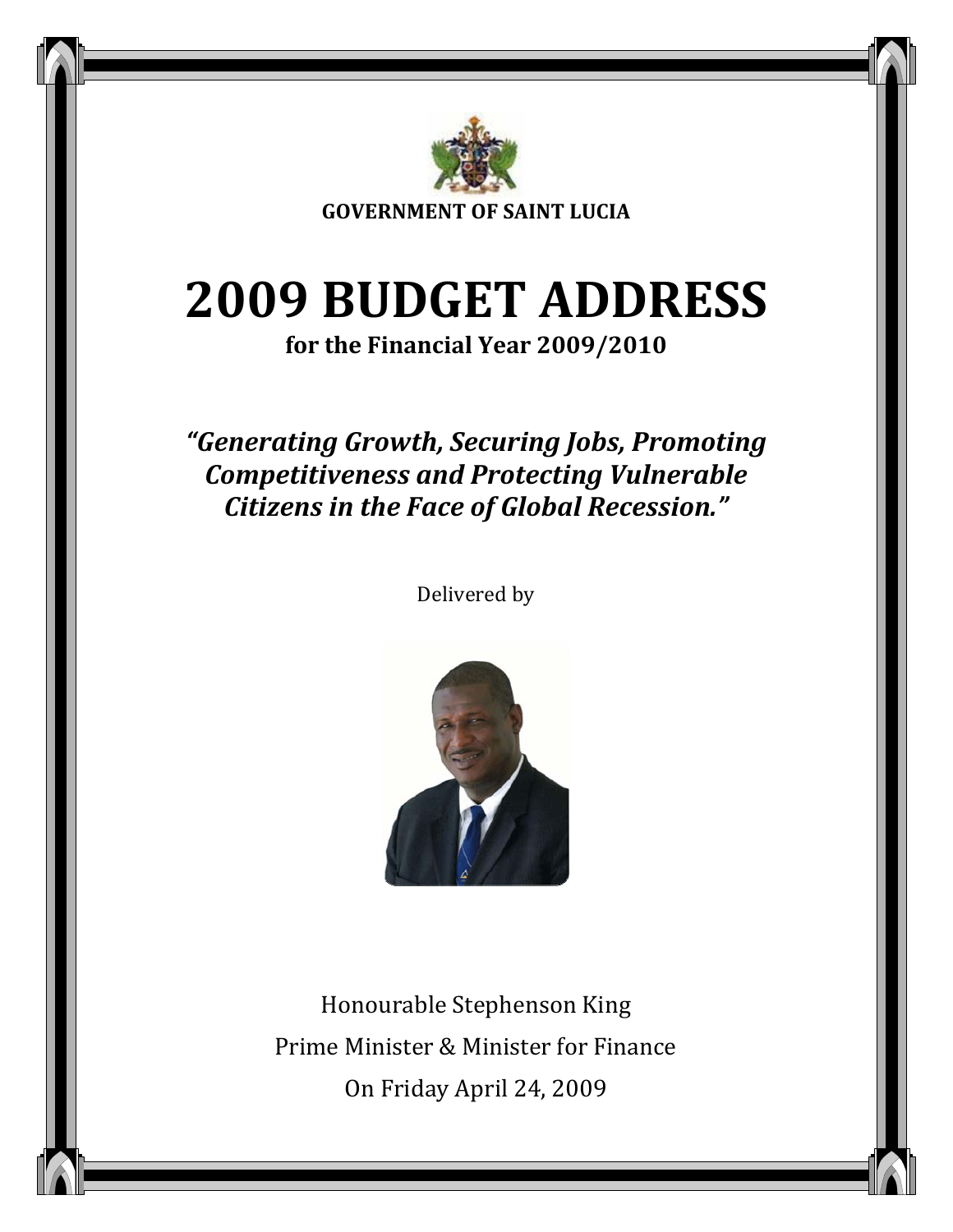**GOVERNMENT OF SAINT LUCIA**

# 2009 BUDGET ADDRESS

**for the Financial Year 2009/2010**

***"Generating Growth, Securing Jobs, Promoting Competitiveness and Protecting Vulnerable Citizens in the Face of Global Recession."***

Delivered by

Honourable Stephenson King

Prime Minister & Minister for Finance

On Friday April 24, 2009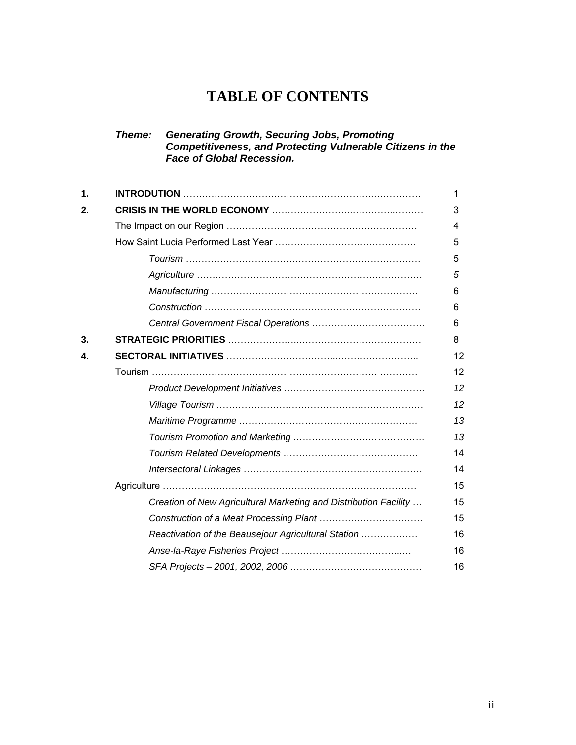# TABLE OF CONTENTS

***Theme:*** ***Generating Growth, Securing Jobs, Promoting Competitiveness, and Protecting Vulnerable Citizens in the Face of Global Recession.***

| | | |
|---|---|---|
| **1.** | **INTRODUTION** | 1 |
| **2.** | **CRISIS IN THE WORLD ECONOMY** | 3 |
| | The Impact on our Region | 4 |
| | How Saint Lucia Performed Last Year | 5 |
| | *Tourism* | 5 |
| | *Agriculture* | *5* |
| | *Manufacturing* | 6 |
| | *Construction* | 6 |
| | *Central Government Fiscal Operations* | 6 |
| **3.** | **STRATEGIC PRIORITIES** | 8 |
| **4.** | **SECTORAL INITIATIVES** | 12 |
| | Tourism | 12 |
| | *Product Development Initiatives* | *12* |
| | *Village Tourism* | *12* |
| | *Maritime Programme* | *13* |
| | *Tourism Promotion and Marketing* | *13* |
| | *Tourism Related Developments* | 14 |
| | *Intersectoral Linkages* | 14 |
| | Agriculture | 15 |
| | *Creation of New Agricultural Marketing and Distribution Facility* | 15 |
| | *Construction of a Meat Processing Plant* | 15 |
| | *Reactivation of the Beausejour Agricultural Station* | 16 |
| | *Anse-la-Raye Fisheries Project* | 16 |
| | *SFA Projects – 2001, 2002, 2006* | 16 |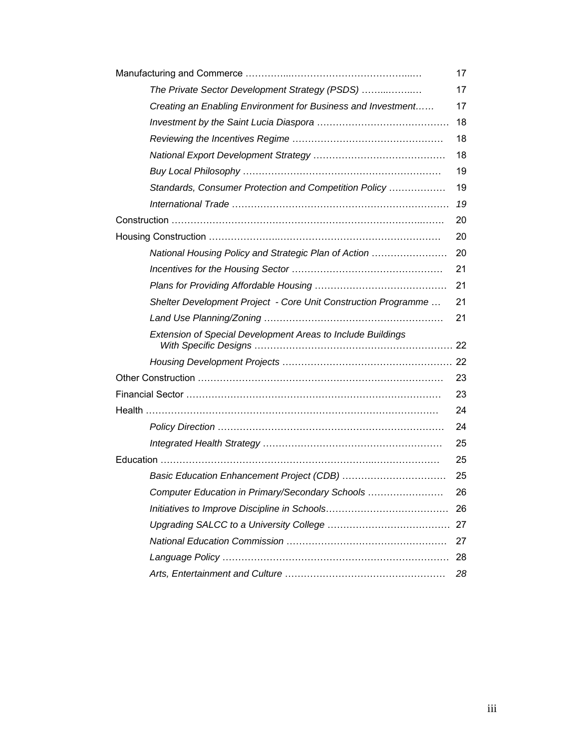| | |
|---|---|
| Manufacturing and Commerce ………………………………………………… | 17 |
| *The Private Sector Development Strategy (PSDS) ………………* | 17 |
| *Creating an Enabling Environment for Business and Investment……* | 17 |
| *Investment by the Saint Lucia Diaspora ……………………………………* | 18 |
| *Reviewing the Incentives Regime …………………………………………* | 18 |
| *National Export Development Strategy ……………………………………* | 18 |
| *Buy Local Philosophy ………………………………………………………* | 19 |
| *Standards, Consumer Protection and Competition Policy ………………* | 19 |
| *International Trade …………………………………………………………* | *19* |
| Construction …………………………………………………………………… | 20 |
| Housing Construction ………………………………………………………… | 20 |
| *National Housing Policy and Strategic Plan of Action ……………………* | 20 |
| *Incentives for the Housing Sector …………………………………………* | 21 |
| *Plans for Providing Affordable Housing ……………………………………* | 21 |
| *Shelter Development Project - Core Unit Construction Programme …* | 21 |
| *Land Use Planning/Zoning …………………………………………………* | 21 |
| *Extension of Special Development Areas to Include Buildings With Specific Designs ……………………………………………………* | 22 |
| *Housing Development Projects ……………………………………………* | 22 |
| Other Construction …………………………………………………………… | 23 |
| Financial Sector ……………………………………………………………… | 23 |
| Health …………………………………………………………………………… | 24 |
| *Policy Direction ……………………………………………………………* | 24 |
| *Integrated Health Strategy …………………………………………………* | 25 |
| Education ……………………………………………………………………… | 25 |
| *Basic Education Enhancement Project (CDB) ……………………………* | 25 |
| *Computer Education in Primary/Secondary Schools ……………………* | 26 |
| *Initiatives to Improve Discipline in Schools…………………………………* | 26 |
| *Upgrading SALCC to a University College …………………………………* | 27 |
| *National Education Commission ……………………………………………* | 27 |
| *Language Policy ……………………………………………………………* | 28 |
| *Arts, Entertainment and Culture ……………………………………………* | *28* |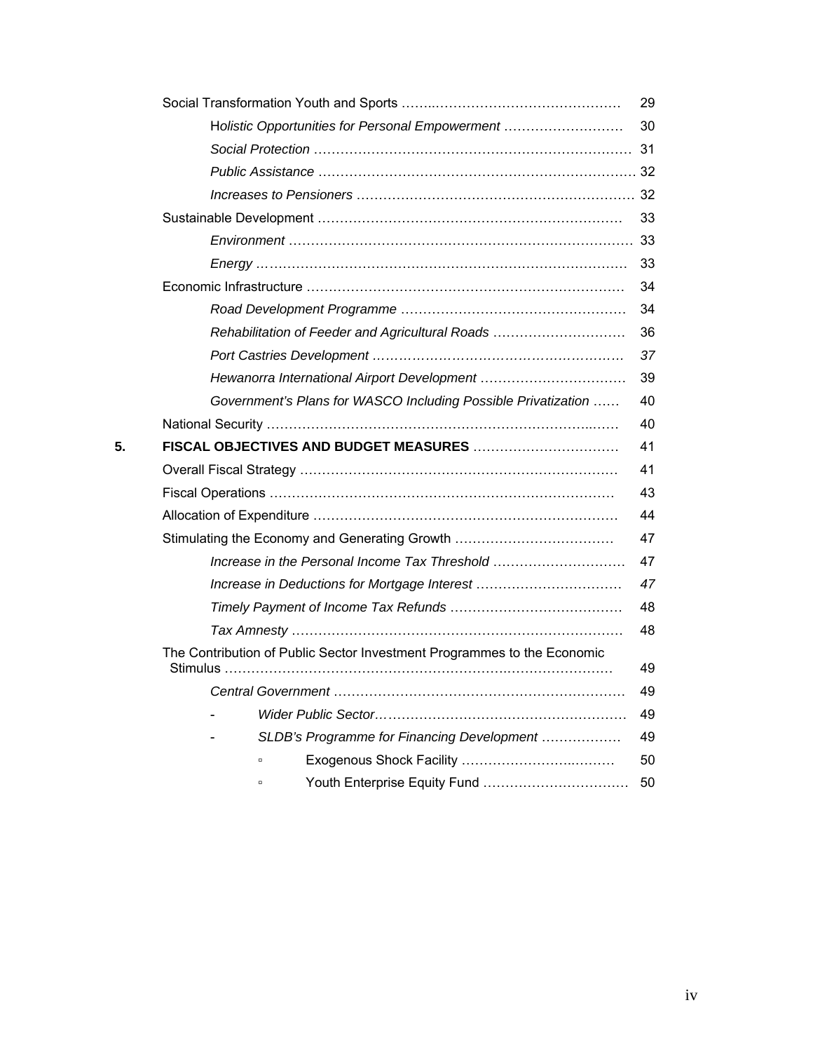Social Transformation Youth and Sports ........................................................ 29

*Holistic Opportunities for Personal Empowerment* ........................... 30

*Social Protection* ....................................................................... 31

*Public Assistance* ...................................................................... 32

*Increases to Pensioners* ............................................................. 32

Sustainable Development .................................................................... 33

*Environment* ............................................................................. 33

*Energy* ..................................................................................... 33

Economic Infrastructure ....................................................................... 34

*Road Development Programme* .................................................. 34

*Rehabilitation of Feeder and Agricultural Roads* ............................. 36

*Port Castries Development* ......................................................... 37

*Hewanorra International Airport Development* ................................. 39

*Government's Plans for WASCO Including Possible Privatization* ...... 40

National Security ................................................................................ 40

**5. FISCAL OBJECTIVES AND BUDGET MEASURES** ................................. 41

Overall Fiscal Strategy ........................................................................ 41

Fiscal Operations ................................................................................ 43

Allocation of Expenditure ..................................................................... 44

Stimulating the Economy and Generating Growth .................................... 47

*Increase in the Personal Income Tax Threshold* .............................. 47

*Increase in Deductions for Mortgage Interest* ................................. 47

*Timely Payment of Income Tax Refunds* ....................................... 48

*Tax Amnesty* ............................................................................. 48

The Contribution of Public Sector Investment Programmes to the Economic Stimulus ........................................................................................... 49

*Central Government* .................................................................. 49

- *Wider Public Sector*........................................................ 49
- *SLDB's Programme for Financing Development* .................. 49
  - Exogenous Shock Facility ................................... 50
  - Youth Enterprise Equity Fund ................................ 50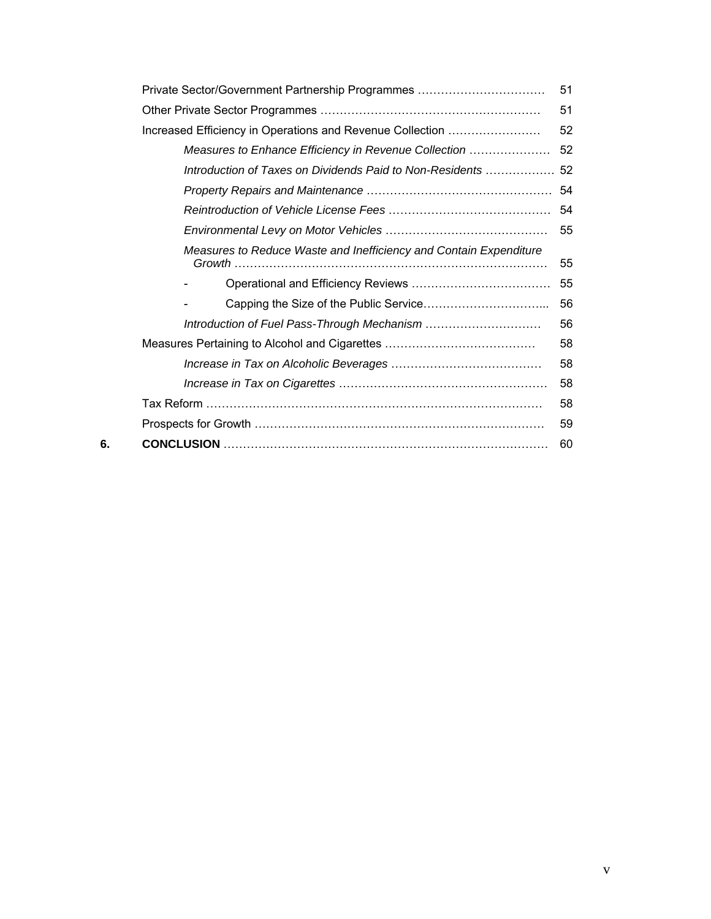| | | |
|---|---|---|
| | Private Sector/Government Partnership Programmes | 51 |
| | Other Private Sector Programmes | 51 |
| | Increased Efficiency in Operations and Revenue Collection | 52 |
| | *Measures to Enhance Efficiency in Revenue Collection* | 52 |
| | *Introduction of Taxes on Dividends Paid to Non-Residents* | 52 |
| | *Property Repairs and Maintenance* | 54 |
| | *Reintroduction of Vehicle License Fees* | 54 |
| | *Environmental Levy on Motor Vehicles* | 55 |
| | *Measures to Reduce Waste and Inefficiency and Contain Expenditure Growth* | 55 |
| | - Operational and Efficiency Reviews | 55 |
| | - Capping the Size of the Public Service | 56 |
| | *Introduction of Fuel Pass-Through Mechanism* | 56 |
| | Measures Pertaining to Alcohol and Cigarettes | 58 |
| | *Increase in Tax on Alcoholic Beverages* | 58 |
| | *Increase in Tax on Cigarettes* | 58 |
| | Tax Reform | 58 |
| | Prospects for Growth | 59 |
| **6.** | **CONCLUSION** | 60 |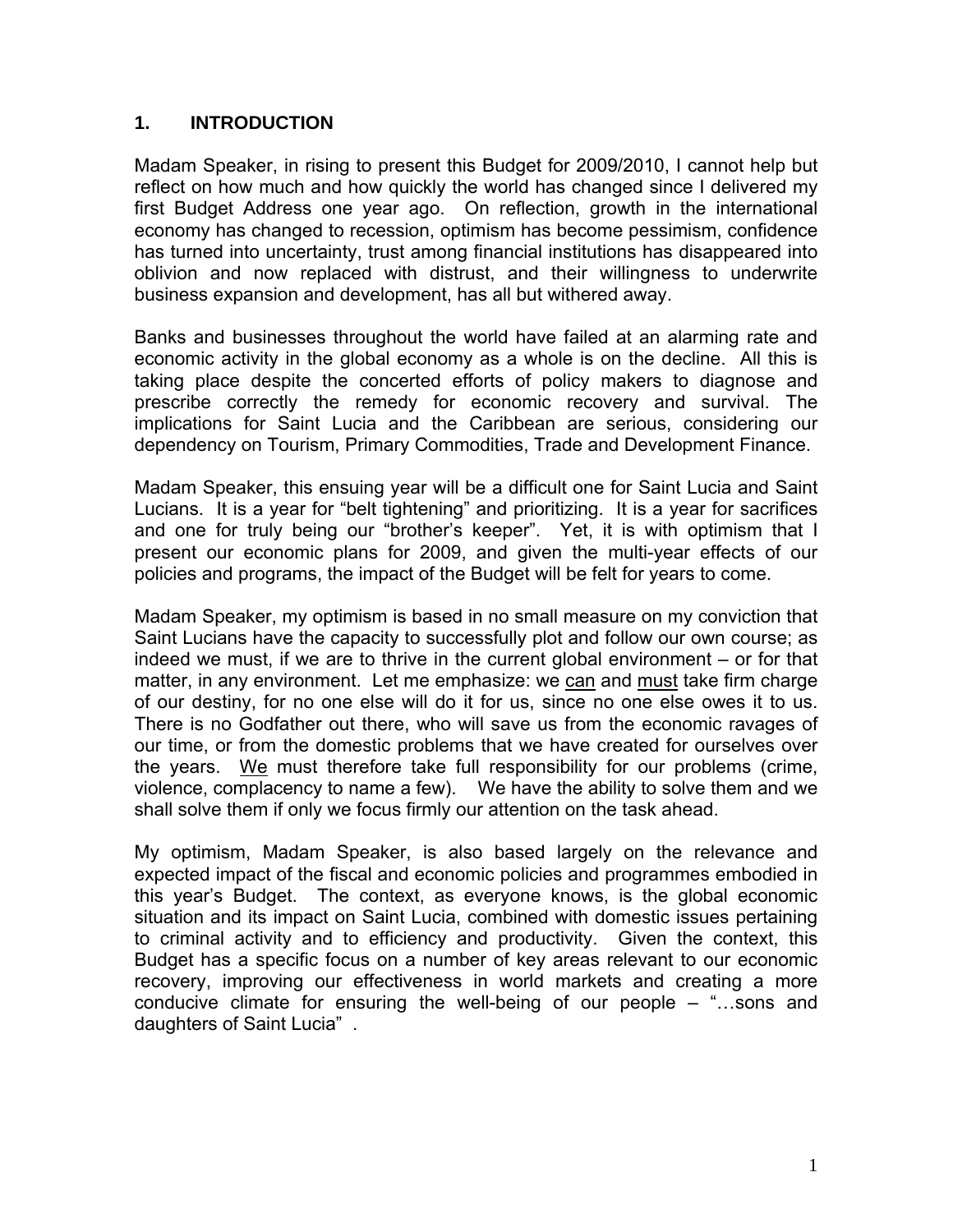## 1. INTRODUCTION

Madam Speaker, in rising to present this Budget for 2009/2010, I cannot help but reflect on how much and how quickly the world has changed since I delivered my first Budget Address one year ago. On reflection, growth in the international economy has changed to recession, optimism has become pessimism, confidence has turned into uncertainty, trust among financial institutions has disappeared into oblivion and now replaced with distrust, and their willingness to underwrite business expansion and development, has all but withered away.

Banks and businesses throughout the world have failed at an alarming rate and economic activity in the global economy as a whole is on the decline. All this is taking place despite the concerted efforts of policy makers to diagnose and prescribe correctly the remedy for economic recovery and survival. The implications for Saint Lucia and the Caribbean are serious, considering our dependency on Tourism, Primary Commodities, Trade and Development Finance.

Madam Speaker, this ensuing year will be a difficult one for Saint Lucia and Saint Lucians. It is a year for "belt tightening" and prioritizing. It is a year for sacrifices and one for truly being our "brother's keeper". Yet, it is with optimism that I present our economic plans for 2009, and given the multi-year effects of our policies and programs, the impact of the Budget will be felt for years to come.

Madam Speaker, my optimism is based in no small measure on my conviction that Saint Lucians have the capacity to successfully plot and follow our own course; as indeed we must, if we are to thrive in the current global environment – or for that matter, in any environment. Let me emphasize: we <u>can</u> and <u>must</u> take firm charge of our destiny, for no one else will do it for us, since no one else owes it to us. There is no Godfather out there, who will save us from the economic ravages of our time, or from the domestic problems that we have created for ourselves over the years. <u>We</u> must therefore take full responsibility for our problems (crime, violence, complacency to name a few). We have the ability to solve them and we shall solve them if only we focus firmly our attention on the task ahead.

My optimism, Madam Speaker, is also based largely on the relevance and expected impact of the fiscal and economic policies and programmes embodied in this year's Budget. The context, as everyone knows, is the global economic situation and its impact on Saint Lucia, combined with domestic issues pertaining to criminal activity and to efficiency and productivity. Given the context, this Budget has a specific focus on a number of key areas relevant to our economic recovery, improving our effectiveness in world markets and creating a more conducive climate for ensuring the well-being of our people – "…sons and daughters of Saint Lucia" .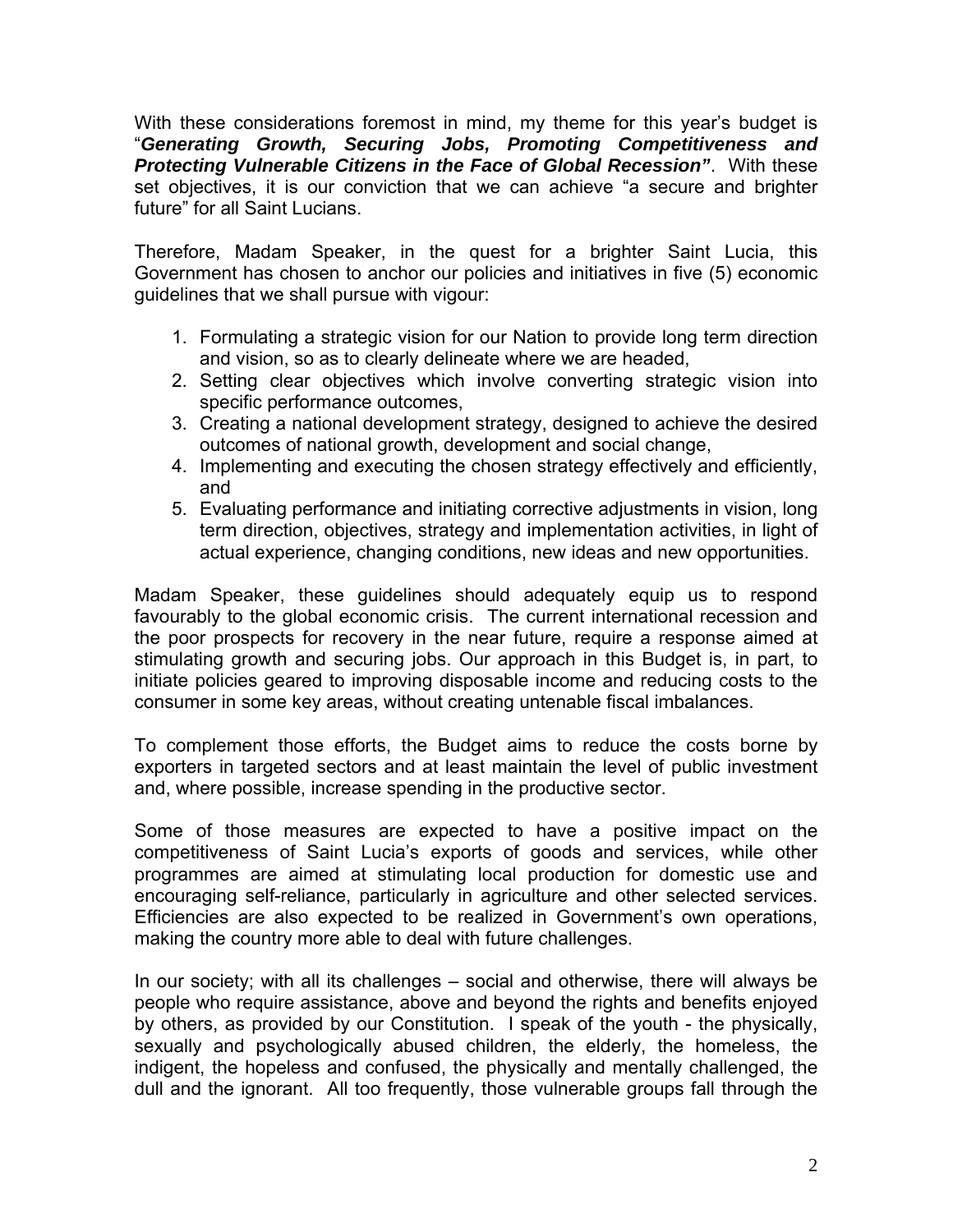With these considerations foremost in mind, my theme for this year's budget is "***Generating Growth, Securing Jobs, Promoting Competitiveness and Protecting Vulnerable Citizens in the Face of Global Recession"***. With these set objectives, it is our conviction that we can achieve "a secure and brighter future" for all Saint Lucians.

Therefore, Madam Speaker, in the quest for a brighter Saint Lucia, this Government has chosen to anchor our policies and initiatives in five (5) economic guidelines that we shall pursue with vigour:

1. Formulating a strategic vision for our Nation to provide long term direction and vision, so as to clearly delineate where we are headed,
2. Setting clear objectives which involve converting strategic vision into specific performance outcomes,
3. Creating a national development strategy, designed to achieve the desired outcomes of national growth, development and social change,
4. Implementing and executing the chosen strategy effectively and efficiently, and
5. Evaluating performance and initiating corrective adjustments in vision, long term direction, objectives, strategy and implementation activities, in light of actual experience, changing conditions, new ideas and new opportunities.

Madam Speaker, these guidelines should adequately equip us to respond favourably to the global economic crisis. The current international recession and the poor prospects for recovery in the near future, require a response aimed at stimulating growth and securing jobs. Our approach in this Budget is, in part, to initiate policies geared to improving disposable income and reducing costs to the consumer in some key areas, without creating untenable fiscal imbalances.

To complement those efforts, the Budget aims to reduce the costs borne by exporters in targeted sectors and at least maintain the level of public investment and, where possible, increase spending in the productive sector.

Some of those measures are expected to have a positive impact on the competitiveness of Saint Lucia's exports of goods and services, while other programmes are aimed at stimulating local production for domestic use and encouraging self-reliance, particularly in agriculture and other selected services. Efficiencies are also expected to be realized in Government's own operations, making the country more able to deal with future challenges.

In our society; with all its challenges – social and otherwise, there will always be people who require assistance, above and beyond the rights and benefits enjoyed by others, as provided by our Constitution. I speak of the youth - the physically, sexually and psychologically abused children, the elderly, the homeless, the indigent, the hopeless and confused, the physically and mentally challenged, the dull and the ignorant. All too frequently, those vulnerable groups fall through the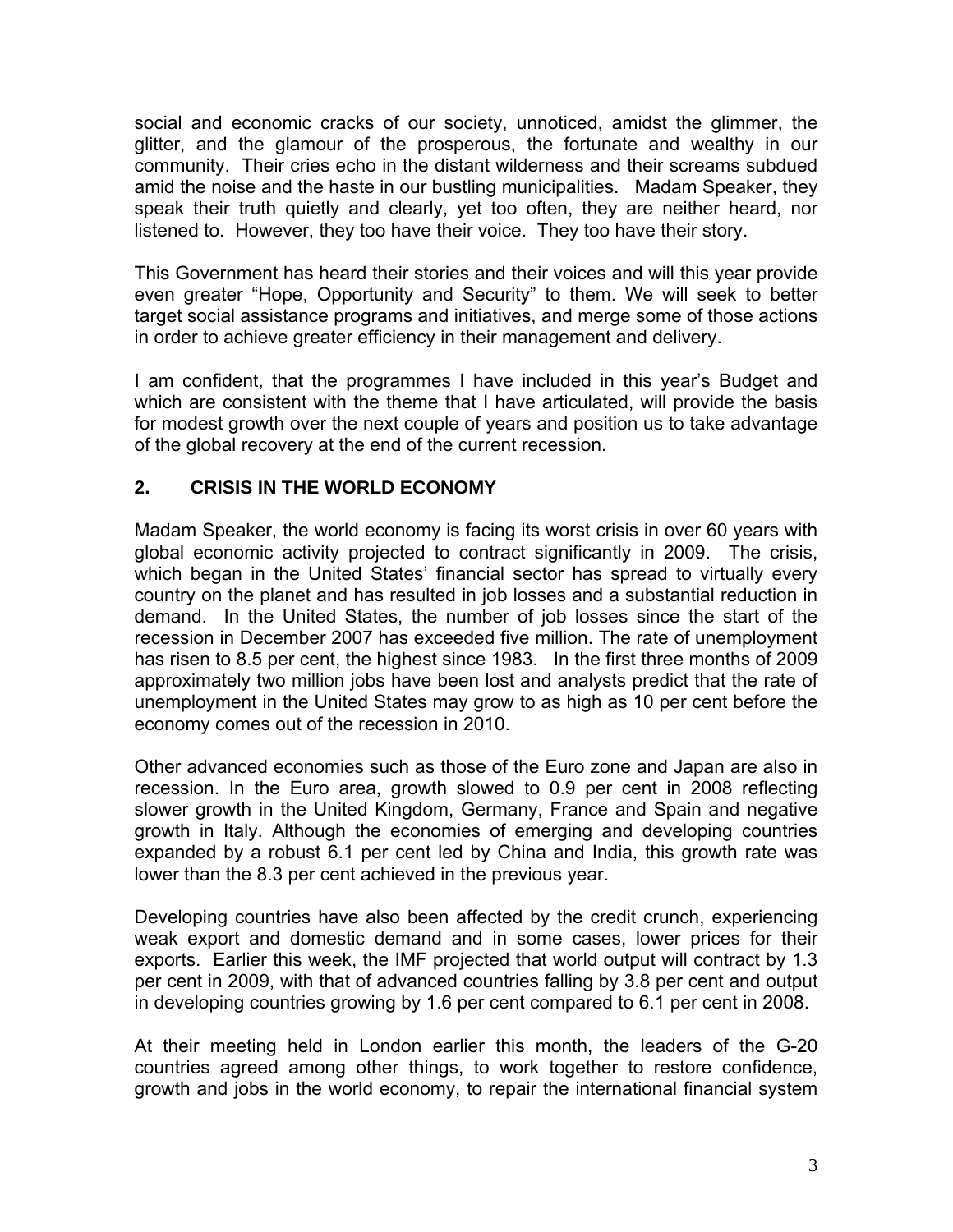social and economic cracks of our society, unnoticed, amidst the glimmer, the glitter, and the glamour of the prosperous, the fortunate and wealthy in our community. Their cries echo in the distant wilderness and their screams subdued amid the noise and the haste in our bustling municipalities. Madam Speaker, they speak their truth quietly and clearly, yet too often, they are neither heard, nor listened to. However, they too have their voice. They too have their story.

This Government has heard their stories and their voices and will this year provide even greater "Hope, Opportunity and Security" to them. We will seek to better target social assistance programs and initiatives, and merge some of those actions in order to achieve greater efficiency in their management and delivery.

I am confident, that the programmes I have included in this year's Budget and which are consistent with the theme that I have articulated, will provide the basis for modest growth over the next couple of years and position us to take advantage of the global recovery at the end of the current recession.

## 2. CRISIS IN THE WORLD ECONOMY

Madam Speaker, the world economy is facing its worst crisis in over 60 years with global economic activity projected to contract significantly in 2009. The crisis, which began in the United States' financial sector has spread to virtually every country on the planet and has resulted in job losses and a substantial reduction in demand. In the United States, the number of job losses since the start of the recession in December 2007 has exceeded five million. The rate of unemployment has risen to 8.5 per cent, the highest since 1983. In the first three months of 2009 approximately two million jobs have been lost and analysts predict that the rate of unemployment in the United States may grow to as high as 10 per cent before the economy comes out of the recession in 2010.

Other advanced economies such as those of the Euro zone and Japan are also in recession. In the Euro area, growth slowed to 0.9 per cent in 2008 reflecting slower growth in the United Kingdom, Germany, France and Spain and negative growth in Italy. Although the economies of emerging and developing countries expanded by a robust 6.1 per cent led by China and India, this growth rate was lower than the 8.3 per cent achieved in the previous year.

Developing countries have also been affected by the credit crunch, experiencing weak export and domestic demand and in some cases, lower prices for their exports. Earlier this week, the IMF projected that world output will contract by 1.3 per cent in 2009, with that of advanced countries falling by 3.8 per cent and output in developing countries growing by 1.6 per cent compared to 6.1 per cent in 2008.

At their meeting held in London earlier this month, the leaders of the G-20 countries agreed among other things, to work together to restore confidence, growth and jobs in the world economy, to repair the international financial system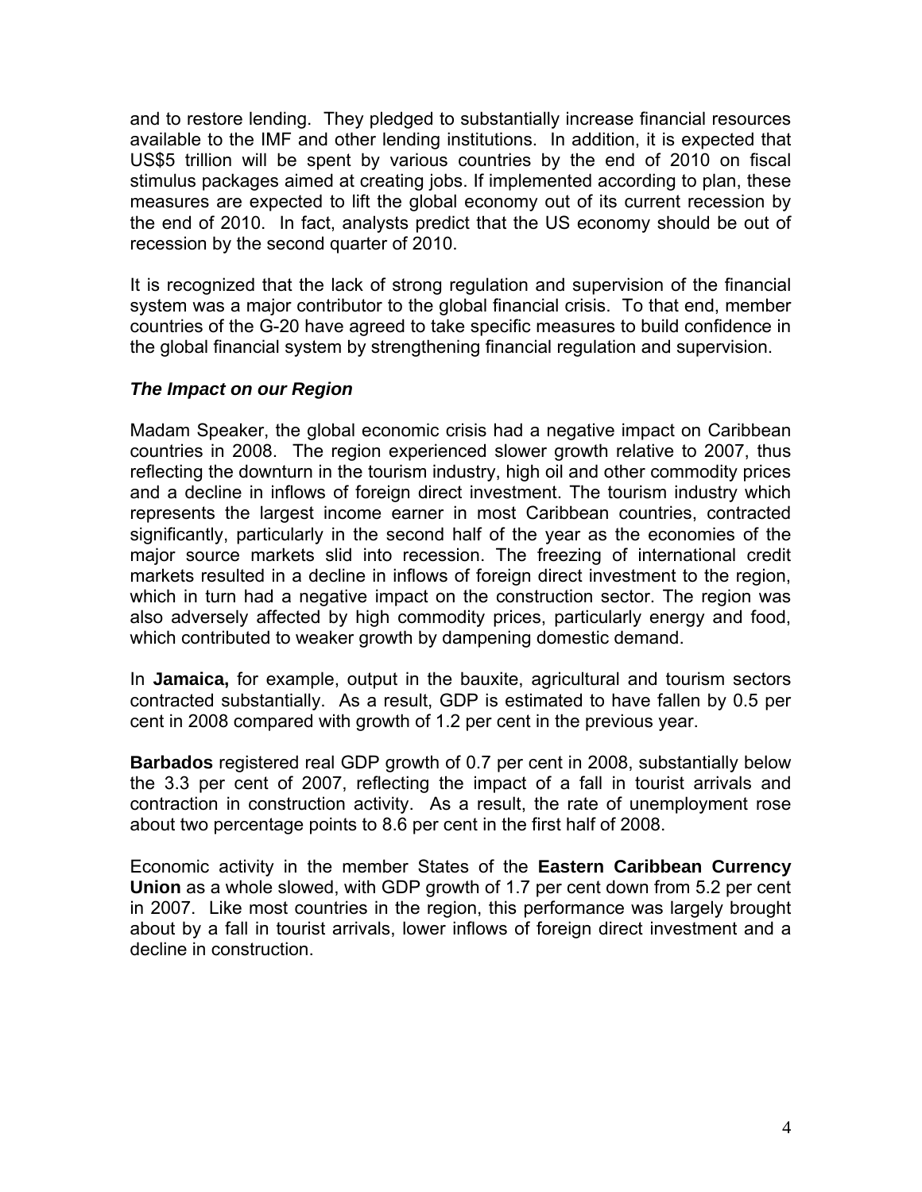and to restore lending. They pledged to substantially increase financial resources available to the IMF and other lending institutions. In addition, it is expected that US$5 trillion will be spent by various countries by the end of 2010 on fiscal stimulus packages aimed at creating jobs. If implemented according to plan, these measures are expected to lift the global economy out of its current recession by the end of 2010. In fact, analysts predict that the US economy should be out of recession by the second quarter of 2010.

It is recognized that the lack of strong regulation and supervision of the financial system was a major contributor to the global financial crisis. To that end, member countries of the G-20 have agreed to take specific measures to build confidence in the global financial system by strengthening financial regulation and supervision.

### *The Impact on our Region*

Madam Speaker, the global economic crisis had a negative impact on Caribbean countries in 2008. The region experienced slower growth relative to 2007, thus reflecting the downturn in the tourism industry, high oil and other commodity prices and a decline in inflows of foreign direct investment. The tourism industry which represents the largest income earner in most Caribbean countries, contracted significantly, particularly in the second half of the year as the economies of the major source markets slid into recession. The freezing of international credit markets resulted in a decline in inflows of foreign direct investment to the region, which in turn had a negative impact on the construction sector. The region was also adversely affected by high commodity prices, particularly energy and food, which contributed to weaker growth by dampening domestic demand.

In **Jamaica,** for example, output in the bauxite, agricultural and tourism sectors contracted substantially. As a result, GDP is estimated to have fallen by 0.5 per cent in 2008 compared with growth of 1.2 per cent in the previous year.

**Barbados** registered real GDP growth of 0.7 per cent in 2008, substantially below the 3.3 per cent of 2007, reflecting the impact of a fall in tourist arrivals and contraction in construction activity. As a result, the rate of unemployment rose about two percentage points to 8.6 per cent in the first half of 2008.

Economic activity in the member States of the **Eastern Caribbean Currency Union** as a whole slowed, with GDP growth of 1.7 per cent down from 5.2 per cent in 2007. Like most countries in the region, this performance was largely brought about by a fall in tourist arrivals, lower inflows of foreign direct investment and a decline in construction.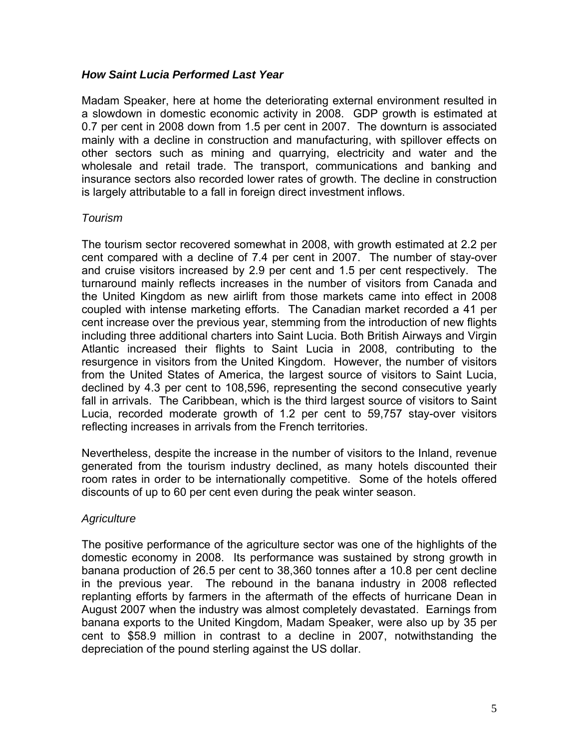### ***How Saint Lucia Performed Last Year***

Madam Speaker, here at home the deteriorating external environment resulted in a slowdown in domestic economic activity in 2008. GDP growth is estimated at 0.7 per cent in 2008 down from 1.5 per cent in 2007. The downturn is associated mainly with a decline in construction and manufacturing, with spillover effects on other sectors such as mining and quarrying, electricity and water and the wholesale and retail trade. The transport, communications and banking and insurance sectors also recorded lower rates of growth. The decline in construction is largely attributable to a fall in foreign direct investment inflows.

*Tourism*

The tourism sector recovered somewhat in 2008, with growth estimated at 2.2 per cent compared with a decline of 7.4 per cent in 2007. The number of stay-over and cruise visitors increased by 2.9 per cent and 1.5 per cent respectively. The turnaround mainly reflects increases in the number of visitors from Canada and the United Kingdom as new airlift from those markets came into effect in 2008 coupled with intense marketing efforts. The Canadian market recorded a 41 per cent increase over the previous year, stemming from the introduction of new flights including three additional charters into Saint Lucia. Both British Airways and Virgin Atlantic increased their flights to Saint Lucia in 2008, contributing to the resurgence in visitors from the United Kingdom. However, the number of visitors from the United States of America, the largest source of visitors to Saint Lucia, declined by 4.3 per cent to 108,596, representing the second consecutive yearly fall in arrivals. The Caribbean, which is the third largest source of visitors to Saint Lucia, recorded moderate growth of 1.2 per cent to 59,757 stay-over visitors reflecting increases in arrivals from the French territories.

Nevertheless, despite the increase in the number of visitors to the Inland, revenue generated from the tourism industry declined, as many hotels discounted their room rates in order to be internationally competitive. Some of the hotels offered discounts of up to 60 per cent even during the peak winter season.

*Agriculture*

The positive performance of the agriculture sector was one of the highlights of the domestic economy in 2008. Its performance was sustained by strong growth in banana production of 26.5 per cent to 38,360 tonnes after a 10.8 per cent decline in the previous year. The rebound in the banana industry in 2008 reflected replanting efforts by farmers in the aftermath of the effects of hurricane Dean in August 2007 when the industry was almost completely devastated. Earnings from banana exports to the United Kingdom, Madam Speaker, were also up by 35 per cent to $58.9 million in contrast to a decline in 2007, notwithstanding the depreciation of the pound sterling against the US dollar.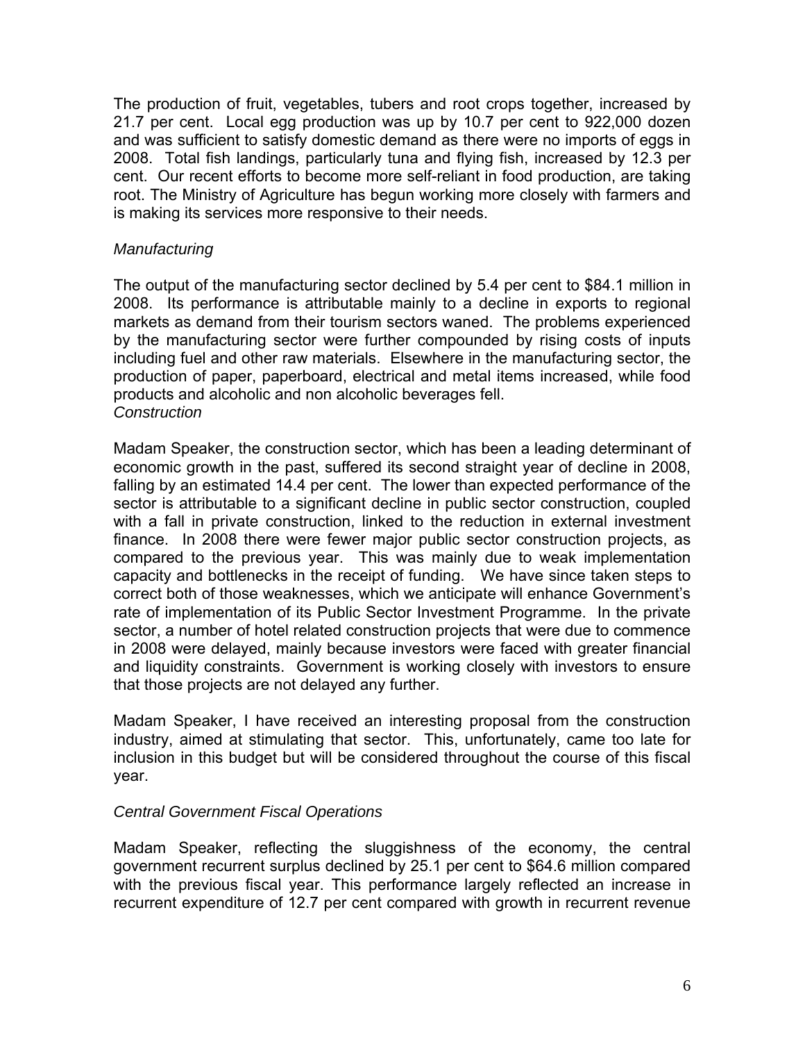The production of fruit, vegetables, tubers and root crops together, increased by 21.7 per cent. Local egg production was up by 10.7 per cent to 922,000 dozen and was sufficient to satisfy domestic demand as there were no imports of eggs in 2008. Total fish landings, particularly tuna and flying fish, increased by 12.3 per cent. Our recent efforts to become more self-reliant in food production, are taking root. The Ministry of Agriculture has begun working more closely with farmers and is making its services more responsive to their needs.

*Manufacturing*

The output of the manufacturing sector declined by 5.4 per cent to $84.1 million in 2008. Its performance is attributable mainly to a decline in exports to regional markets as demand from their tourism sectors waned. The problems experienced by the manufacturing sector were further compounded by rising costs of inputs including fuel and other raw materials. Elsewhere in the manufacturing sector, the production of paper, paperboard, electrical and metal items increased, while food products and alcoholic and non alcoholic beverages fell.

*Construction*

Madam Speaker, the construction sector, which has been a leading determinant of economic growth in the past, suffered its second straight year of decline in 2008, falling by an estimated 14.4 per cent. The lower than expected performance of the sector is attributable to a significant decline in public sector construction, coupled with a fall in private construction, linked to the reduction in external investment finance. In 2008 there were fewer major public sector construction projects, as compared to the previous year. This was mainly due to weak implementation capacity and bottlenecks in the receipt of funding. We have since taken steps to correct both of those weaknesses, which we anticipate will enhance Government's rate of implementation of its Public Sector Investment Programme. In the private sector, a number of hotel related construction projects that were due to commence in 2008 were delayed, mainly because investors were faced with greater financial and liquidity constraints. Government is working closely with investors to ensure that those projects are not delayed any further.

Madam Speaker, I have received an interesting proposal from the construction industry, aimed at stimulating that sector. This, unfortunately, came too late for inclusion in this budget but will be considered throughout the course of this fiscal year.

*Central Government Fiscal Operations*

Madam Speaker, reflecting the sluggishness of the economy, the central government recurrent surplus declined by 25.1 per cent to $64.6 million compared with the previous fiscal year. This performance largely reflected an increase in recurrent expenditure of 12.7 per cent compared with growth in recurrent revenue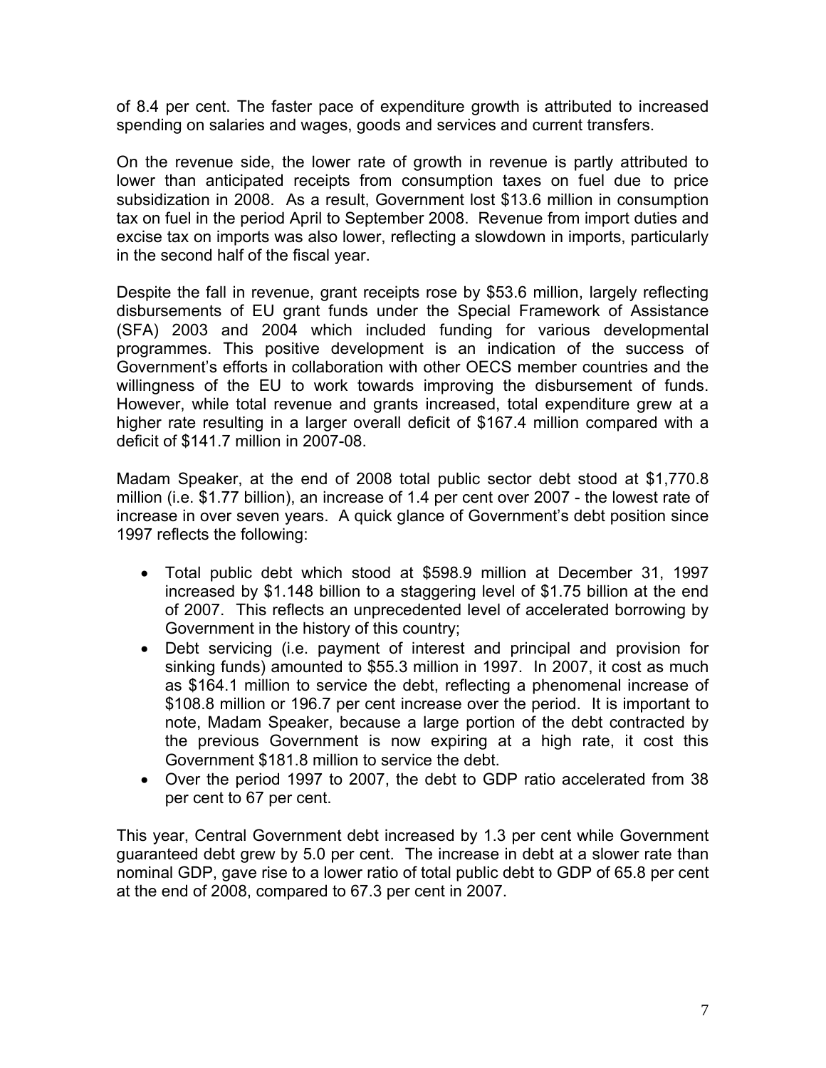of 8.4 per cent. The faster pace of expenditure growth is attributed to increased spending on salaries and wages, goods and services and current transfers.

On the revenue side, the lower rate of growth in revenue is partly attributed to lower than anticipated receipts from consumption taxes on fuel due to price subsidization in 2008. As a result, Government lost $13.6 million in consumption tax on fuel in the period April to September 2008. Revenue from import duties and excise tax on imports was also lower, reflecting a slowdown in imports, particularly in the second half of the fiscal year.

Despite the fall in revenue, grant receipts rose by $53.6 million, largely reflecting disbursements of EU grant funds under the Special Framework of Assistance (SFA) 2003 and 2004 which included funding for various developmental programmes. This positive development is an indication of the success of Government's efforts in collaboration with other OECS member countries and the willingness of the EU to work towards improving the disbursement of funds. However, while total revenue and grants increased, total expenditure grew at a higher rate resulting in a larger overall deficit of $167.4 million compared with a deficit of $141.7 million in 2007-08.

Madam Speaker, at the end of 2008 total public sector debt stood at $1,770.8 million (i.e. $1.77 billion), an increase of 1.4 per cent over 2007 - the lowest rate of increase in over seven years. A quick glance of Government's debt position since 1997 reflects the following:

- Total public debt which stood at $598.9 million at December 31, 1997 increased by $1.148 billion to a staggering level of $1.75 billion at the end of 2007. This reflects an unprecedented level of accelerated borrowing by Government in the history of this country;
- Debt servicing (i.e. payment of interest and principal and provision for sinking funds) amounted to $55.3 million in 1997. In 2007, it cost as much as $164.1 million to service the debt, reflecting a phenomenal increase of $108.8 million or 196.7 per cent increase over the period. It is important to note, Madam Speaker, because a large portion of the debt contracted by the previous Government is now expiring at a high rate, it cost this Government $181.8 million to service the debt.
- Over the period 1997 to 2007, the debt to GDP ratio accelerated from 38 per cent to 67 per cent.

This year, Central Government debt increased by 1.3 per cent while Government guaranteed debt grew by 5.0 per cent. The increase in debt at a slower rate than nominal GDP, gave rise to a lower ratio of total public debt to GDP of 65.8 per cent at the end of 2008, compared to 67.3 per cent in 2007.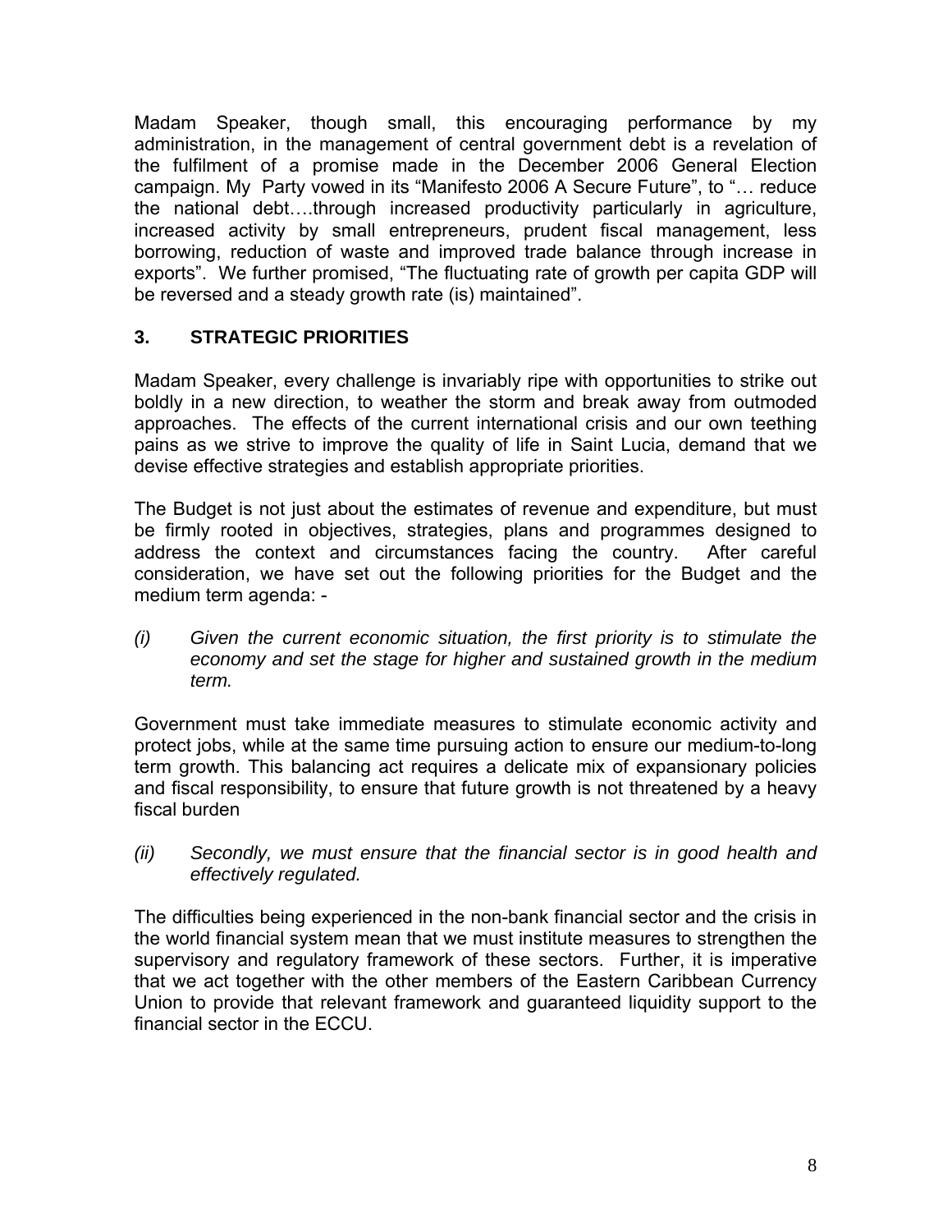Madam Speaker, though small, this encouraging performance by my administration, in the management of central government debt is a revelation of the fulfilment of a promise made in the December 2006 General Election campaign. My Party vowed in its "Manifesto 2006 A Secure Future", to "… reduce the national debt….through increased productivity particularly in agriculture, increased activity by small entrepreneurs, prudent fiscal management, less borrowing, reduction of waste and improved trade balance through increase in exports". We further promised, "The fluctuating rate of growth per capita GDP will be reversed and a steady growth rate (is) maintained".

## 3. STRATEGIC PRIORITIES

Madam Speaker, every challenge is invariably ripe with opportunities to strike out boldly in a new direction, to weather the storm and break away from outmoded approaches. The effects of the current international crisis and our own teething pains as we strive to improve the quality of life in Saint Lucia, demand that we devise effective strategies and establish appropriate priorities.

The Budget is not just about the estimates of revenue and expenditure, but must be firmly rooted in objectives, strategies, plans and programmes designed to address the context and circumstances facing the country. After careful consideration, we have set out the following priorities for the Budget and the medium term agenda: -

*(i) Given the current economic situation, the first priority is to stimulate the economy and set the stage for higher and sustained growth in the medium term.*

Government must take immediate measures to stimulate economic activity and protect jobs, while at the same time pursuing action to ensure our medium-to-long term growth. This balancing act requires a delicate mix of expansionary policies and fiscal responsibility, to ensure that future growth is not threatened by a heavy fiscal burden

*(ii) Secondly, we must ensure that the financial sector is in good health and effectively regulated.*

The difficulties being experienced in the non-bank financial sector and the crisis in the world financial system mean that we must institute measures to strengthen the supervisory and regulatory framework of these sectors. Further, it is imperative that we act together with the other members of the Eastern Caribbean Currency Union to provide that relevant framework and guaranteed liquidity support to the financial sector in the ECCU.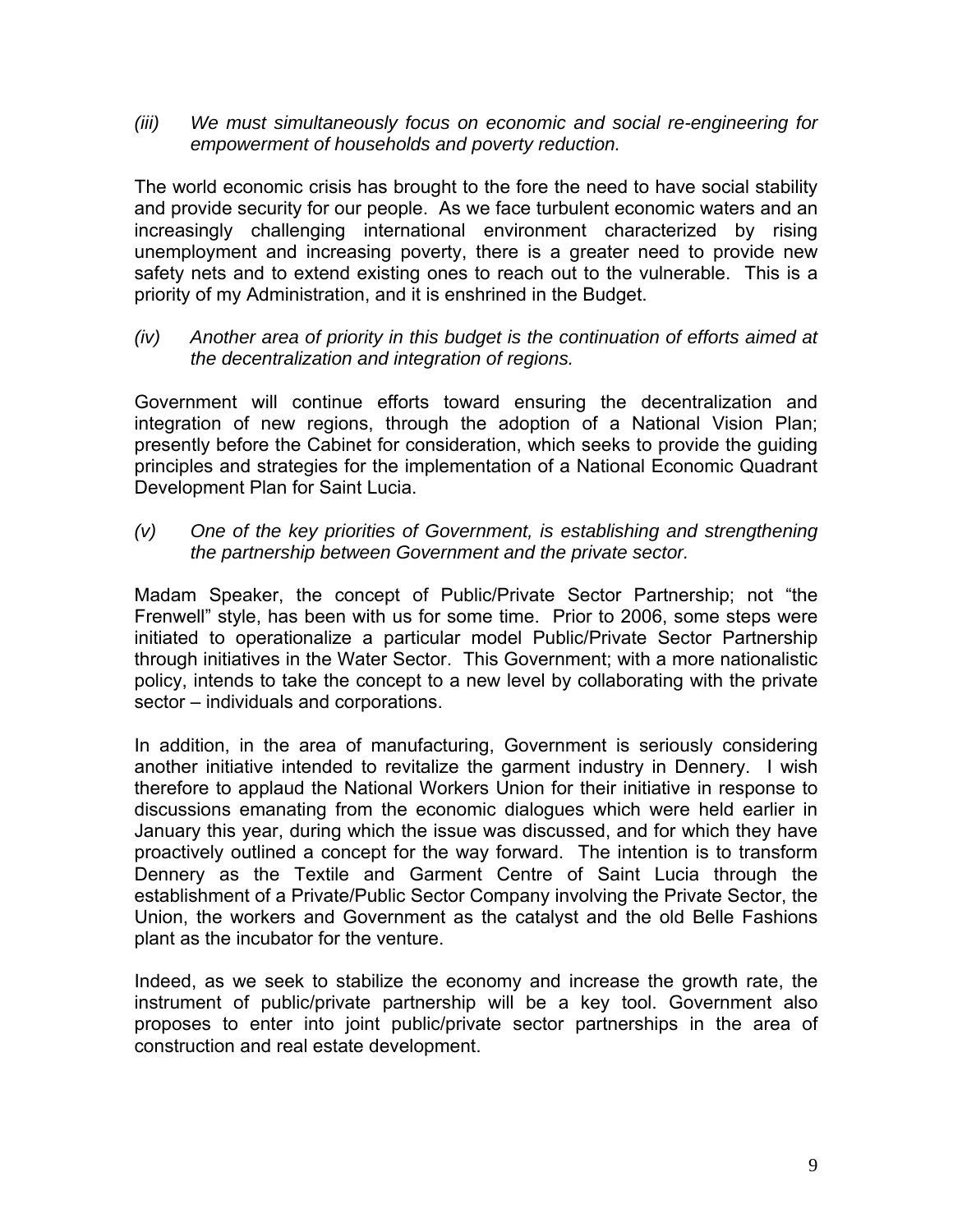*(iii) We must simultaneously focus on economic and social re-engineering for empowerment of households and poverty reduction.*

The world economic crisis has brought to the fore the need to have social stability and provide security for our people. As we face turbulent economic waters and an increasingly challenging international environment characterized by rising unemployment and increasing poverty, there is a greater need to provide new safety nets and to extend existing ones to reach out to the vulnerable. This is a priority of my Administration, and it is enshrined in the Budget.

*(iv) Another area of priority in this budget is the continuation of efforts aimed at the decentralization and integration of regions.*

Government will continue efforts toward ensuring the decentralization and integration of new regions, through the adoption of a National Vision Plan; presently before the Cabinet for consideration, which seeks to provide the guiding principles and strategies for the implementation of a National Economic Quadrant Development Plan for Saint Lucia.

*(v) One of the key priorities of Government, is establishing and strengthening the partnership between Government and the private sector.*

Madam Speaker, the concept of Public/Private Sector Partnership; not "the Frenwell" style, has been with us for some time. Prior to 2006, some steps were initiated to operationalize a particular model Public/Private Sector Partnership through initiatives in the Water Sector. This Government; with a more nationalistic policy, intends to take the concept to a new level by collaborating with the private sector – individuals and corporations.

In addition, in the area of manufacturing, Government is seriously considering another initiative intended to revitalize the garment industry in Dennery. I wish therefore to applaud the National Workers Union for their initiative in response to discussions emanating from the economic dialogues which were held earlier in January this year, during which the issue was discussed, and for which they have proactively outlined a concept for the way forward. The intention is to transform Dennery as the Textile and Garment Centre of Saint Lucia through the establishment of a Private/Public Sector Company involving the Private Sector, the Union, the workers and Government as the catalyst and the old Belle Fashions plant as the incubator for the venture.

Indeed, as we seek to stabilize the economy and increase the growth rate, the instrument of public/private partnership will be a key tool. Government also proposes to enter into joint public/private sector partnerships in the area of construction and real estate development.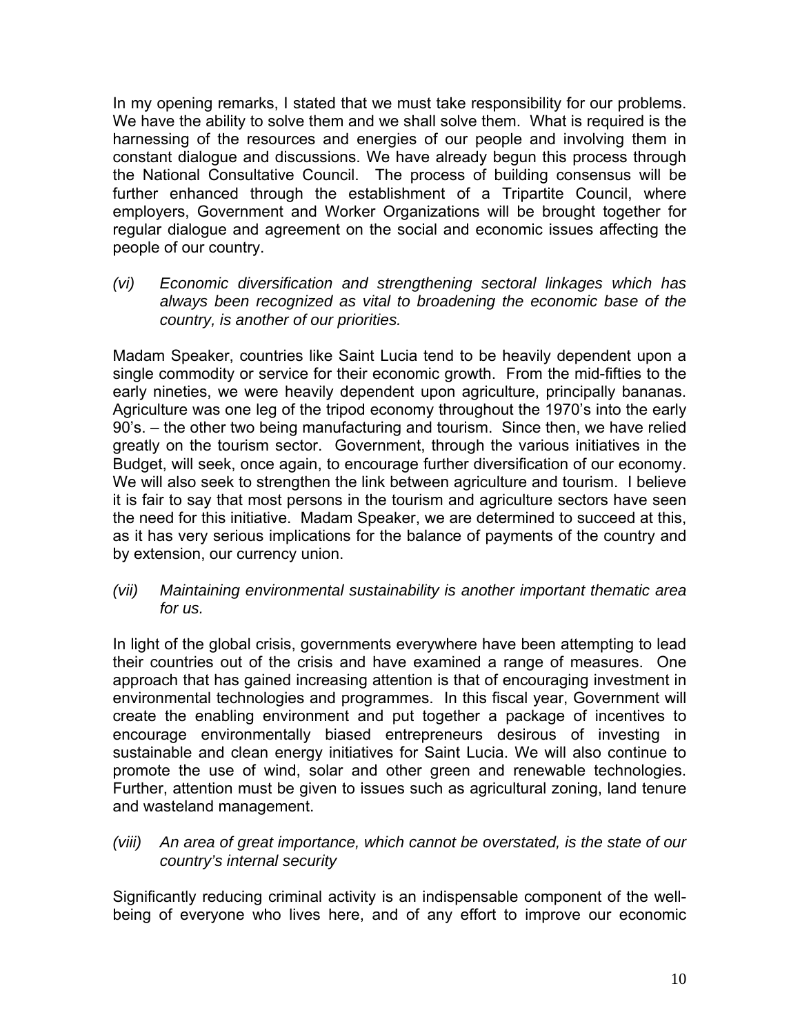In my opening remarks, I stated that we must take responsibility for our problems. We have the ability to solve them and we shall solve them. What is required is the harnessing of the resources and energies of our people and involving them in constant dialogue and discussions. We have already begun this process through the National Consultative Council. The process of building consensus will be further enhanced through the establishment of a Tripartite Council, where employers, Government and Worker Organizations will be brought together for regular dialogue and agreement on the social and economic issues affecting the people of our country.

*(vi) Economic diversification and strengthening sectoral linkages which has always been recognized as vital to broadening the economic base of the country, is another of our priorities.*

Madam Speaker, countries like Saint Lucia tend to be heavily dependent upon a single commodity or service for their economic growth. From the mid-fifties to the early nineties, we were heavily dependent upon agriculture, principally bananas. Agriculture was one leg of the tripod economy throughout the 1970's into the early 90's. – the other two being manufacturing and tourism. Since then, we have relied greatly on the tourism sector. Government, through the various initiatives in the Budget, will seek, once again, to encourage further diversification of our economy. We will also seek to strengthen the link between agriculture and tourism. I believe it is fair to say that most persons in the tourism and agriculture sectors have seen the need for this initiative. Madam Speaker, we are determined to succeed at this, as it has very serious implications for the balance of payments of the country and by extension, our currency union.

*(vii) Maintaining environmental sustainability is another important thematic area for us.*

In light of the global crisis, governments everywhere have been attempting to lead their countries out of the crisis and have examined a range of measures. One approach that has gained increasing attention is that of encouraging investment in environmental technologies and programmes. In this fiscal year, Government will create the enabling environment and put together a package of incentives to encourage environmentally biased entrepreneurs desirous of investing in sustainable and clean energy initiatives for Saint Lucia. We will also continue to promote the use of wind, solar and other green and renewable technologies. Further, attention must be given to issues such as agricultural zoning, land tenure and wasteland management.

*(viii) An area of great importance, which cannot be overstated, is the state of our country's internal security*

Significantly reducing criminal activity is an indispensable component of the well-being of everyone who lives here, and of any effort to improve our economic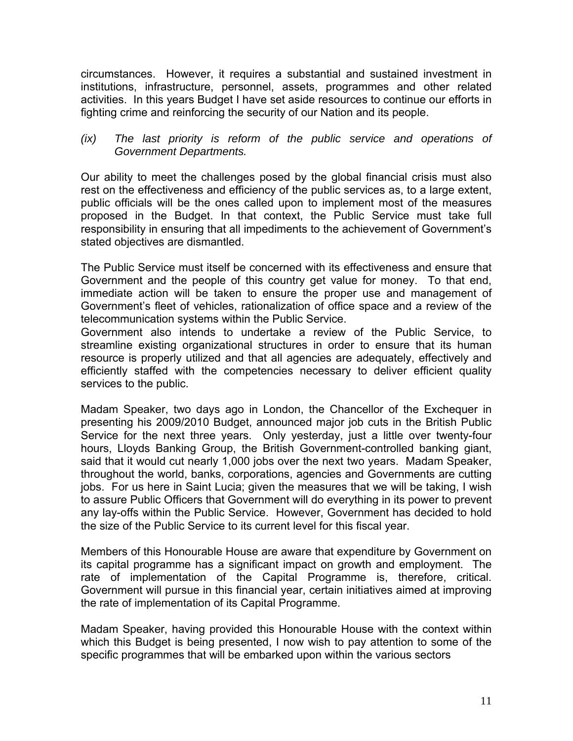circumstances. However, it requires a substantial and sustained investment in institutions, infrastructure, personnel, assets, programmes and other related activities. In this years Budget I have set aside resources to continue our efforts in fighting crime and reinforcing the security of our Nation and its people.

*(ix) The last priority is reform of the public service and operations of Government Departments.*

Our ability to meet the challenges posed by the global financial crisis must also rest on the effectiveness and efficiency of the public services as, to a large extent, public officials will be the ones called upon to implement most of the measures proposed in the Budget. In that context, the Public Service must take full responsibility in ensuring that all impediments to the achievement of Government's stated objectives are dismantled.

The Public Service must itself be concerned with its effectiveness and ensure that Government and the people of this country get value for money. To that end, immediate action will be taken to ensure the proper use and management of Government's fleet of vehicles, rationalization of office space and a review of the telecommunication systems within the Public Service.

Government also intends to undertake a review of the Public Service, to streamline existing organizational structures in order to ensure that its human resource is properly utilized and that all agencies are adequately, effectively and efficiently staffed with the competencies necessary to deliver efficient quality services to the public.

Madam Speaker, two days ago in London, the Chancellor of the Exchequer in presenting his 2009/2010 Budget, announced major job cuts in the British Public Service for the next three years. Only yesterday, just a little over twenty-four hours, Lloyds Banking Group, the British Government-controlled banking giant, said that it would cut nearly 1,000 jobs over the next two years. Madam Speaker, throughout the world, banks, corporations, agencies and Governments are cutting jobs. For us here in Saint Lucia; given the measures that we will be taking, I wish to assure Public Officers that Government will do everything in its power to prevent any lay-offs within the Public Service. However, Government has decided to hold the size of the Public Service to its current level for this fiscal year.

Members of this Honourable House are aware that expenditure by Government on its capital programme has a significant impact on growth and employment. The rate of implementation of the Capital Programme is, therefore, critical. Government will pursue in this financial year, certain initiatives aimed at improving the rate of implementation of its Capital Programme.

Madam Speaker, having provided this Honourable House with the context within which this Budget is being presented, I now wish to pay attention to some of the specific programmes that will be embarked upon within the various sectors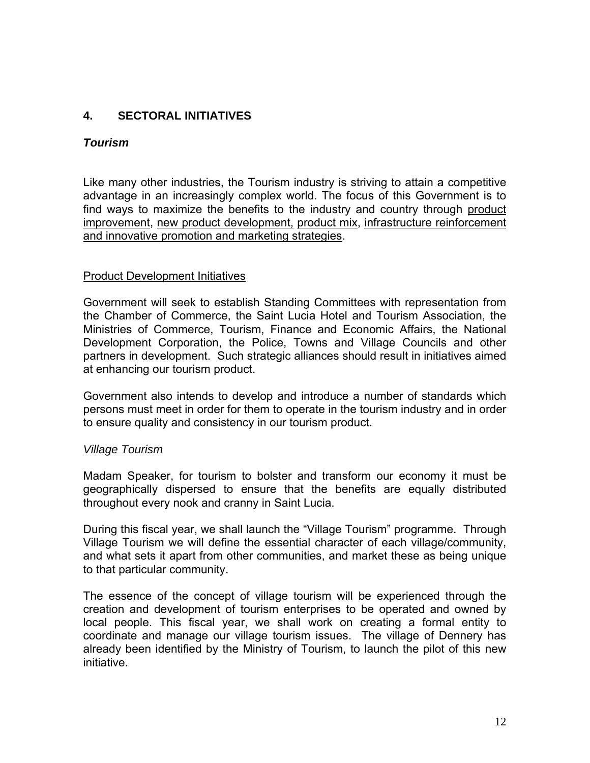## 4. SECTORAL INITIATIVES

### *Tourism*

Like many other industries, the Tourism industry is striving to attain a competitive advantage in an increasingly complex world. The focus of this Government is to find ways to maximize the benefits to the industry and country through product improvement, new product development, product mix, infrastructure reinforcement and innovative promotion and marketing strategies.

Product Development Initiatives

Government will seek to establish Standing Committees with representation from the Chamber of Commerce, the Saint Lucia Hotel and Tourism Association, the Ministries of Commerce, Tourism, Finance and Economic Affairs, the National Development Corporation, the Police, Towns and Village Councils and other partners in development. Such strategic alliances should result in initiatives aimed at enhancing our tourism product.

Government also intends to develop and introduce a number of standards which persons must meet in order for them to operate in the tourism industry and in order to ensure quality and consistency in our tourism product.

*Village Tourism*

Madam Speaker, for tourism to bolster and transform our economy it must be geographically dispersed to ensure that the benefits are equally distributed throughout every nook and cranny in Saint Lucia.

During this fiscal year, we shall launch the "Village Tourism" programme. Through Village Tourism we will define the essential character of each village/community, and what sets it apart from other communities, and market these as being unique to that particular community.

The essence of the concept of village tourism will be experienced through the creation and development of tourism enterprises to be operated and owned by local people. This fiscal year, we shall work on creating a formal entity to coordinate and manage our village tourism issues. The village of Dennery has already been identified by the Ministry of Tourism, to launch the pilot of this new initiative.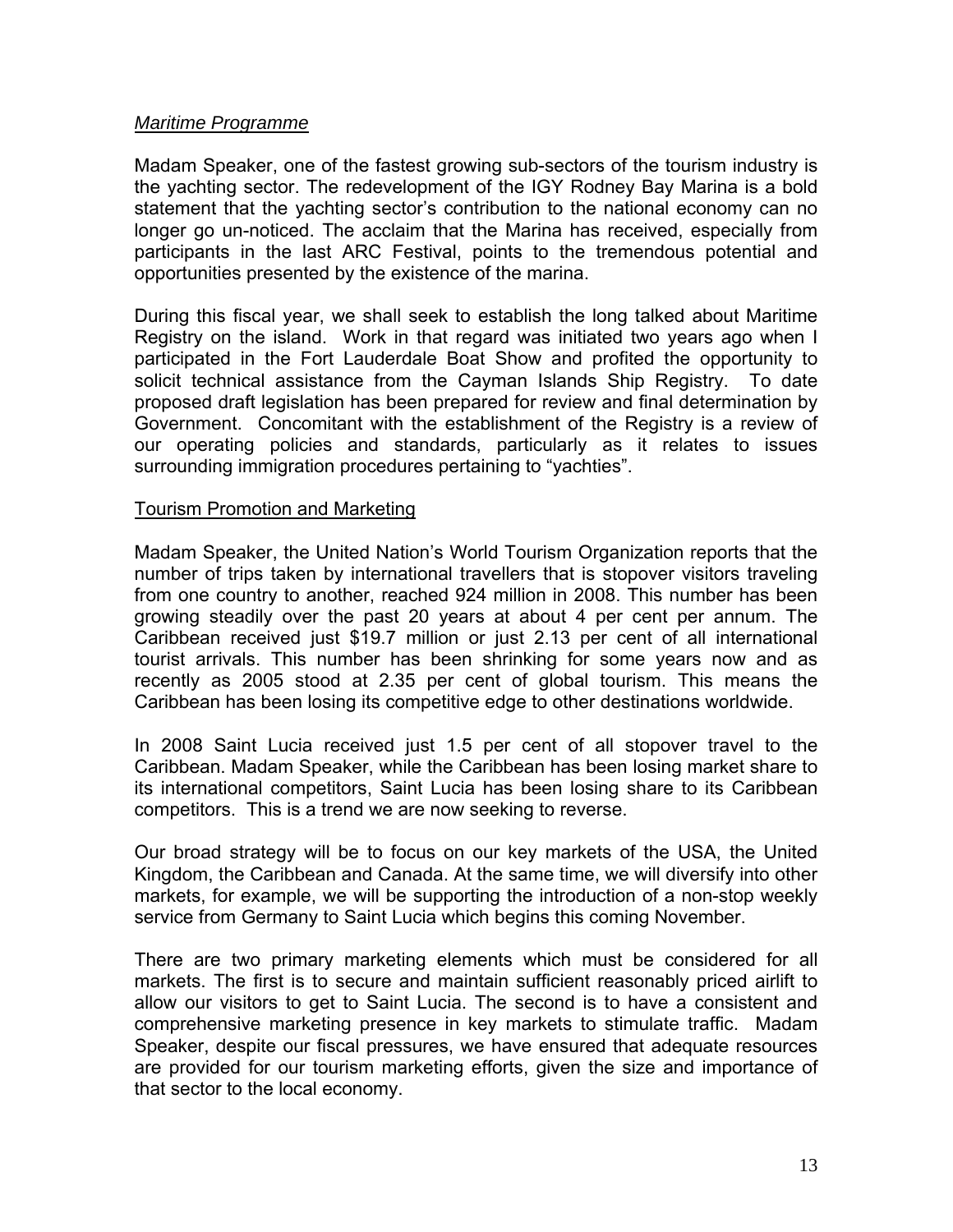*<u>Maritime Programme</u>*

Madam Speaker, one of the fastest growing sub-sectors of the tourism industry is the yachting sector. The redevelopment of the IGY Rodney Bay Marina is a bold statement that the yachting sector's contribution to the national economy can no longer go un-noticed. The acclaim that the Marina has received, especially from participants in the last ARC Festival, points to the tremendous potential and opportunities presented by the existence of the marina.

During this fiscal year, we shall seek to establish the long talked about Maritime Registry on the island. Work in that regard was initiated two years ago when I participated in the Fort Lauderdale Boat Show and profited the opportunity to solicit technical assistance from the Cayman Islands Ship Registry. To date proposed draft legislation has been prepared for review and final determination by Government. Concomitant with the establishment of the Registry is a review of our operating policies and standards, particularly as it relates to issues surrounding immigration procedures pertaining to "yachties".

<u>Tourism Promotion and Marketing</u>

Madam Speaker, the United Nation's World Tourism Organization reports that the number of trips taken by international travellers that is stopover visitors traveling from one country to another, reached 924 million in 2008. This number has been growing steadily over the past 20 years at about 4 per cent per annum. The Caribbean received just $19.7 million or just 2.13 per cent of all international tourist arrivals. This number has been shrinking for some years now and as recently as 2005 stood at 2.35 per cent of global tourism. This means the Caribbean has been losing its competitive edge to other destinations worldwide.

In 2008 Saint Lucia received just 1.5 per cent of all stopover travel to the Caribbean. Madam Speaker, while the Caribbean has been losing market share to its international competitors, Saint Lucia has been losing share to its Caribbean competitors. This is a trend we are now seeking to reverse.

Our broad strategy will be to focus on our key markets of the USA, the United Kingdom, the Caribbean and Canada. At the same time, we will diversify into other markets, for example, we will be supporting the introduction of a non-stop weekly service from Germany to Saint Lucia which begins this coming November.

There are two primary marketing elements which must be considered for all markets. The first is to secure and maintain sufficient reasonably priced airlift to allow our visitors to get to Saint Lucia. The second is to have a consistent and comprehensive marketing presence in key markets to stimulate traffic. Madam Speaker, despite our fiscal pressures, we have ensured that adequate resources are provided for our tourism marketing efforts, given the size and importance of that sector to the local economy.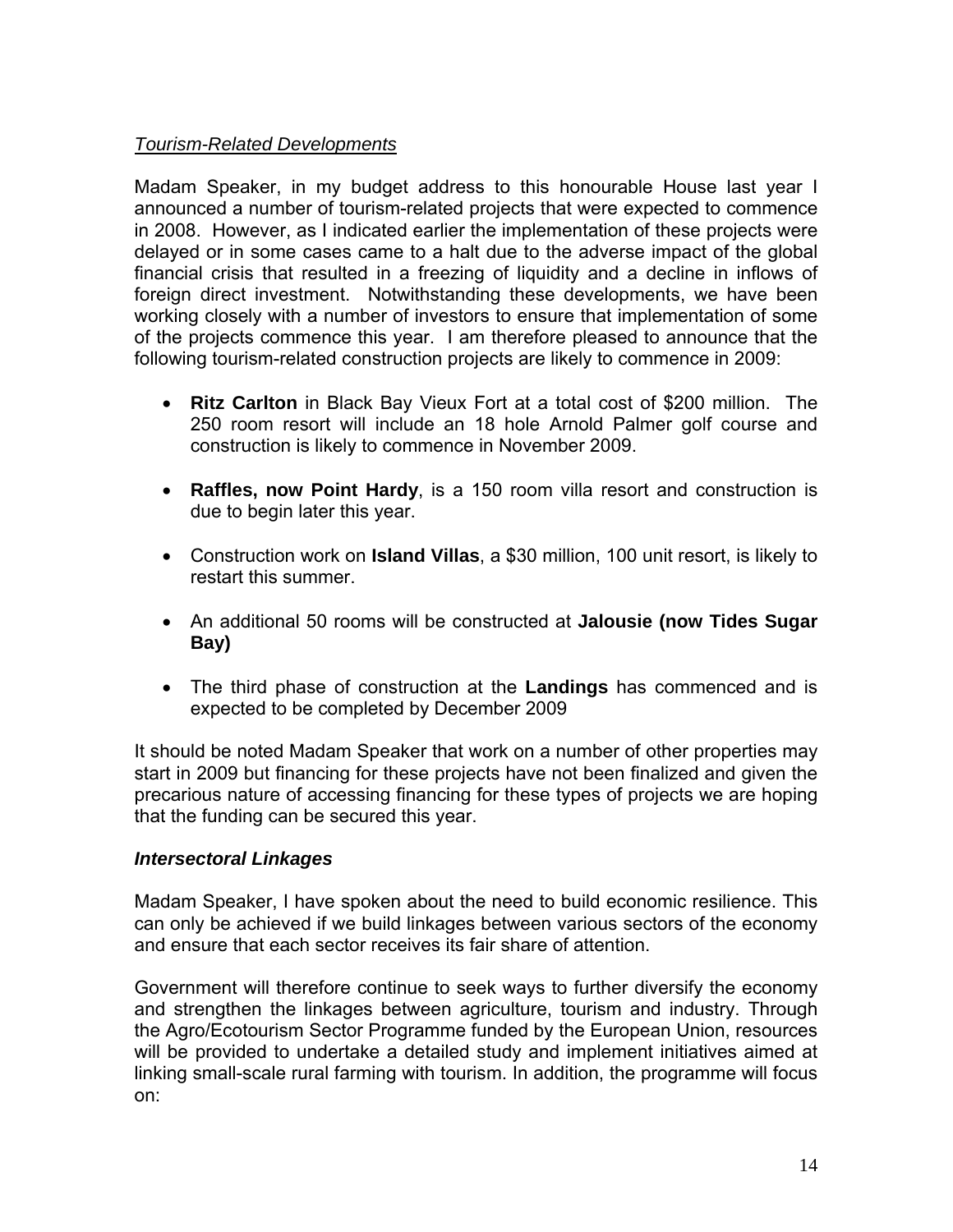*Tourism-Related Developments*

Madam Speaker, in my budget address to this honourable House last year I announced a number of tourism-related projects that were expected to commence in 2008. However, as I indicated earlier the implementation of these projects were delayed or in some cases came to a halt due to the adverse impact of the global financial crisis that resulted in a freezing of liquidity and a decline in inflows of foreign direct investment. Notwithstanding these developments, we have been working closely with a number of investors to ensure that implementation of some of the projects commence this year. I am therefore pleased to announce that the following tourism-related construction projects are likely to commence in 2009:

- **Ritz Carlton** in Black Bay Vieux Fort at a total cost of $200 million. The 250 room resort will include an 18 hole Arnold Palmer golf course and construction is likely to commence in November 2009.
- **Raffles, now Point Hardy**, is a 150 room villa resort and construction is due to begin later this year.
- Construction work on **Island Villas**, a $30 million, 100 unit resort, is likely to restart this summer.
- An additional 50 rooms will be constructed at **Jalousie (now Tides Sugar Bay)**
- The third phase of construction at the **Landings** has commenced and is expected to be completed by December 2009

It should be noted Madam Speaker that work on a number of other properties may start in 2009 but financing for these projects have not been finalized and given the precarious nature of accessing financing for these types of projects we are hoping that the funding can be secured this year.

***Intersectoral Linkages***

Madam Speaker, I have spoken about the need to build economic resilience. This can only be achieved if we build linkages between various sectors of the economy and ensure that each sector receives its fair share of attention.

Government will therefore continue to seek ways to further diversify the economy and strengthen the linkages between agriculture, tourism and industry. Through the Agro/Ecotourism Sector Programme funded by the European Union, resources will be provided to undertake a detailed study and implement initiatives aimed at linking small-scale rural farming with tourism. In addition, the programme will focus on: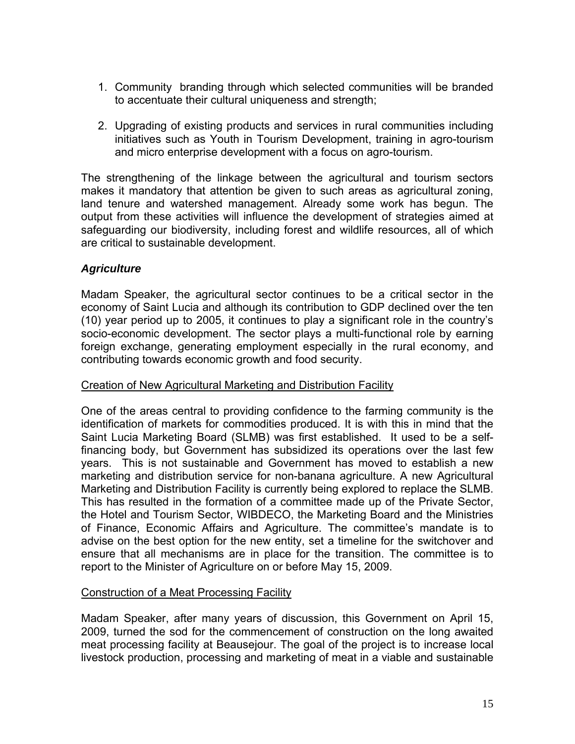1. Community  branding through which selected communities will be branded to accentuate their cultural uniqueness and strength;

2. Upgrading of existing products and services in rural communities including initiatives such as Youth in Tourism Development, training in agro-tourism and micro enterprise development with a focus on agro-tourism.

The strengthening of the linkage between the agricultural and tourism sectors makes it mandatory that attention be given to such areas as agricultural zoning, land tenure and watershed management. Already some work has begun. The output from these activities will influence the development of strategies aimed at safeguarding our biodiversity, including forest and wildlife resources, all of which are critical to sustainable development.

### *Agriculture*

Madam Speaker, the agricultural sector continues to be a critical sector in the economy of Saint Lucia and although its contribution to GDP declined over the ten (10) year period up to 2005, it continues to play a significant role in the country's socio-economic development. The sector plays a multi-functional role by earning foreign exchange, generating employment especially in the rural economy, and contributing towards economic growth and food security.

<u>Creation of New Agricultural Marketing and Distribution Facility</u>

One of the areas central to providing confidence to the farming community is the identification of markets for commodities produced. It is with this in mind that the Saint Lucia Marketing Board (SLMB) was first established.  It used to be a self-financing body, but Government has subsidized its operations over the last few years.  This is not sustainable and Government has moved to establish a new marketing and distribution service for non-banana agriculture. A new Agricultural Marketing and Distribution Facility is currently being explored to replace the SLMB. This has resulted in the formation of a committee made up of the Private Sector, the Hotel and Tourism Sector, WIBDECO, the Marketing Board and the Ministries of Finance, Economic Affairs and Agriculture. The committee's mandate is to advise on the best option for the new entity, set a timeline for the switchover and ensure that all mechanisms are in place for the transition. The committee is to report to the Minister of Agriculture on or before May 15, 2009.

<u>Construction of a Meat Processing Facility</u>

Madam Speaker, after many years of discussion, this Government on April 15, 2009, turned the sod for the commencement of construction on the long awaited meat processing facility at Beausejour. The goal of the project is to increase local livestock production, processing and marketing of meat in a viable and sustainable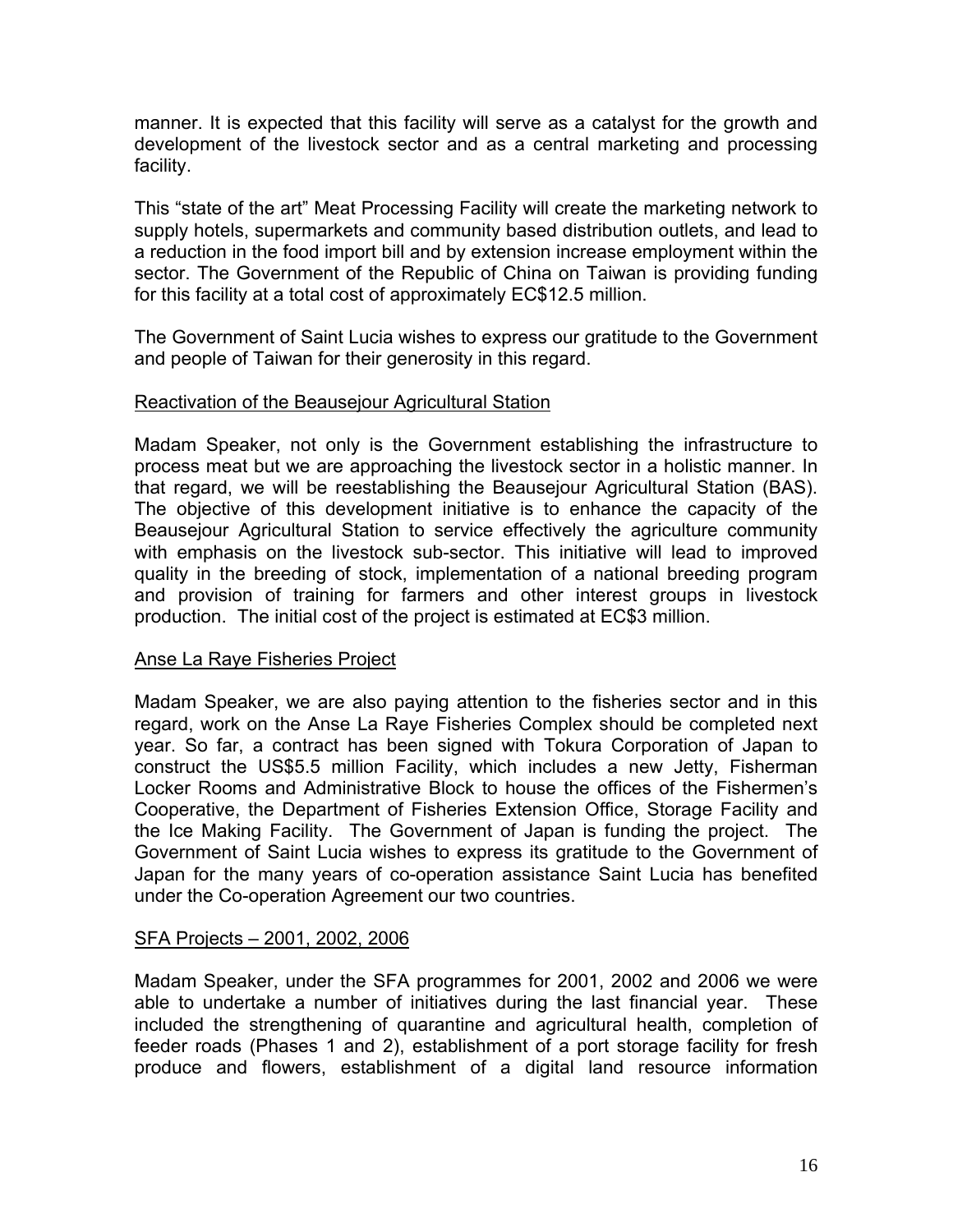manner. It is expected that this facility will serve as a catalyst for the growth and development of the livestock sector and as a central marketing and processing facility.

This "state of the art" Meat Processing Facility will create the marketing network to supply hotels, supermarkets and community based distribution outlets, and lead to a reduction in the food import bill and by extension increase employment within the sector. The Government of the Republic of China on Taiwan is providing funding for this facility at a total cost of approximately EC$12.5 million.

The Government of Saint Lucia wishes to express our gratitude to the Government and people of Taiwan for their generosity in this regard.

Reactivation of the Beausejour Agricultural Station

Madam Speaker, not only is the Government establishing the infrastructure to process meat but we are approaching the livestock sector in a holistic manner. In that regard, we will be reestablishing the Beausejour Agricultural Station (BAS). The objective of this development initiative is to enhance the capacity of the Beausejour Agricultural Station to service effectively the agriculture community with emphasis on the livestock sub-sector. This initiative will lead to improved quality in the breeding of stock, implementation of a national breeding program and provision of training for farmers and other interest groups in livestock production. The initial cost of the project is estimated at EC$3 million.

Anse La Raye Fisheries Project

Madam Speaker, we are also paying attention to the fisheries sector and in this regard, work on the Anse La Raye Fisheries Complex should be completed next year. So far, a contract has been signed with Tokura Corporation of Japan to construct the US$5.5 million Facility, which includes a new Jetty, Fisherman Locker Rooms and Administrative Block to house the offices of the Fishermen's Cooperative, the Department of Fisheries Extension Office, Storage Facility and the Ice Making Facility. The Government of Japan is funding the project. The Government of Saint Lucia wishes to express its gratitude to the Government of Japan for the many years of co-operation assistance Saint Lucia has benefited under the Co-operation Agreement our two countries.

SFA Projects – 2001, 2002, 2006

Madam Speaker, under the SFA programmes for 2001, 2002 and 2006 we were able to undertake a number of initiatives during the last financial year. These included the strengthening of quarantine and agricultural health, completion of feeder roads (Phases 1 and 2), establishment of a port storage facility for fresh produce and flowers, establishment of a digital land resource information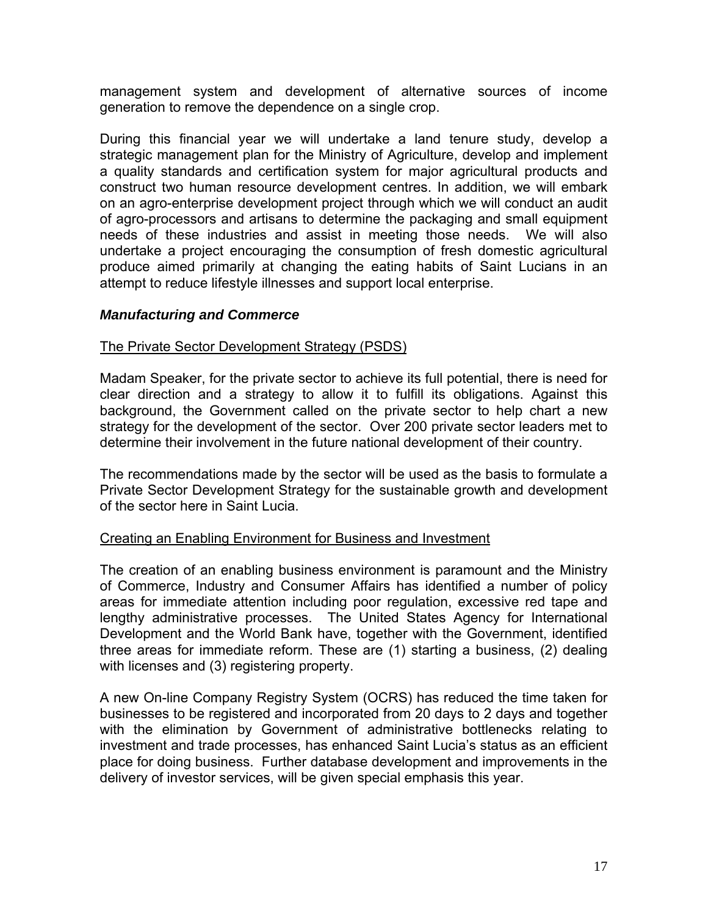management system and development of alternative sources of income generation to remove the dependence on a single crop.

During this financial year we will undertake a land tenure study, develop a strategic management plan for the Ministry of Agriculture, develop and implement a quality standards and certification system for major agricultural products and construct two human resource development centres. In addition, we will embark on an agro-enterprise development project through which we will conduct an audit of agro-processors and artisans to determine the packaging and small equipment needs of these industries and assist in meeting those needs. We will also undertake a project encouraging the consumption of fresh domestic agricultural produce aimed primarily at changing the eating habits of Saint Lucians in an attempt to reduce lifestyle illnesses and support local enterprise.

### ***Manufacturing and Commerce***

<u>The Private Sector Development Strategy (PSDS)</u>

Madam Speaker, for the private sector to achieve its full potential, there is need for clear direction and a strategy to allow it to fulfill its obligations. Against this background, the Government called on the private sector to help chart a new strategy for the development of the sector. Over 200 private sector leaders met to determine their involvement in the future national development of their country.

The recommendations made by the sector will be used as the basis to formulate a Private Sector Development Strategy for the sustainable growth and development of the sector here in Saint Lucia.

<u>Creating an Enabling Environment for Business and Investment</u>

The creation of an enabling business environment is paramount and the Ministry of Commerce, Industry and Consumer Affairs has identified a number of policy areas for immediate attention including poor regulation, excessive red tape and lengthy administrative processes. The United States Agency for International Development and the World Bank have, together with the Government, identified three areas for immediate reform. These are (1) starting a business, (2) dealing with licenses and (3) registering property.

A new On-line Company Registry System (OCRS) has reduced the time taken for businesses to be registered and incorporated from 20 days to 2 days and together with the elimination by Government of administrative bottlenecks relating to investment and trade processes, has enhanced Saint Lucia's status as an efficient place for doing business. Further database development and improvements in the delivery of investor services, will be given special emphasis this year.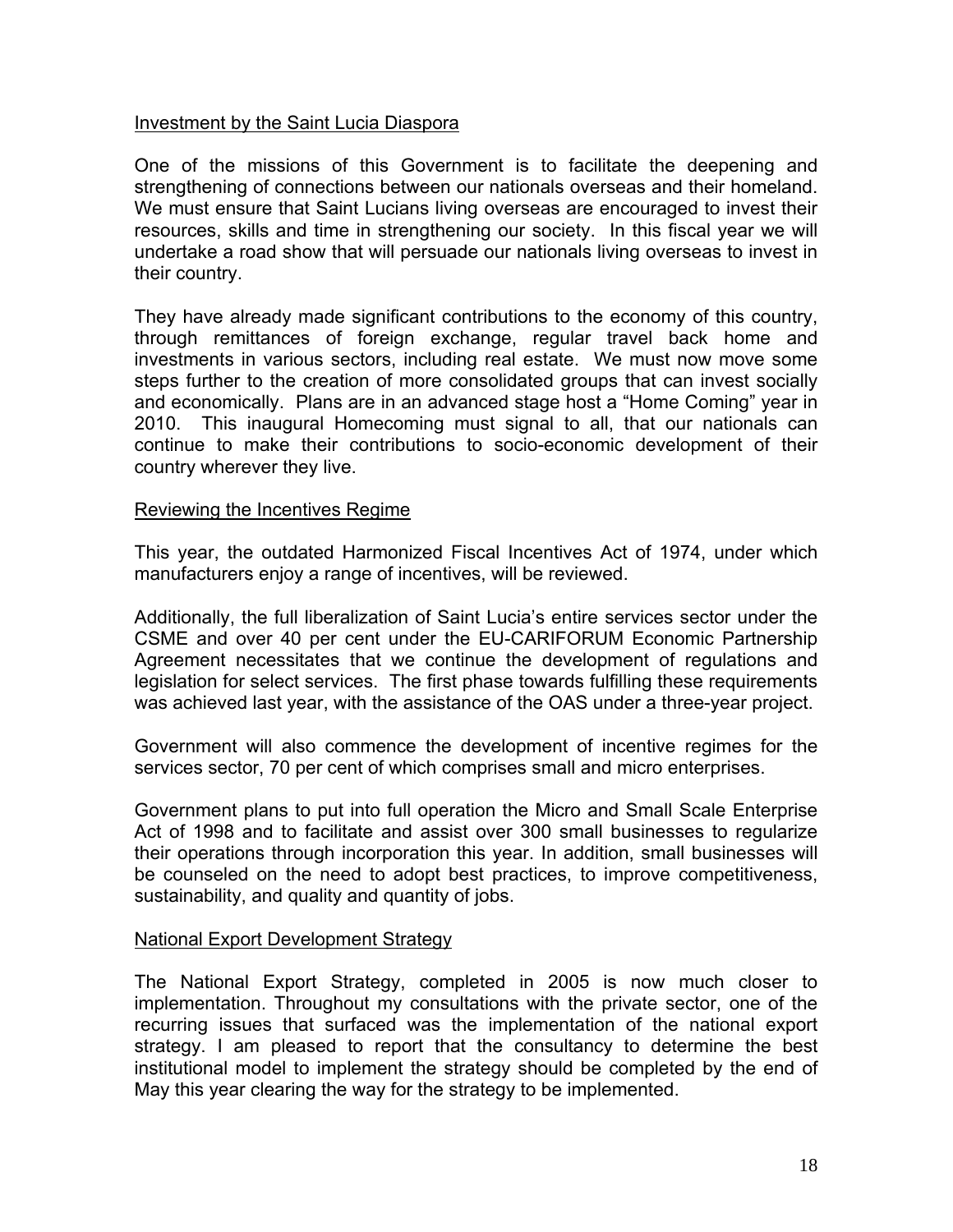## Investment by the Saint Lucia Diaspora

One of the missions of this Government is to facilitate the deepening and strengthening of connections between our nationals overseas and their homeland. We must ensure that Saint Lucians living overseas are encouraged to invest their resources, skills and time in strengthening our society. In this fiscal year we will undertake a road show that will persuade our nationals living overseas to invest in their country.

They have already made significant contributions to the economy of this country, through remittances of foreign exchange, regular travel back home and investments in various sectors, including real estate. We must now move some steps further to the creation of more consolidated groups that can invest socially and economically. Plans are in an advanced stage host a "Home Coming" year in 2010. This inaugural Homecoming must signal to all, that our nationals can continue to make their contributions to socio-economic development of their country wherever they live.

## Reviewing the Incentives Regime

This year, the outdated Harmonized Fiscal Incentives Act of 1974, under which manufacturers enjoy a range of incentives, will be reviewed.

Additionally, the full liberalization of Saint Lucia's entire services sector under the CSME and over 40 per cent under the EU-CARIFORUM Economic Partnership Agreement necessitates that we continue the development of regulations and legislation for select services. The first phase towards fulfilling these requirements was achieved last year, with the assistance of the OAS under a three-year project.

Government will also commence the development of incentive regimes for the services sector, 70 per cent of which comprises small and micro enterprises.

Government plans to put into full operation the Micro and Small Scale Enterprise Act of 1998 and to facilitate and assist over 300 small businesses to regularize their operations through incorporation this year. In addition, small businesses will be counseled on the need to adopt best practices, to improve competitiveness, sustainability, and quality and quantity of jobs.

## National Export Development Strategy

The National Export Strategy, completed in 2005 is now much closer to implementation. Throughout my consultations with the private sector, one of the recurring issues that surfaced was the implementation of the national export strategy. I am pleased to report that the consultancy to determine the best institutional model to implement the strategy should be completed by the end of May this year clearing the way for the strategy to be implemented.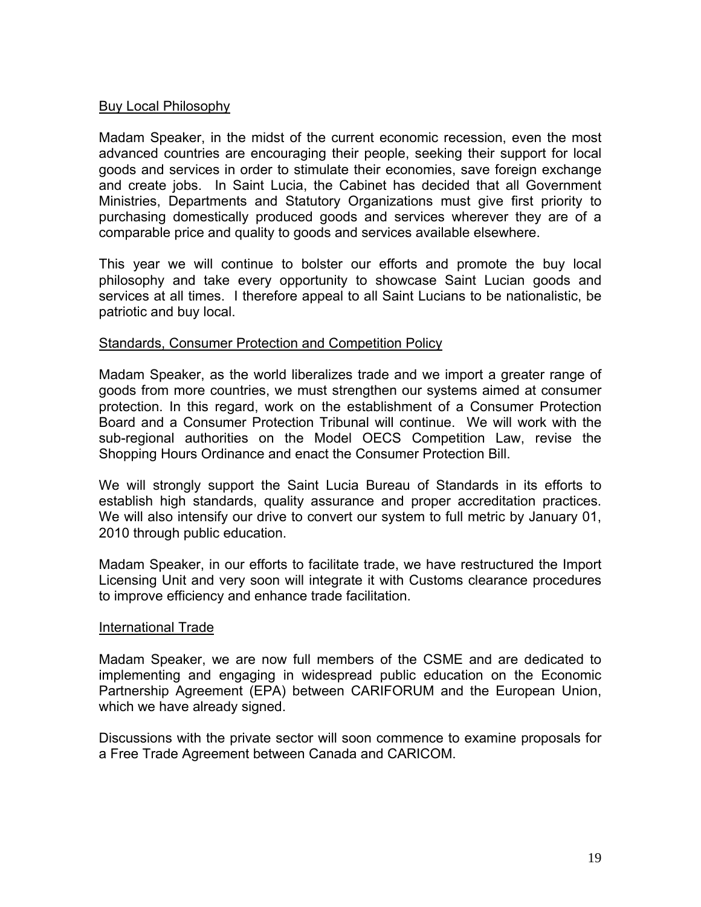## Buy Local Philosophy

Madam Speaker, in the midst of the current economic recession, even the most advanced countries are encouraging their people, seeking their support for local goods and services in order to stimulate their economies, save foreign exchange and create jobs. In Saint Lucia, the Cabinet has decided that all Government Ministries, Departments and Statutory Organizations must give first priority to purchasing domestically produced goods and services wherever they are of a comparable price and quality to goods and services available elsewhere.

This year we will continue to bolster our efforts and promote the buy local philosophy and take every opportunity to showcase Saint Lucian goods and services at all times. I therefore appeal to all Saint Lucians to be nationalistic, be patriotic and buy local.

## Standards, Consumer Protection and Competition Policy

Madam Speaker, as the world liberalizes trade and we import a greater range of goods from more countries, we must strengthen our systems aimed at consumer protection. In this regard, work on the establishment of a Consumer Protection Board and a Consumer Protection Tribunal will continue. We will work with the sub-regional authorities on the Model OECS Competition Law, revise the Shopping Hours Ordinance and enact the Consumer Protection Bill.

We will strongly support the Saint Lucia Bureau of Standards in its efforts to establish high standards, quality assurance and proper accreditation practices. We will also intensify our drive to convert our system to full metric by January 01, 2010 through public education.

Madam Speaker, in our efforts to facilitate trade, we have restructured the Import Licensing Unit and very soon will integrate it with Customs clearance procedures to improve efficiency and enhance trade facilitation.

## International Trade

Madam Speaker, we are now full members of the CSME and are dedicated to implementing and engaging in widespread public education on the Economic Partnership Agreement (EPA) between CARIFORUM and the European Union, which we have already signed.

Discussions with the private sector will soon commence to examine proposals for a Free Trade Agreement between Canada and CARICOM.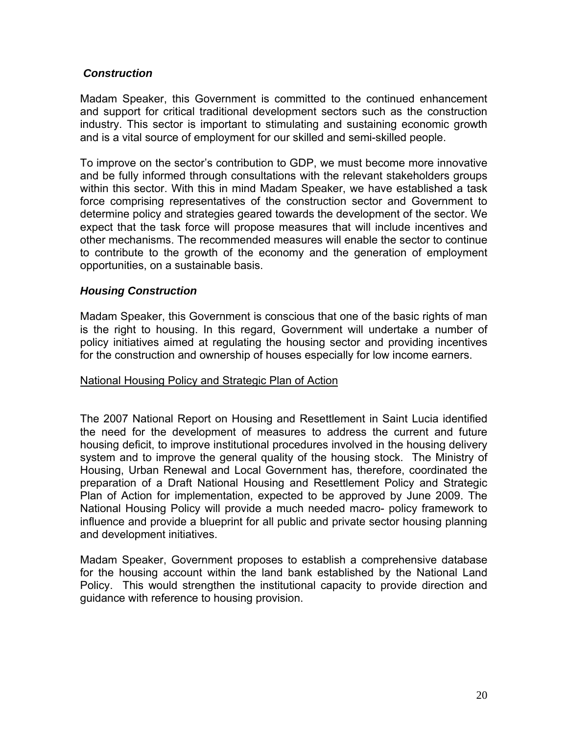### *Construction*

Madam Speaker, this Government is committed to the continued enhancement and support for critical traditional development sectors such as the construction industry. This sector is important to stimulating and sustaining economic growth and is a vital source of employment for our skilled and semi-skilled people.

To improve on the sector's contribution to GDP, we must become more innovative and be fully informed through consultations with the relevant stakeholders groups within this sector. With this in mind Madam Speaker, we have established a task force comprising representatives of the construction sector and Government to determine policy and strategies geared towards the development of the sector. We expect that the task force will propose measures that will include incentives and other mechanisms. The recommended measures will enable the sector to continue to contribute to the growth of the economy and the generation of employment opportunities, on a sustainable basis.

### *Housing Construction*

Madam Speaker, this Government is conscious that one of the basic rights of man is the right to housing. In this regard, Government will undertake a number of policy initiatives aimed at regulating the housing sector and providing incentives for the construction and ownership of houses especially for low income earners.

<u>National Housing Policy and Strategic Plan of Action</u>

The 2007 National Report on Housing and Resettlement in Saint Lucia identified the need for the development of measures to address the current and future housing deficit, to improve institutional procedures involved in the housing delivery system and to improve the general quality of the housing stock. The Ministry of Housing, Urban Renewal and Local Government has, therefore, coordinated the preparation of a Draft National Housing and Resettlement Policy and Strategic Plan of Action for implementation, expected to be approved by June 2009. The National Housing Policy will provide a much needed macro- policy framework to influence and provide a blueprint for all public and private sector housing planning and development initiatives.

Madam Speaker, Government proposes to establish a comprehensive database for the housing account within the land bank established by the National Land Policy. This would strengthen the institutional capacity to provide direction and guidance with reference to housing provision.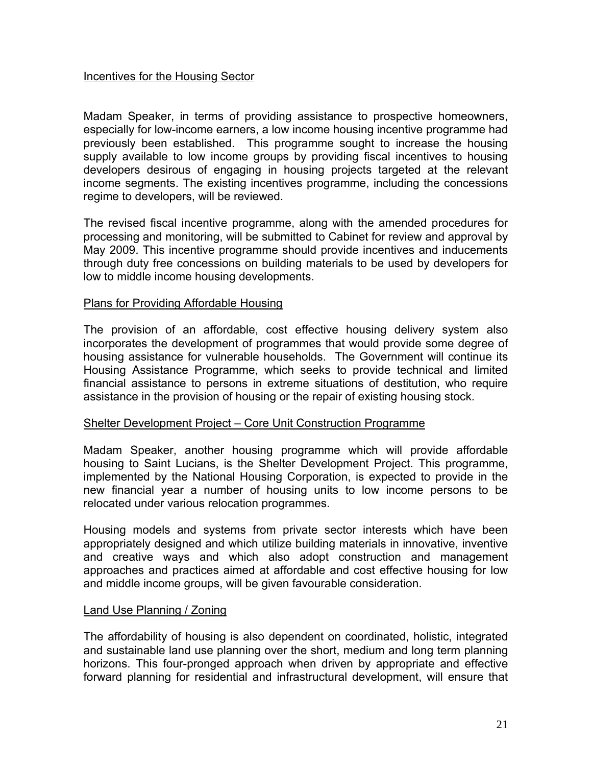## Incentives for the Housing Sector

Madam Speaker, in terms of providing assistance to prospective homeowners, especially for low-income earners, a low income housing incentive programme had previously been established. This programme sought to increase the housing supply available to low income groups by providing fiscal incentives to housing developers desirous of engaging in housing projects targeted at the relevant income segments. The existing incentives programme, including the concessions regime to developers, will be reviewed.

The revised fiscal incentive programme, along with the amended procedures for processing and monitoring, will be submitted to Cabinet for review and approval by May 2009. This incentive programme should provide incentives and inducements through duty free concessions on building materials to be used by developers for low to middle income housing developments.

## Plans for Providing Affordable Housing

The provision of an affordable, cost effective housing delivery system also incorporates the development of programmes that would provide some degree of housing assistance for vulnerable households. The Government will continue its Housing Assistance Programme, which seeks to provide technical and limited financial assistance to persons in extreme situations of destitution, who require assistance in the provision of housing or the repair of existing housing stock.

## Shelter Development Project – Core Unit Construction Programme

Madam Speaker, another housing programme which will provide affordable housing to Saint Lucians, is the Shelter Development Project. This programme, implemented by the National Housing Corporation, is expected to provide in the new financial year a number of housing units to low income persons to be relocated under various relocation programmes.

Housing models and systems from private sector interests which have been appropriately designed and which utilize building materials in innovative, inventive and creative ways and which also adopt construction and management approaches and practices aimed at affordable and cost effective housing for low and middle income groups, will be given favourable consideration.

## Land Use Planning / Zoning

The affordability of housing is also dependent on coordinated, holistic, integrated and sustainable land use planning over the short, medium and long term planning horizons. This four-pronged approach when driven by appropriate and effective forward planning for residential and infrastructural development, will ensure that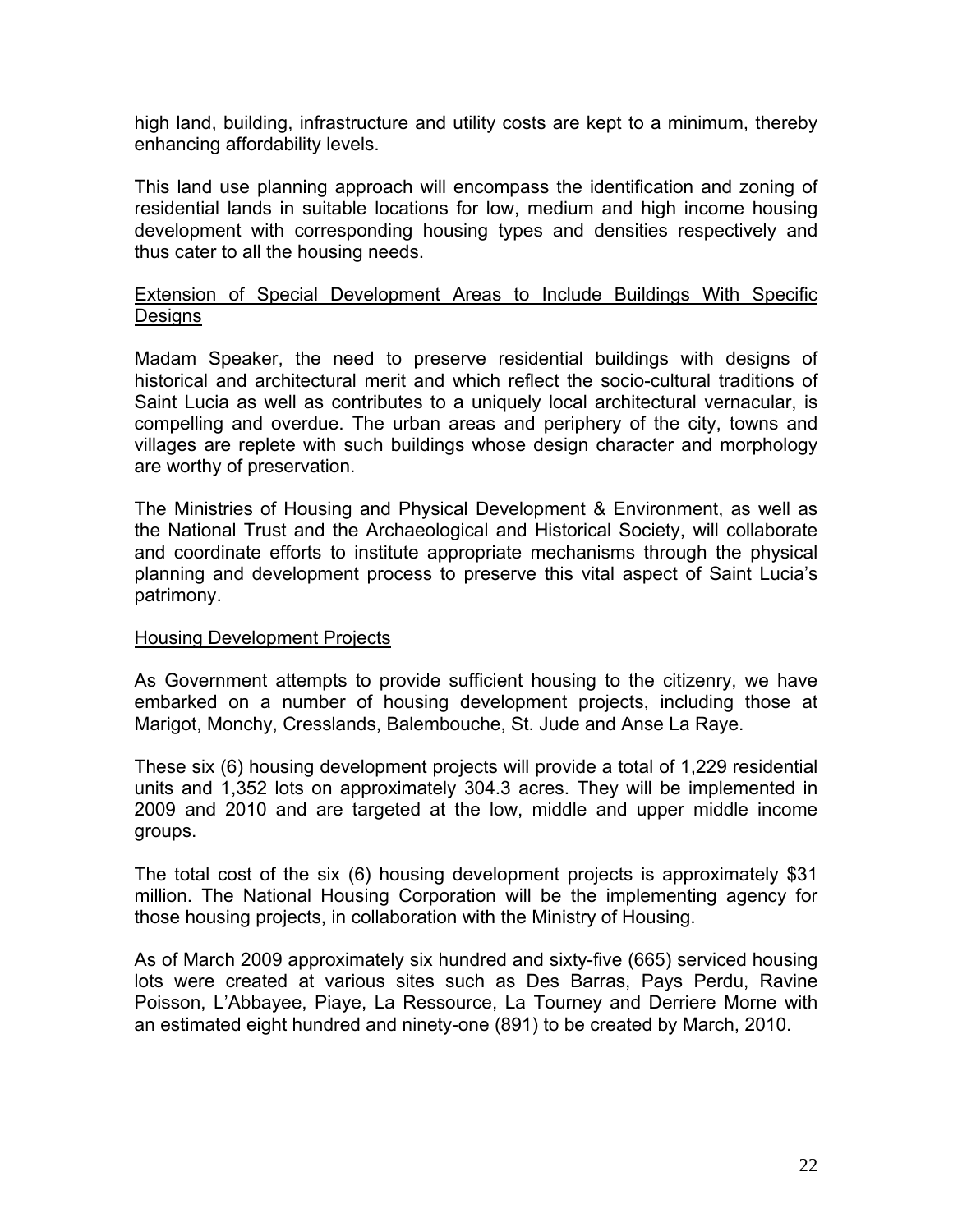high land, building, infrastructure and utility costs are kept to a minimum, thereby enhancing affordability levels.

This land use planning approach will encompass the identification and zoning of residential lands in suitable locations for low, medium and high income housing development with corresponding housing types and densities respectively and thus cater to all the housing needs.

## Extension of Special Development Areas to Include Buildings With Specific Designs

Madam Speaker, the need to preserve residential buildings with designs of historical and architectural merit and which reflect the socio-cultural traditions of Saint Lucia as well as contributes to a uniquely local architectural vernacular, is compelling and overdue. The urban areas and periphery of the city, towns and villages are replete with such buildings whose design character and morphology are worthy of preservation.

The Ministries of Housing and Physical Development & Environment, as well as the National Trust and the Archaeological and Historical Society, will collaborate and coordinate efforts to institute appropriate mechanisms through the physical planning and development process to preserve this vital aspect of Saint Lucia's patrimony.

## Housing Development Projects

As Government attempts to provide sufficient housing to the citizenry, we have embarked on a number of housing development projects, including those at Marigot, Monchy, Cresslands, Balembouche, St. Jude and Anse La Raye.

These six (6) housing development projects will provide a total of 1,229 residential units and 1,352 lots on approximately 304.3 acres. They will be implemented in 2009 and 2010 and are targeted at the low, middle and upper middle income groups.

The total cost of the six (6) housing development projects is approximately $31 million. The National Housing Corporation will be the implementing agency for those housing projects, in collaboration with the Ministry of Housing.

As of March 2009 approximately six hundred and sixty-five (665) serviced housing lots were created at various sites such as Des Barras, Pays Perdu, Ravine Poisson, L'Abbayee, Piaye, La Ressource, La Tourney and Derriere Morne with an estimated eight hundred and ninety-one (891) to be created by March, 2010.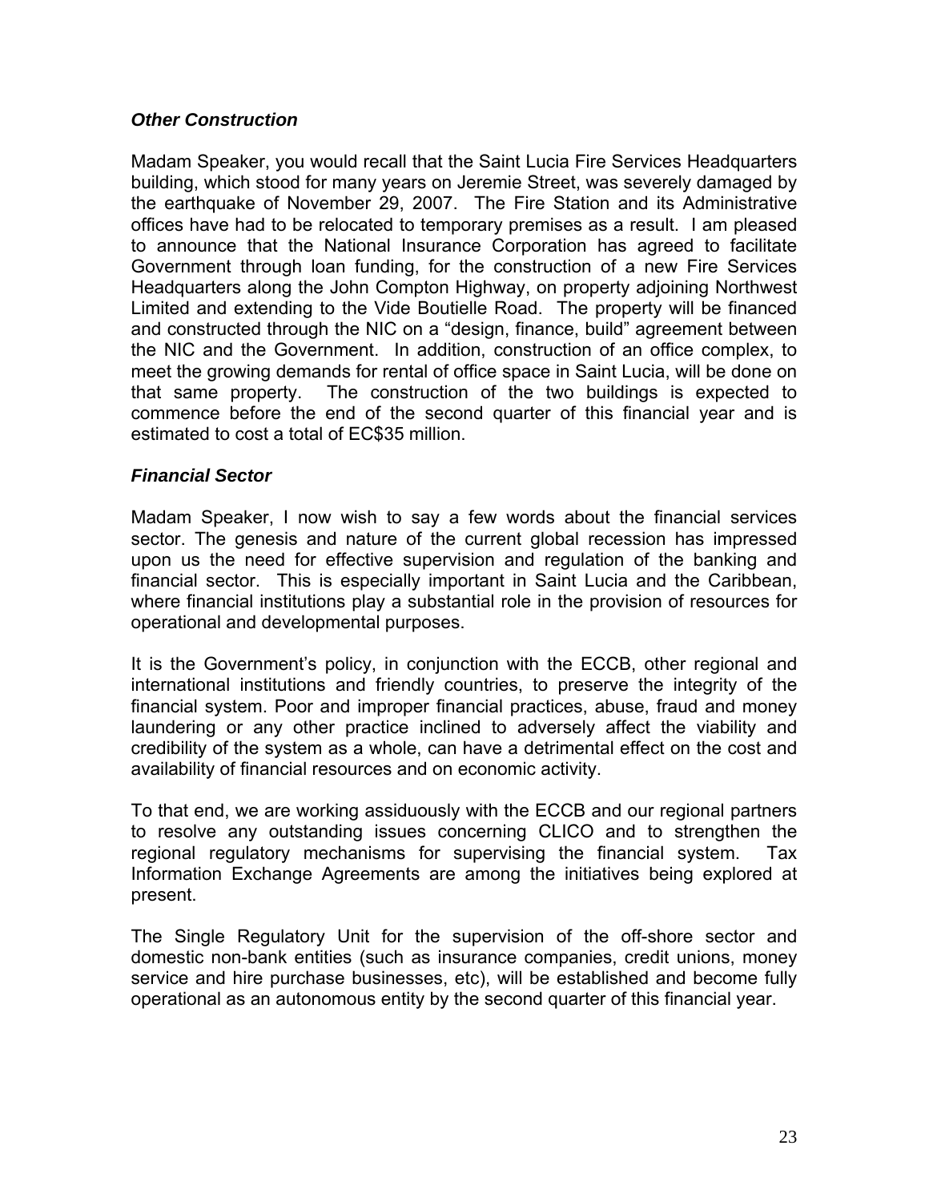### *Other Construction*

Madam Speaker, you would recall that the Saint Lucia Fire Services Headquarters building, which stood for many years on Jeremie Street, was severely damaged by the earthquake of November 29, 2007. The Fire Station and its Administrative offices have had to be relocated to temporary premises as a result. I am pleased to announce that the National Insurance Corporation has agreed to facilitate Government through loan funding, for the construction of a new Fire Services Headquarters along the John Compton Highway, on property adjoining Northwest Limited and extending to the Vide Boutielle Road. The property will be financed and constructed through the NIC on a "design, finance, build" agreement between the NIC and the Government. In addition, construction of an office complex, to meet the growing demands for rental of office space in Saint Lucia, will be done on that same property. The construction of the two buildings is expected to commence before the end of the second quarter of this financial year and is estimated to cost a total of EC$35 million.

### *Financial Sector*

Madam Speaker, I now wish to say a few words about the financial services sector. The genesis and nature of the current global recession has impressed upon us the need for effective supervision and regulation of the banking and financial sector. This is especially important in Saint Lucia and the Caribbean, where financial institutions play a substantial role in the provision of resources for operational and developmental purposes.

It is the Government's policy, in conjunction with the ECCB, other regional and international institutions and friendly countries, to preserve the integrity of the financial system. Poor and improper financial practices, abuse, fraud and money laundering or any other practice inclined to adversely affect the viability and credibility of the system as a whole, can have a detrimental effect on the cost and availability of financial resources and on economic activity.

To that end, we are working assiduously with the ECCB and our regional partners to resolve any outstanding issues concerning CLICO and to strengthen the regional regulatory mechanisms for supervising the financial system. Tax Information Exchange Agreements are among the initiatives being explored at present.

The Single Regulatory Unit for the supervision of the off-shore sector and domestic non-bank entities (such as insurance companies, credit unions, money service and hire purchase businesses, etc), will be established and become fully operational as an autonomous entity by the second quarter of this financial year.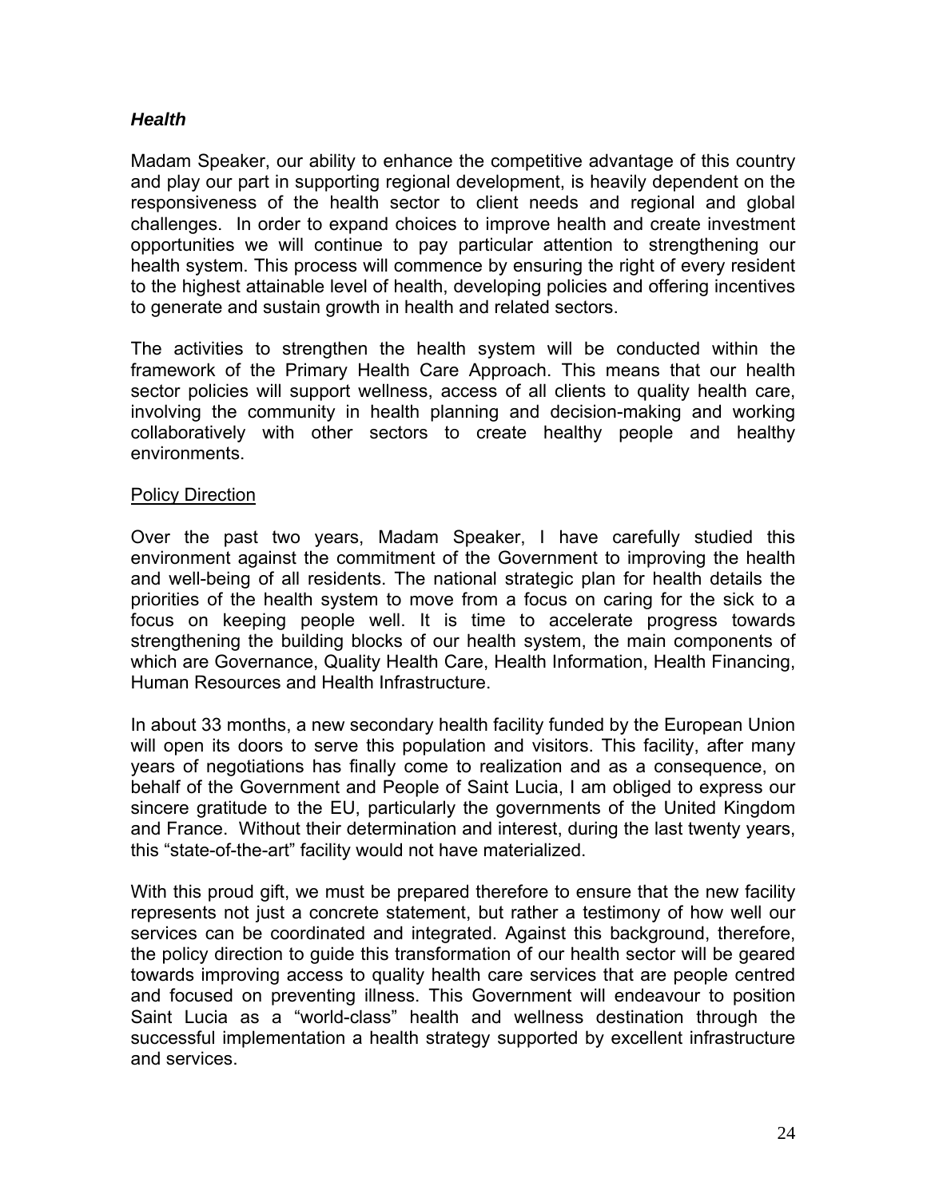### ***Health***

Madam Speaker, our ability to enhance the competitive advantage of this country and play our part in supporting regional development, is heavily dependent on the responsiveness of the health sector to client needs and regional and global challenges. In order to expand choices to improve health and create investment opportunities we will continue to pay particular attention to strengthening our health system. This process will commence by ensuring the right of every resident to the highest attainable level of health, developing policies and offering incentives to generate and sustain growth in health and related sectors.

The activities to strengthen the health system will be conducted within the framework of the Primary Health Care Approach. This means that our health sector policies will support wellness, access of all clients to quality health care, involving the community in health planning and decision-making and working collaboratively with other sectors to create healthy people and healthy environments.

<u>Policy Direction</u>

Over the past two years, Madam Speaker, I have carefully studied this environment against the commitment of the Government to improving the health and well-being of all residents. The national strategic plan for health details the priorities of the health system to move from a focus on caring for the sick to a focus on keeping people well. It is time to accelerate progress towards strengthening the building blocks of our health system, the main components of which are Governance, Quality Health Care, Health Information, Health Financing, Human Resources and Health Infrastructure.

In about 33 months, a new secondary health facility funded by the European Union will open its doors to serve this population and visitors. This facility, after many years of negotiations has finally come to realization and as a consequence, on behalf of the Government and People of Saint Lucia, I am obliged to express our sincere gratitude to the EU, particularly the governments of the United Kingdom and France. Without their determination and interest, during the last twenty years, this “state-of-the-art” facility would not have materialized.

With this proud gift, we must be prepared therefore to ensure that the new facility represents not just a concrete statement, but rather a testimony of how well our services can be coordinated and integrated. Against this background, therefore, the policy direction to guide this transformation of our health sector will be geared towards improving access to quality health care services that are people centred and focused on preventing illness. This Government will endeavour to position Saint Lucia as a “world-class” health and wellness destination through the successful implementation a health strategy supported by excellent infrastructure and services.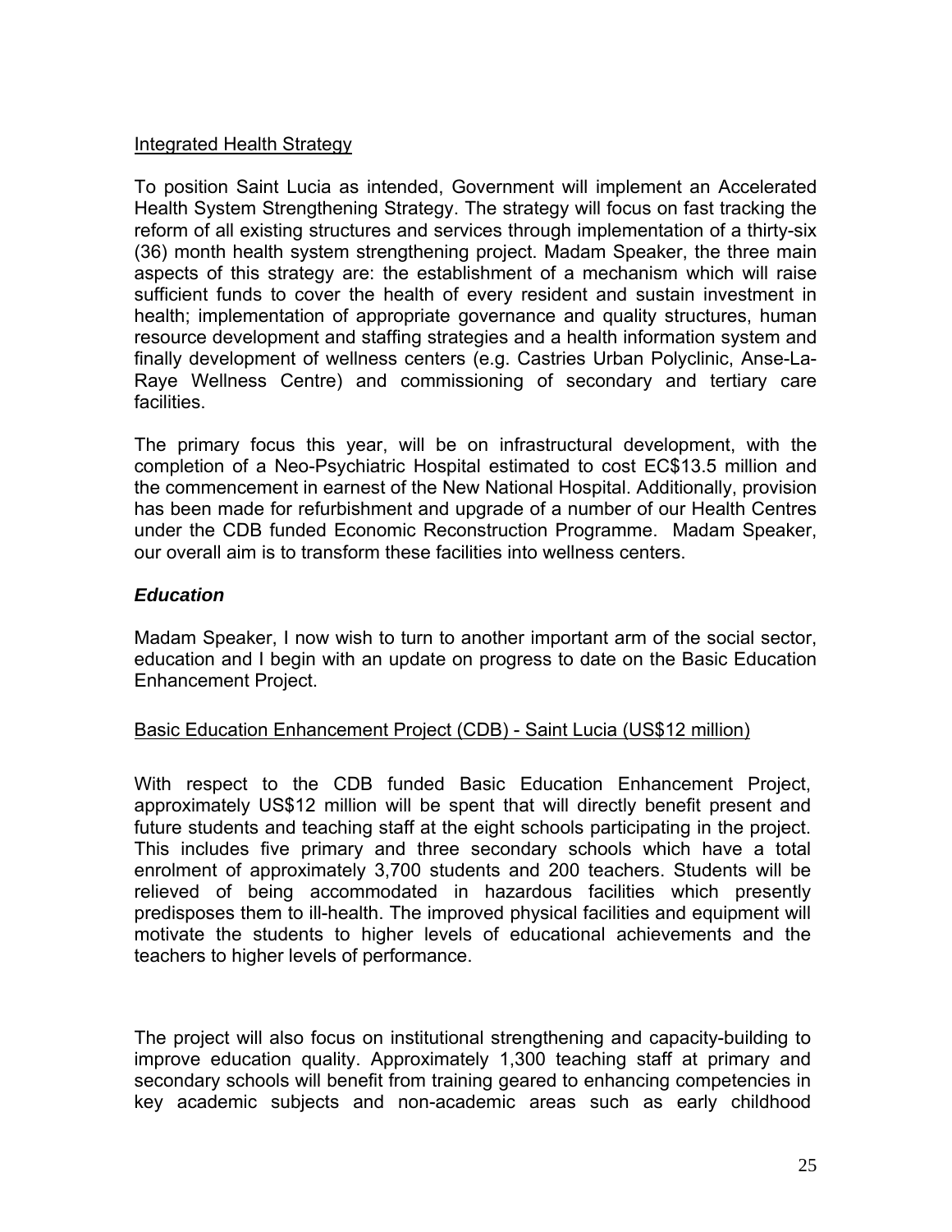<u>Integrated Health Strategy</u>

To position Saint Lucia as intended, Government will implement an Accelerated Health System Strengthening Strategy. The strategy will focus on fast tracking the reform of all existing structures and services through implementation of a thirty-six (36) month health system strengthening project. Madam Speaker, the three main aspects of this strategy are: the establishment of a mechanism which will raise sufficient funds to cover the health of every resident and sustain investment in health; implementation of appropriate governance and quality structures, human resource development and staffing strategies and a health information system and finally development of wellness centers (e.g. Castries Urban Polyclinic, Anse-La-Raye Wellness Centre) and commissioning of secondary and tertiary care facilities.

The primary focus this year, will be on infrastructural development, with the completion of a Neo-Psychiatric Hospital estimated to cost EC$13.5 million and the commencement in earnest of the New National Hospital. Additionally, provision has been made for refurbishment and upgrade of a number of our Health Centres under the CDB funded Economic Reconstruction Programme. Madam Speaker, our overall aim is to transform these facilities into wellness centers.

### *Education*

Madam Speaker, I now wish to turn to another important arm of the social sector, education and I begin with an update on progress to date on the Basic Education Enhancement Project.

<u>Basic Education Enhancement Project (CDB) - Saint Lucia (US$12 million)</u>

With respect to the CDB funded Basic Education Enhancement Project, approximately US$12 million will be spent that will directly benefit present and future students and teaching staff at the eight schools participating in the project. This includes five primary and three secondary schools which have a total enrolment of approximately 3,700 students and 200 teachers. Students will be relieved of being accommodated in hazardous facilities which presently predisposes them to ill-health. The improved physical facilities and equipment will motivate the students to higher levels of educational achievements and the teachers to higher levels of performance.

The project will also focus on institutional strengthening and capacity-building to improve education quality. Approximately 1,300 teaching staff at primary and secondary schools will benefit from training geared to enhancing competencies in key academic subjects and non-academic areas such as early childhood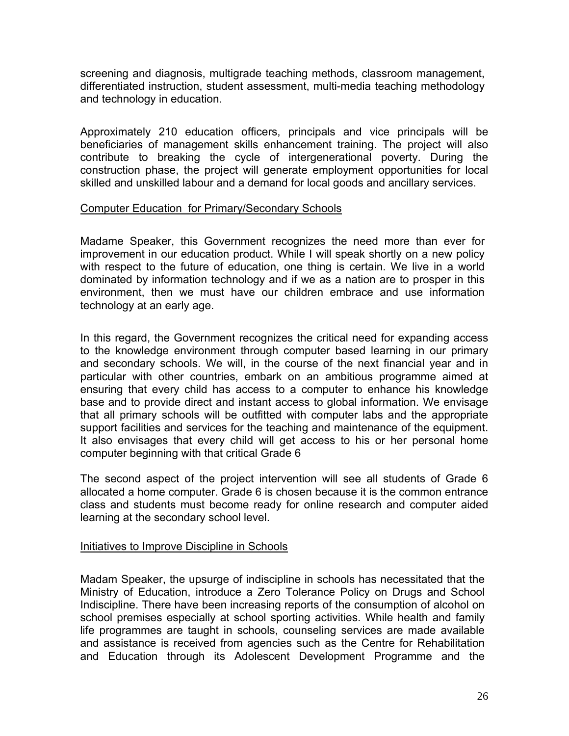screening and diagnosis, multigrade teaching methods, classroom management, differentiated instruction, student assessment, multi-media teaching methodology and technology in education.

Approximately 210 education officers, principals and vice principals will be beneficiaries of management skills enhancement training. The project will also contribute to breaking the cycle of intergenerational poverty. During the construction phase, the project will generate employment opportunities for local skilled and unskilled labour and a demand for local goods and ancillary services.

<u>Computer Education  for Primary/Secondary Schools</u>

Madame Speaker, this Government recognizes the need more than ever for improvement in our education product. While I will speak shortly on a new policy with respect to the future of education, one thing is certain. We live in a world dominated by information technology and if we as a nation are to prosper in this environment, then we must have our children embrace and use information technology at an early age.

In this regard, the Government recognizes the critical need for expanding access to the knowledge environment through computer based learning in our primary and secondary schools. We will, in the course of the next financial year and in particular with other countries, embark on an ambitious programme aimed at ensuring that every child has access to a computer to enhance his knowledge base and to provide direct and instant access to global information. We envisage that all primary schools will be outfitted with computer labs and the appropriate support facilities and services for the teaching and maintenance of the equipment. It also envisages that every child will get access to his or her personal home computer beginning with that critical Grade 6

The second aspect of the project intervention will see all students of Grade 6 allocated a home computer. Grade 6 is chosen because it is the common entrance class and students must become ready for online research and computer aided learning at the secondary school level.

<u>Initiatives to Improve Discipline in Schools</u>

Madam Speaker, the upsurge of indiscipline in schools has necessitated that the Ministry of Education, introduce a Zero Tolerance Policy on Drugs and School Indiscipline. There have been increasing reports of the consumption of alcohol on school premises especially at school sporting activities. While health and family life programmes are taught in schools, counseling services are made available and assistance is received from agencies such as the Centre for Rehabilitation and Education through its Adolescent Development Programme and the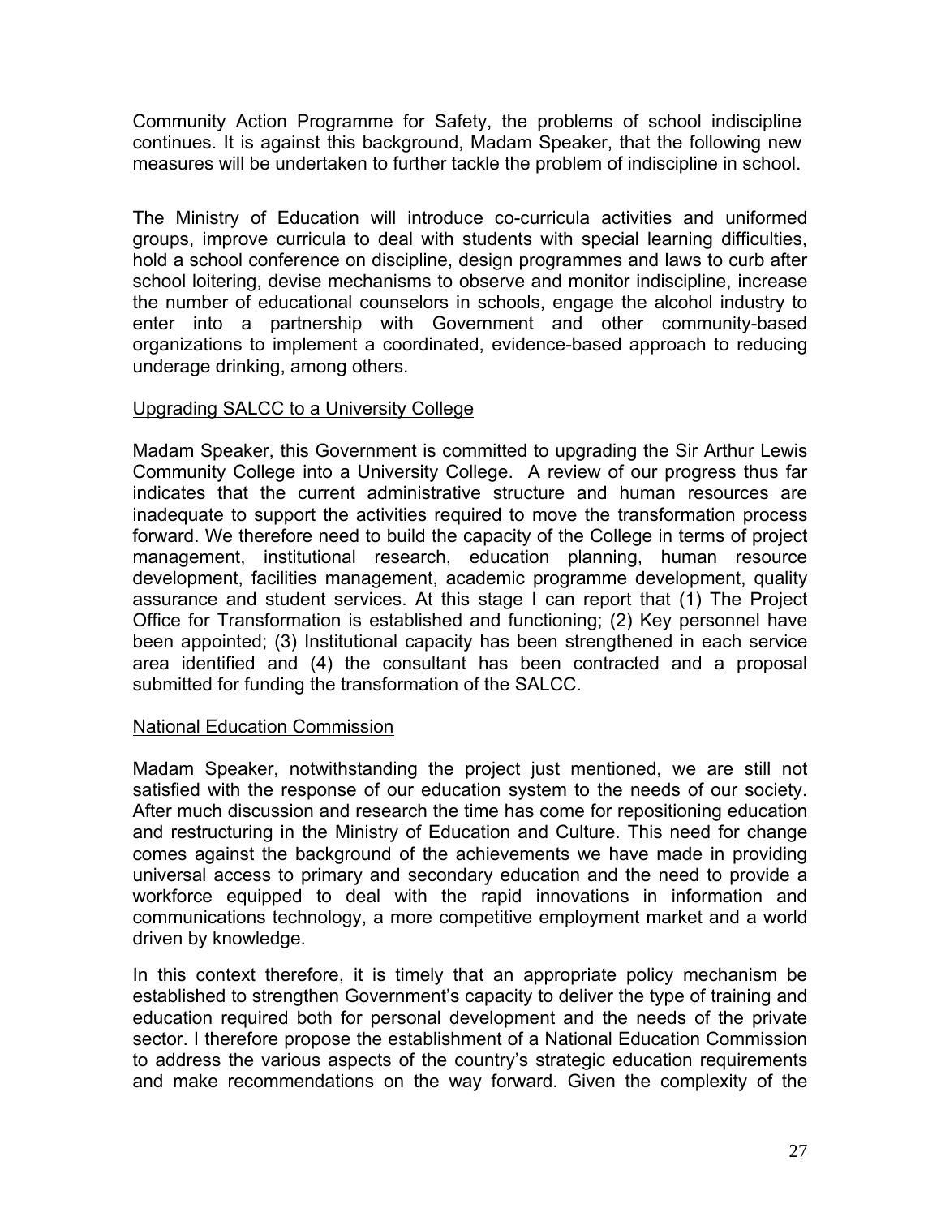Community Action Programme for Safety, the problems of school indiscipline continues. It is against this background, Madam Speaker, that the following new measures will be undertaken to further tackle the problem of indiscipline in school.

The Ministry of Education will introduce co-curricula activities and uniformed groups, improve curricula to deal with students with special learning difficulties, hold a school conference on discipline, design programmes and laws to curb after school loitering, devise mechanisms to observe and monitor indiscipline, increase the number of educational counselors in schools, engage the alcohol industry to enter into a partnership with Government and other community-based organizations to implement a coordinated, evidence-based approach to reducing underage drinking, among others.

## Upgrading SALCC to a University College

Madam Speaker, this Government is committed to upgrading the Sir Arthur Lewis Community College into a University College. A review of our progress thus far indicates that the current administrative structure and human resources are inadequate to support the activities required to move the transformation process forward. We therefore need to build the capacity of the College in terms of project management, institutional research, education planning, human resource development, facilities management, academic programme development, quality assurance and student services. At this stage I can report that (1) The Project Office for Transformation is established and functioning; (2) Key personnel have been appointed; (3) Institutional capacity has been strengthened in each service area identified and (4) the consultant has been contracted and a proposal submitted for funding the transformation of the SALCC.

## National Education Commission

Madam Speaker, notwithstanding the project just mentioned, we are still not satisfied with the response of our education system to the needs of our society. After much discussion and research the time has come for repositioning education and restructuring in the Ministry of Education and Culture. This need for change comes against the background of the achievements we have made in providing universal access to primary and secondary education and the need to provide a workforce equipped to deal with the rapid innovations in information and communications technology, a more competitive employment market and a world driven by knowledge.

In this context therefore, it is timely that an appropriate policy mechanism be established to strengthen Government's capacity to deliver the type of training and education required both for personal development and the needs of the private sector. I therefore propose the establishment of a National Education Commission to address the various aspects of the country's strategic education requirements and make recommendations on the way forward. Given the complexity of the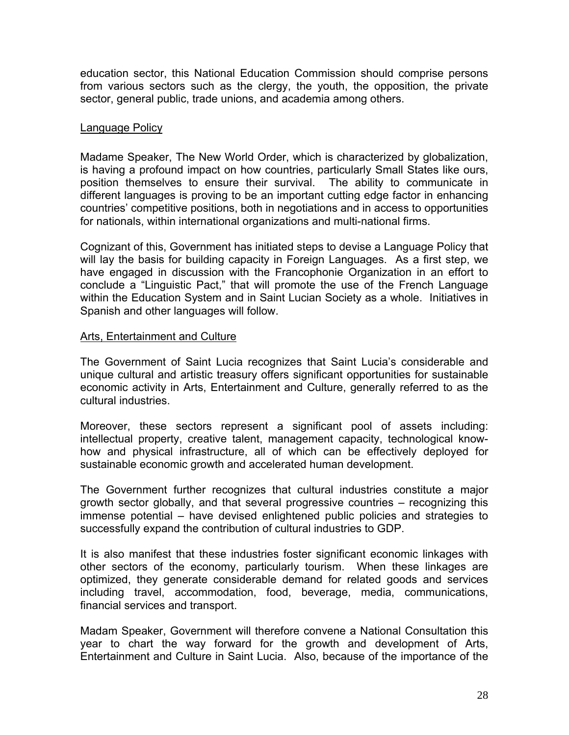education sector, this National Education Commission should comprise persons from various sectors such as the clergy, the youth, the opposition, the private sector, general public, trade unions, and academia among others.

## Language Policy

Madame Speaker, The New World Order, which is characterized by globalization, is having a profound impact on how countries, particularly Small States like ours, position themselves to ensure their survival. The ability to communicate in different languages is proving to be an important cutting edge factor in enhancing countries' competitive positions, both in negotiations and in access to opportunities for nationals, within international organizations and multi-national firms.

Cognizant of this, Government has initiated steps to devise a Language Policy that will lay the basis for building capacity in Foreign Languages. As a first step, we have engaged in discussion with the Francophonie Organization in an effort to conclude a "Linguistic Pact," that will promote the use of the French Language within the Education System and in Saint Lucian Society as a whole. Initiatives in Spanish and other languages will follow.

## Arts, Entertainment and Culture

The Government of Saint Lucia recognizes that Saint Lucia's considerable and unique cultural and artistic treasury offers significant opportunities for sustainable economic activity in Arts, Entertainment and Culture, generally referred to as the cultural industries.

Moreover, these sectors represent a significant pool of assets including: intellectual property, creative talent, management capacity, technological know-how and physical infrastructure, all of which can be effectively deployed for sustainable economic growth and accelerated human development.

The Government further recognizes that cultural industries constitute a major growth sector globally, and that several progressive countries – recognizing this immense potential – have devised enlightened public policies and strategies to successfully expand the contribution of cultural industries to GDP.

It is also manifest that these industries foster significant economic linkages with other sectors of the economy, particularly tourism. When these linkages are optimized, they generate considerable demand for related goods and services including travel, accommodation, food, beverage, media, communications, financial services and transport.

Madam Speaker, Government will therefore convene a National Consultation this year to chart the way forward for the growth and development of Arts, Entertainment and Culture in Saint Lucia. Also, because of the importance of the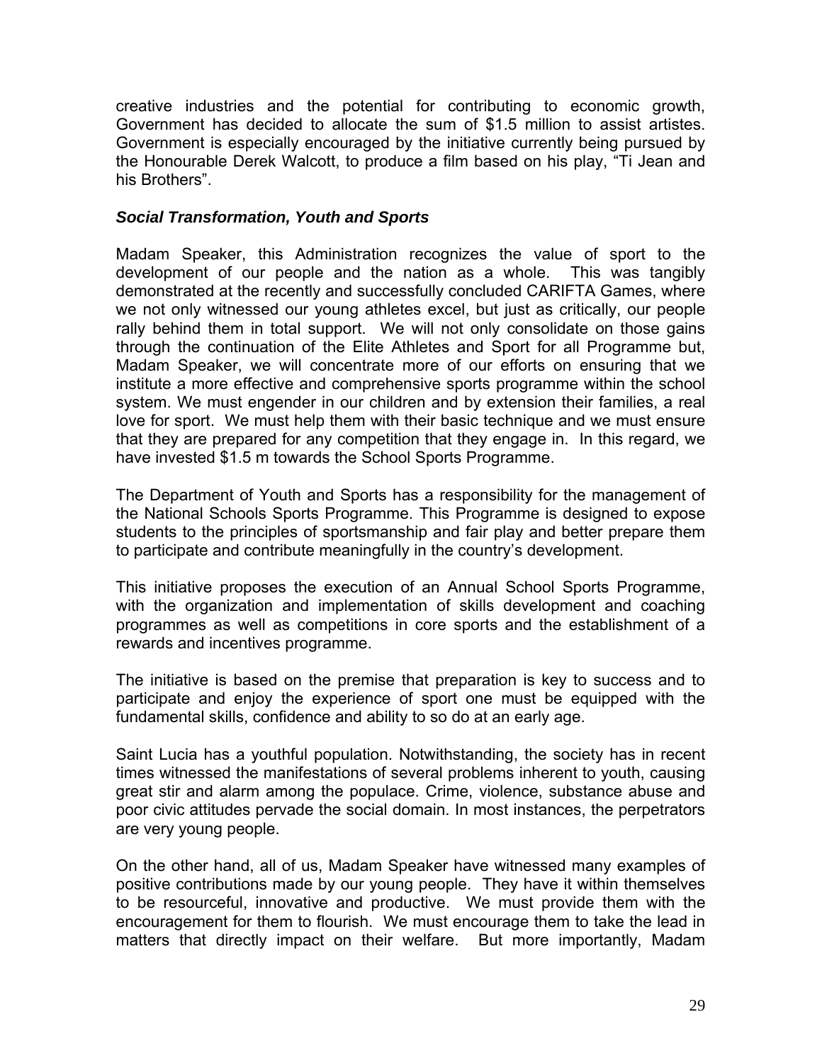creative industries and the potential for contributing to economic growth, Government has decided to allocate the sum of $1.5 million to assist artistes. Government is especially encouraged by the initiative currently being pursued by the Honourable Derek Walcott, to produce a film based on his play, "Ti Jean and his Brothers".

***Social Transformation, Youth and Sports***

Madam Speaker, this Administration recognizes the value of sport to the development of our people and the nation as a whole. This was tangibly demonstrated at the recently and successfully concluded CARIFTA Games, where we not only witnessed our young athletes excel, but just as critically, our people rally behind them in total support. We will not only consolidate on those gains through the continuation of the Elite Athletes and Sport for all Programme but, Madam Speaker, we will concentrate more of our efforts on ensuring that we institute a more effective and comprehensive sports programme within the school system. We must engender in our children and by extension their families, a real love for sport. We must help them with their basic technique and we must ensure that they are prepared for any competition that they engage in. In this regard, we have invested $1.5 m towards the School Sports Programme.

The Department of Youth and Sports has a responsibility for the management of the National Schools Sports Programme. This Programme is designed to expose students to the principles of sportsmanship and fair play and better prepare them to participate and contribute meaningfully in the country's development.

This initiative proposes the execution of an Annual School Sports Programme, with the organization and implementation of skills development and coaching programmes as well as competitions in core sports and the establishment of a rewards and incentives programme.

The initiative is based on the premise that preparation is key to success and to participate and enjoy the experience of sport one must be equipped with the fundamental skills, confidence and ability to so do at an early age.

Saint Lucia has a youthful population. Notwithstanding, the society has in recent times witnessed the manifestations of several problems inherent to youth, causing great stir and alarm among the populace. Crime, violence, substance abuse and poor civic attitudes pervade the social domain. In most instances, the perpetrators are very young people.

On the other hand, all of us, Madam Speaker have witnessed many examples of positive contributions made by our young people. They have it within themselves to be resourceful, innovative and productive. We must provide them with the encouragement for them to flourish. We must encourage them to take the lead in matters that directly impact on their welfare. But more importantly, Madam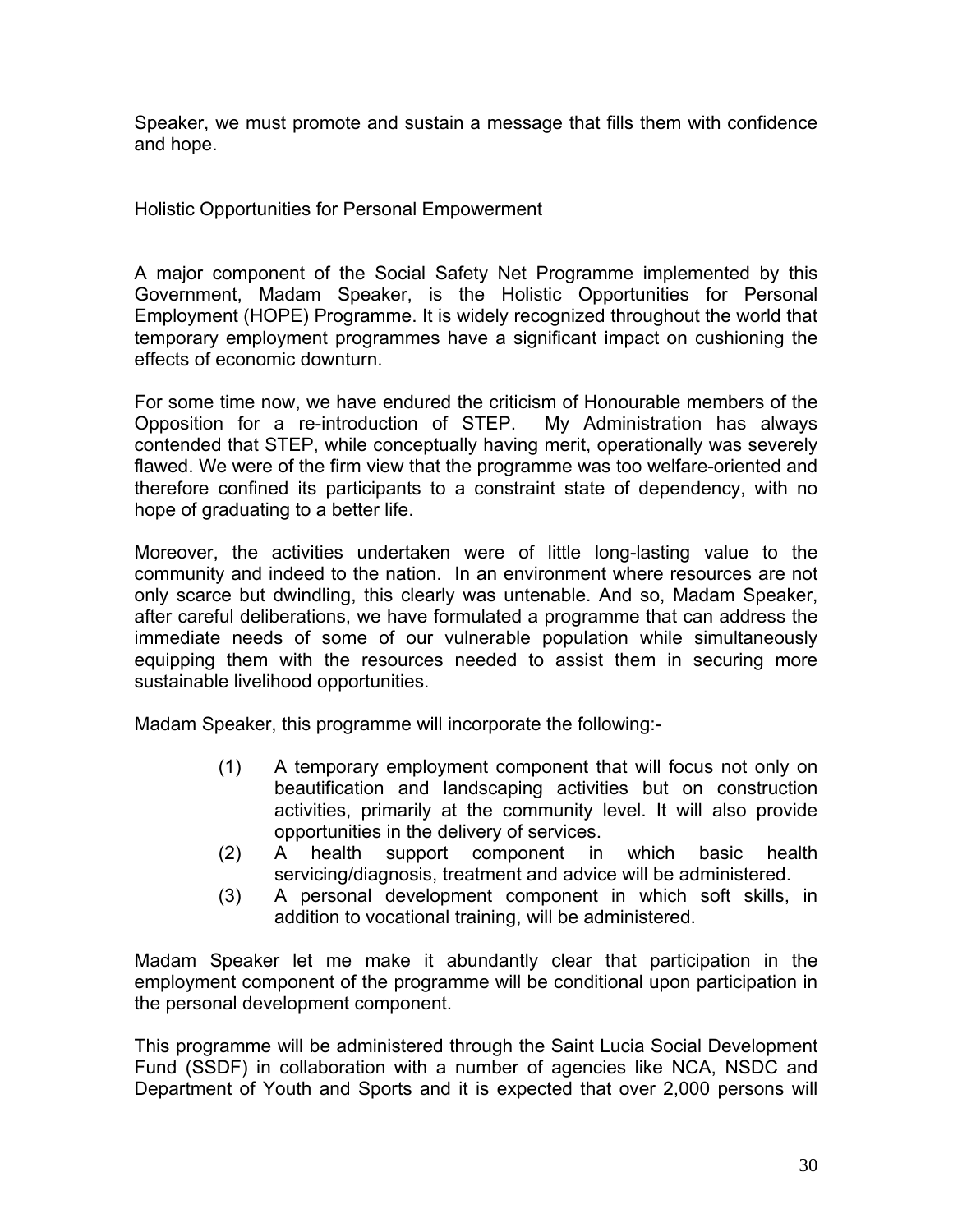Speaker, we must promote and sustain a message that fills them with confidence and hope.

## Holistic Opportunities for Personal Empowerment

A major component of the Social Safety Net Programme implemented by this Government, Madam Speaker, is the Holistic Opportunities for Personal Employment (HOPE) Programme. It is widely recognized throughout the world that temporary employment programmes have a significant impact on cushioning the effects of economic downturn.

For some time now, we have endured the criticism of Honourable members of the Opposition for a re-introduction of STEP. My Administration has always contended that STEP, while conceptually having merit, operationally was severely flawed. We were of the firm view that the programme was too welfare-oriented and therefore confined its participants to a constraint state of dependency, with no hope of graduating to a better life.

Moreover, the activities undertaken were of little long-lasting value to the community and indeed to the nation. In an environment where resources are not only scarce but dwindling, this clearly was untenable. And so, Madam Speaker, after careful deliberations, we have formulated a programme that can address the immediate needs of some of our vulnerable population while simultaneously equipping them with the resources needed to assist them in securing more sustainable livelihood opportunities.

Madam Speaker, this programme will incorporate the following:-

(1) A temporary employment component that will focus not only on beautification and landscaping activities but on construction activities, primarily at the community level. It will also provide opportunities in the delivery of services.
(2) A health support component in which basic health servicing/diagnosis, treatment and advice will be administered.
(3) A personal development component in which soft skills, in addition to vocational training, will be administered.

Madam Speaker let me make it abundantly clear that participation in the employment component of the programme will be conditional upon participation in the personal development component.

This programme will be administered through the Saint Lucia Social Development Fund (SSDF) in collaboration with a number of agencies like NCA, NSDC and Department of Youth and Sports and it is expected that over 2,000 persons will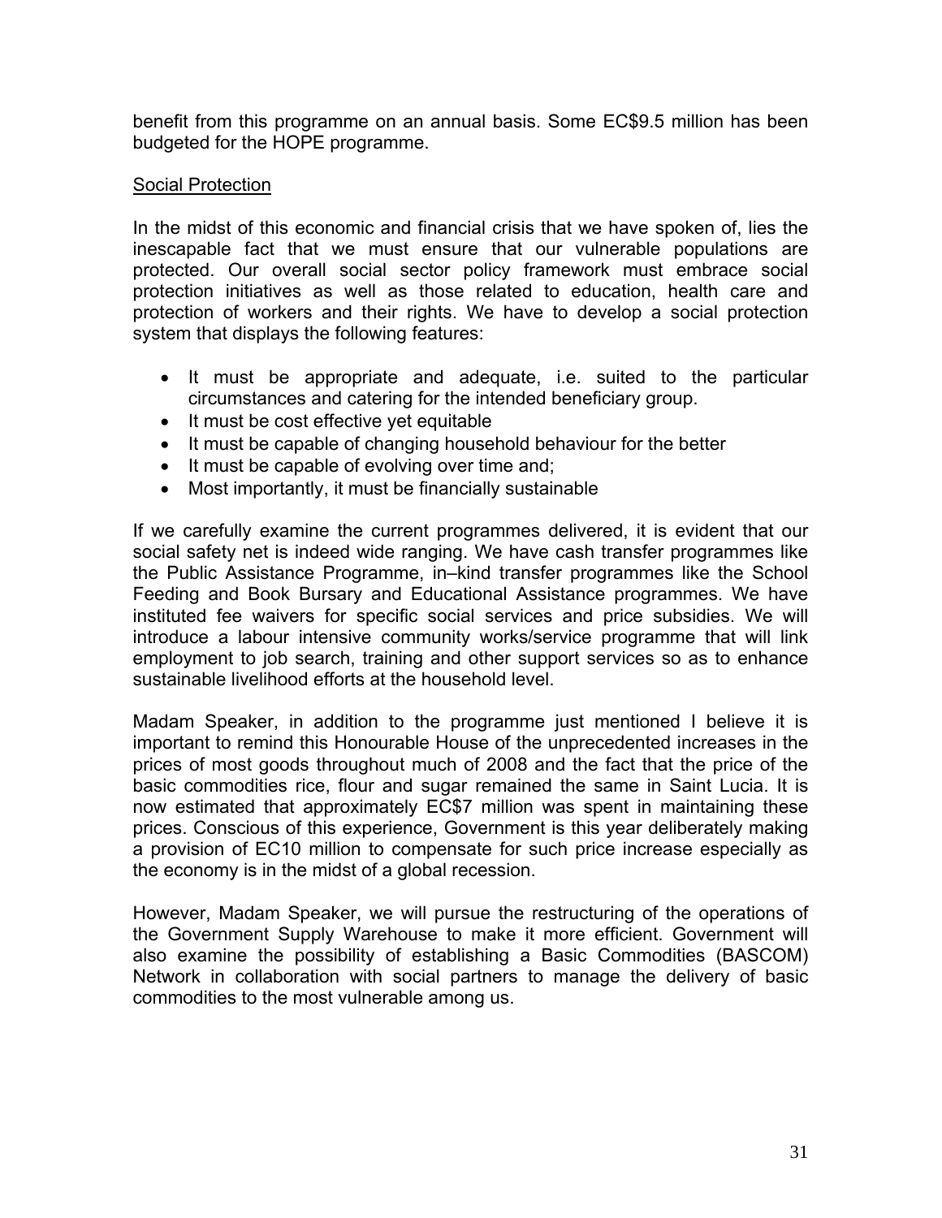benefit from this programme on an annual basis. Some EC$9.5 million has been budgeted for the HOPE programme.

<u>Social Protection</u>

In the midst of this economic and financial crisis that we have spoken of, lies the inescapable fact that we must ensure that our vulnerable populations are protected. Our overall social sector policy framework must embrace social protection initiatives as well as those related to education, health care and protection of workers and their rights. We have to develop a social protection system that displays the following features:

- It must be appropriate and adequate, i.e. suited to the particular circumstances and catering for the intended beneficiary group.
- It must be cost effective yet equitable
- It must be capable of changing household behaviour for the better
- It must be capable of evolving over time and;
- Most importantly, it must be financially sustainable

If we carefully examine the current programmes delivered, it is evident that our social safety net is indeed wide ranging. We have cash transfer programmes like the Public Assistance Programme, in–kind transfer programmes like the School Feeding and Book Bursary and Educational Assistance programmes. We have instituted fee waivers for specific social services and price subsidies. We will introduce a labour intensive community works/service programme that will link employment to job search, training and other support services so as to enhance sustainable livelihood efforts at the household level.

Madam Speaker, in addition to the programme just mentioned I believe it is important to remind this Honourable House of the unprecedented increases in the prices of most goods throughout much of 2008 and the fact that the price of the basic commodities rice, flour and sugar remained the same in Saint Lucia. It is now estimated that approximately EC$7 million was spent in maintaining these prices. Conscious of this experience, Government is this year deliberately making a provision of EC10 million to compensate for such price increase especially as the economy is in the midst of a global recession.

However, Madam Speaker, we will pursue the restructuring of the operations of the Government Supply Warehouse to make it more efficient. Government will also examine the possibility of establishing a Basic Commodities (BASCOM) Network in collaboration with social partners to manage the delivery of basic commodities to the most vulnerable among us.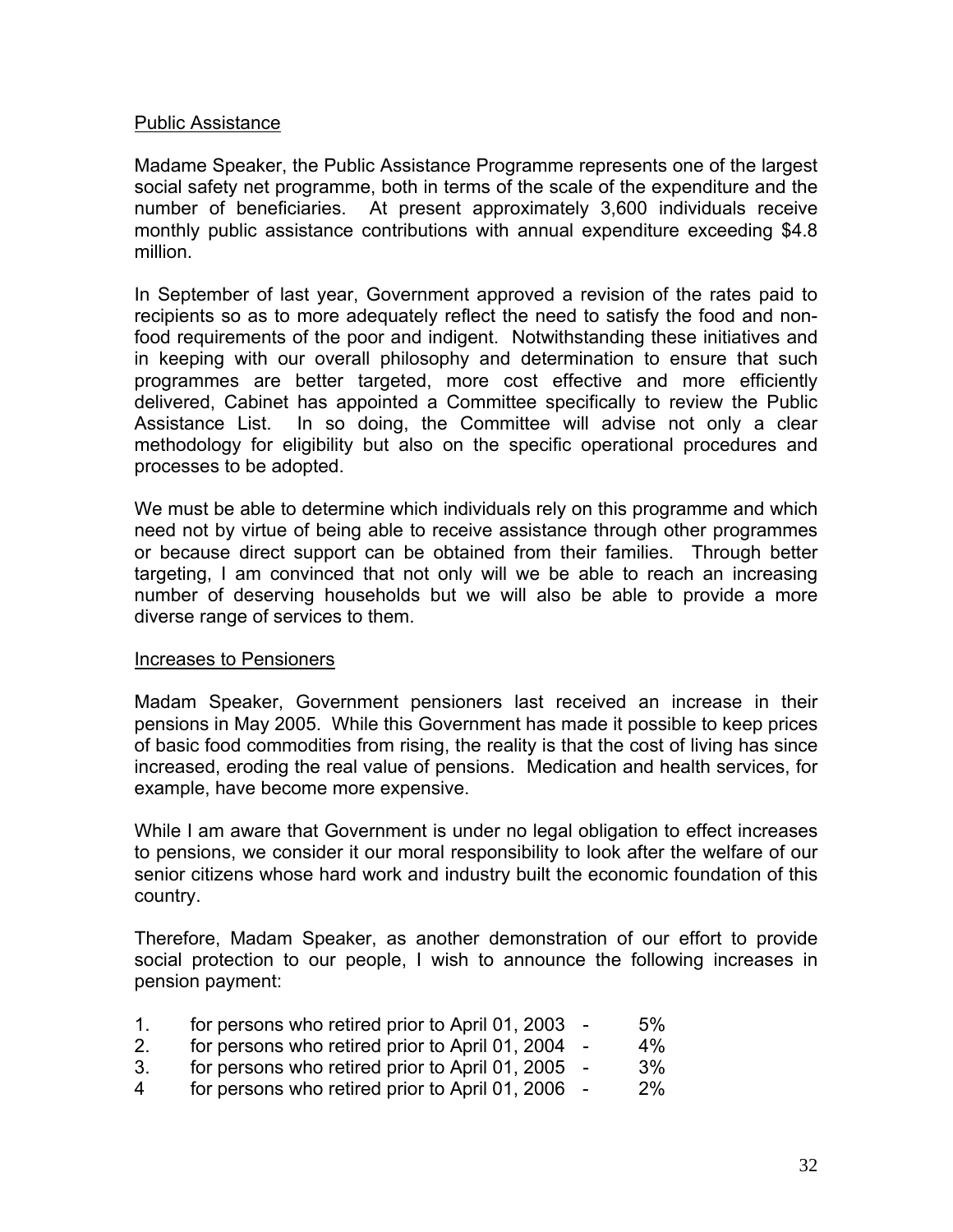Public Assistance

Madame Speaker, the Public Assistance Programme represents one of the largest social safety net programme, both in terms of the scale of the expenditure and the number of beneficiaries. At present approximately 3,600 individuals receive monthly public assistance contributions with annual expenditure exceeding $4.8 million.

In September of last year, Government approved a revision of the rates paid to recipients so as to more adequately reflect the need to satisfy the food and non-food requirements of the poor and indigent. Notwithstanding these initiatives and in keeping with our overall philosophy and determination to ensure that such programmes are better targeted, more cost effective and more efficiently delivered, Cabinet has appointed a Committee specifically to review the Public Assistance List. In so doing, the Committee will advise not only a clear methodology for eligibility but also on the specific operational procedures and processes to be adopted.

We must be able to determine which individuals rely on this programme and which need not by virtue of being able to receive assistance through other programmes or because direct support can be obtained from their families. Through better targeting, I am convinced that not only will we be able to reach an increasing number of deserving households but we will also be able to provide a more diverse range of services to them.

Increases to Pensioners

Madam Speaker, Government pensioners last received an increase in their pensions in May 2005. While this Government has made it possible to keep prices of basic food commodities from rising, the reality is that the cost of living has since increased, eroding the real value of pensions. Medication and health services, for example, have become more expensive.

While I am aware that Government is under no legal obligation to effect increases to pensions, we consider it our moral responsibility to look after the welfare of our senior citizens whose hard work and industry built the economic foundation of this country.

Therefore, Madam Speaker, as another demonstration of our effort to provide social protection to our people, I wish to announce the following increases in pension payment:

1. for persons who retired prior to April 01, 2003 - 5%
2. for persons who retired prior to April 01, 2004 - 4%
3. for persons who retired prior to April 01, 2005 - 3%
4 for persons who retired prior to April 01, 2006 - 2%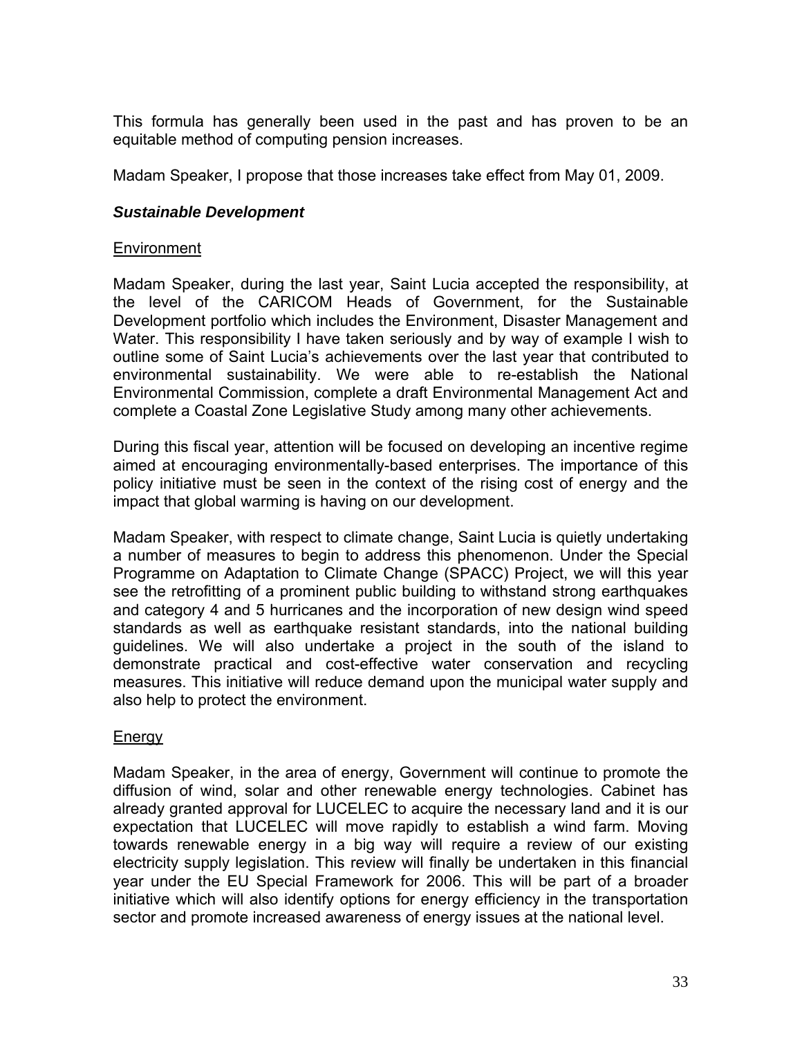This formula has generally been used in the past and has proven to be an equitable method of computing pension increases.

Madam Speaker, I propose that those increases take effect from May 01, 2009.

### ***Sustainable Development***

#### Environment

Madam Speaker, during the last year, Saint Lucia accepted the responsibility, at the level of the CARICOM Heads of Government, for the Sustainable Development portfolio which includes the Environment, Disaster Management and Water. This responsibility I have taken seriously and by way of example I wish to outline some of Saint Lucia's achievements over the last year that contributed to environmental sustainability. We were able to re-establish the National Environmental Commission, complete a draft Environmental Management Act and complete a Coastal Zone Legislative Study among many other achievements.

During this fiscal year, attention will be focused on developing an incentive regime aimed at encouraging environmentally-based enterprises. The importance of this policy initiative must be seen in the context of the rising cost of energy and the impact that global warming is having on our development.

Madam Speaker, with respect to climate change, Saint Lucia is quietly undertaking a number of measures to begin to address this phenomenon. Under the Special Programme on Adaptation to Climate Change (SPACC) Project, we will this year see the retrofitting of a prominent public building to withstand strong earthquakes and category 4 and 5 hurricanes and the incorporation of new design wind speed standards as well as earthquake resistant standards, into the national building guidelines. We will also undertake a project in the south of the island to demonstrate practical and cost-effective water conservation and recycling measures. This initiative will reduce demand upon the municipal water supply and also help to protect the environment.

#### Energy

Madam Speaker, in the area of energy, Government will continue to promote the diffusion of wind, solar and other renewable energy technologies. Cabinet has already granted approval for LUCELEC to acquire the necessary land and it is our expectation that LUCELEC will move rapidly to establish a wind farm. Moving towards renewable energy in a big way will require a review of our existing electricity supply legislation. This review will finally be undertaken in this financial year under the EU Special Framework for 2006. This will be part of a broader initiative which will also identify options for energy efficiency in the transportation sector and promote increased awareness of energy issues at the national level.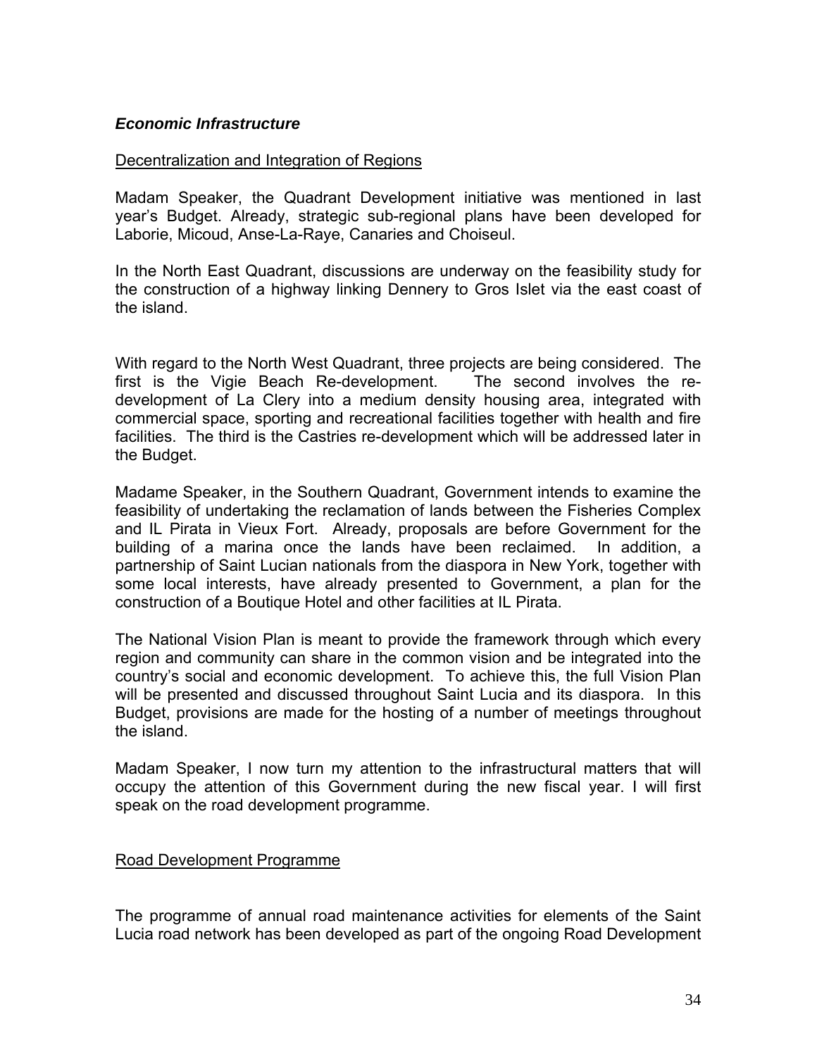### *Economic Infrastructure*

Decentralization and Integration of Regions

Madam Speaker, the Quadrant Development initiative was mentioned in last year's Budget. Already, strategic sub-regional plans have been developed for Laborie, Micoud, Anse-La-Raye, Canaries and Choiseul.

In the North East Quadrant, discussions are underway on the feasibility study for the construction of a highway linking Dennery to Gros Islet via the east coast of the island.

With regard to the North West Quadrant, three projects are being considered. The first is the Vigie Beach Re-development. The second involves the re-development of La Clery into a medium density housing area, integrated with commercial space, sporting and recreational facilities together with health and fire facilities. The third is the Castries re-development which will be addressed later in the Budget.

Madame Speaker, in the Southern Quadrant, Government intends to examine the feasibility of undertaking the reclamation of lands between the Fisheries Complex and IL Pirata in Vieux Fort. Already, proposals are before Government for the building of a marina once the lands have been reclaimed. In addition, a partnership of Saint Lucian nationals from the diaspora in New York, together with some local interests, have already presented to Government, a plan for the construction of a Boutique Hotel and other facilities at IL Pirata.

The National Vision Plan is meant to provide the framework through which every region and community can share in the common vision and be integrated into the country's social and economic development. To achieve this, the full Vision Plan will be presented and discussed throughout Saint Lucia and its diaspora. In this Budget, provisions are made for the hosting of a number of meetings throughout the island.

Madam Speaker, I now turn my attention to the infrastructural matters that will occupy the attention of this Government during the new fiscal year. I will first speak on the road development programme.

Road Development Programme

The programme of annual road maintenance activities for elements of the Saint Lucia road network has been developed as part of the ongoing Road Development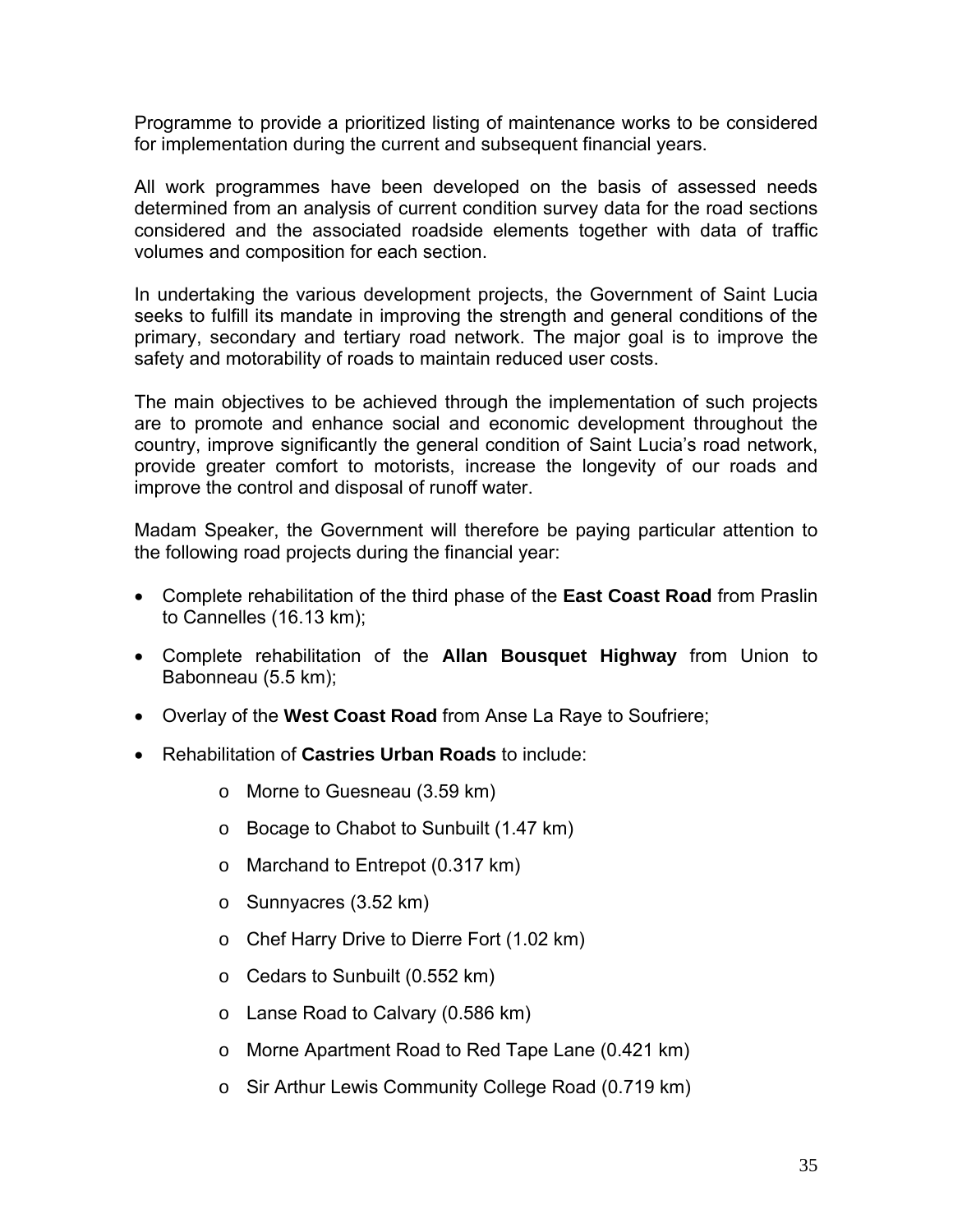Programme to provide a prioritized listing of maintenance works to be considered for implementation during the current and subsequent financial years.

All work programmes have been developed on the basis of assessed needs determined from an analysis of current condition survey data for the road sections considered and the associated roadside elements together with data of traffic volumes and composition for each section.

In undertaking the various development projects, the Government of Saint Lucia seeks to fulfill its mandate in improving the strength and general conditions of the primary, secondary and tertiary road network. The major goal is to improve the safety and motorability of roads to maintain reduced user costs.

The main objectives to be achieved through the implementation of such projects are to promote and enhance social and economic development throughout the country, improve significantly the general condition of Saint Lucia's road network, provide greater comfort to motorists, increase the longevity of our roads and improve the control and disposal of runoff water.

Madam Speaker, the Government will therefore be paying particular attention to the following road projects during the financial year:

- Complete rehabilitation of the third phase of the **East Coast Road** from Praslin to Cannelles (16.13 km);
- Complete rehabilitation of the **Allan Bousquet Highway** from Union to Babonneau (5.5 km);
- Overlay of the **West Coast Road** from Anse La Raye to Soufriere;
- Rehabilitation of **Castries Urban Roads** to include:
    - Morne to Guesneau (3.59 km)
    - Bocage to Chabot to Sunbuilt (1.47 km)
    - Marchand to Entrepot (0.317 km)
    - Sunnyacres (3.52 km)
    - Chef Harry Drive to Dierre Fort (1.02 km)
    - Cedars to Sunbuilt (0.552 km)
    - Lanse Road to Calvary (0.586 km)
    - Morne Apartment Road to Red Tape Lane (0.421 km)
    - Sir Arthur Lewis Community College Road (0.719 km)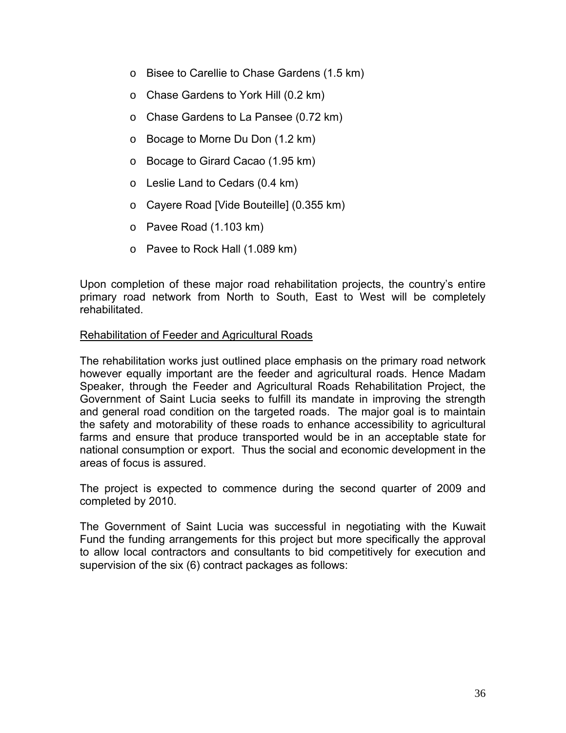- Bisee to Carellie to Chase Gardens (1.5 km)
- Chase Gardens to York Hill (0.2 km)
- Chase Gardens to La Pansee (0.72 km)
- Bocage to Morne Du Don (1.2 km)
- Bocage to Girard Cacao (1.95 km)
- Leslie Land to Cedars (0.4 km)
- Cayere Road [Vide Bouteille] (0.355 km)
- Pavee Road (1.103 km)
- Pavee to Rock Hall (1.089 km)

Upon completion of these major road rehabilitation projects, the country's entire primary road network from North to South, East to West will be completely rehabilitated.

Rehabilitation of Feeder and Agricultural Roads

The rehabilitation works just outlined place emphasis on the primary road network however equally important are the feeder and agricultural roads. Hence Madam Speaker, through the Feeder and Agricultural Roads Rehabilitation Project, the Government of Saint Lucia seeks to fulfill its mandate in improving the strength and general road condition on the targeted roads. The major goal is to maintain the safety and motorability of these roads to enhance accessibility to agricultural farms and ensure that produce transported would be in an acceptable state for national consumption or export. Thus the social and economic development in the areas of focus is assured.

The project is expected to commence during the second quarter of 2009 and completed by 2010.

The Government of Saint Lucia was successful in negotiating with the Kuwait Fund the funding arrangements for this project but more specifically the approval to allow local contractors and consultants to bid competitively for execution and supervision of the six (6) contract packages as follows: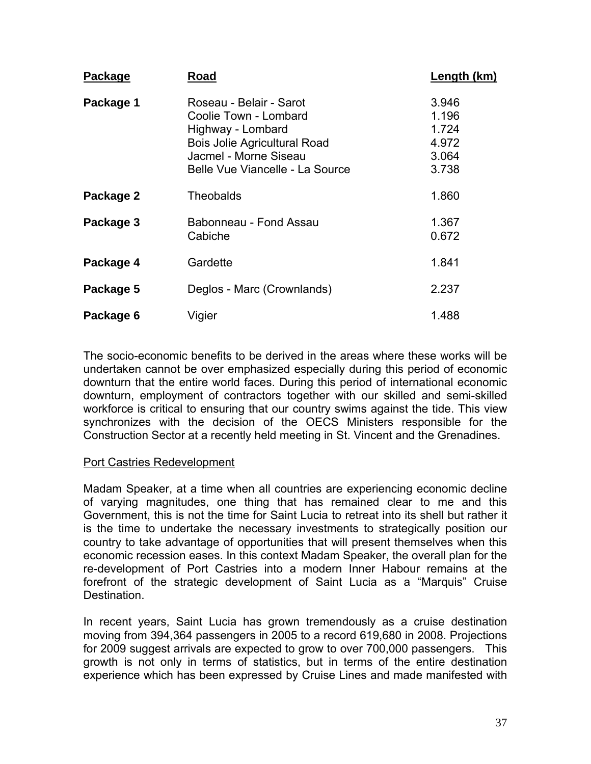| Package | Road | Length (km) |
|---|---|---|
| **Package 1** | Roseau - Belair - Sarot | 3.946 |
| | Coolie Town - Lombard | 1.196 |
| | Highway - Lombard | 1.724 |
| | Bois Jolie Agricultural Road | 4.972 |
| | Jacmel - Morne Siseau | 3.064 |
| | Belle Vue Viancelle - La Source | 3.738 |
| **Package 2** | Theobalds | 1.860 |
| **Package 3** | Babonneau - Fond Assau | 1.367 |
| | Cabiche | 0.672 |
| **Package 4** | Gardette | 1.841 |
| **Package 5** | Deglos - Marc (Crownlands) | 2.237 |
| **Package 6** | Vigier | 1.488 |

The socio-economic benefits to be derived in the areas where these works will be undertaken cannot be over emphasized especially during this period of economic downturn that the entire world faces. During this period of international economic downturn, employment of contractors together with our skilled and semi-skilled workforce is critical to ensuring that our country swims against the tide. This view synchronizes with the decision of the OECS Ministers responsible for the Construction Sector at a recently held meeting in St. Vincent and the Grenadines.

Port Castries Redevelopment

Madam Speaker, at a time when all countries are experiencing economic decline of varying magnitudes, one thing that has remained clear to me and this Government, this is not the time for Saint Lucia to retreat into its shell but rather it is the time to undertake the necessary investments to strategically position our country to take advantage of opportunities that will present themselves when this economic recession eases. In this context Madam Speaker, the overall plan for the re-development of Port Castries into a modern Inner Habour remains at the forefront of the strategic development of Saint Lucia as a "Marquis" Cruise Destination.

In recent years, Saint Lucia has grown tremendously as a cruise destination moving from 394,364 passengers in 2005 to a record 619,680 in 2008. Projections for 2009 suggest arrivals are expected to grow to over 700,000 passengers. This growth is not only in terms of statistics, but in terms of the entire destination experience which has been expressed by Cruise Lines and made manifested with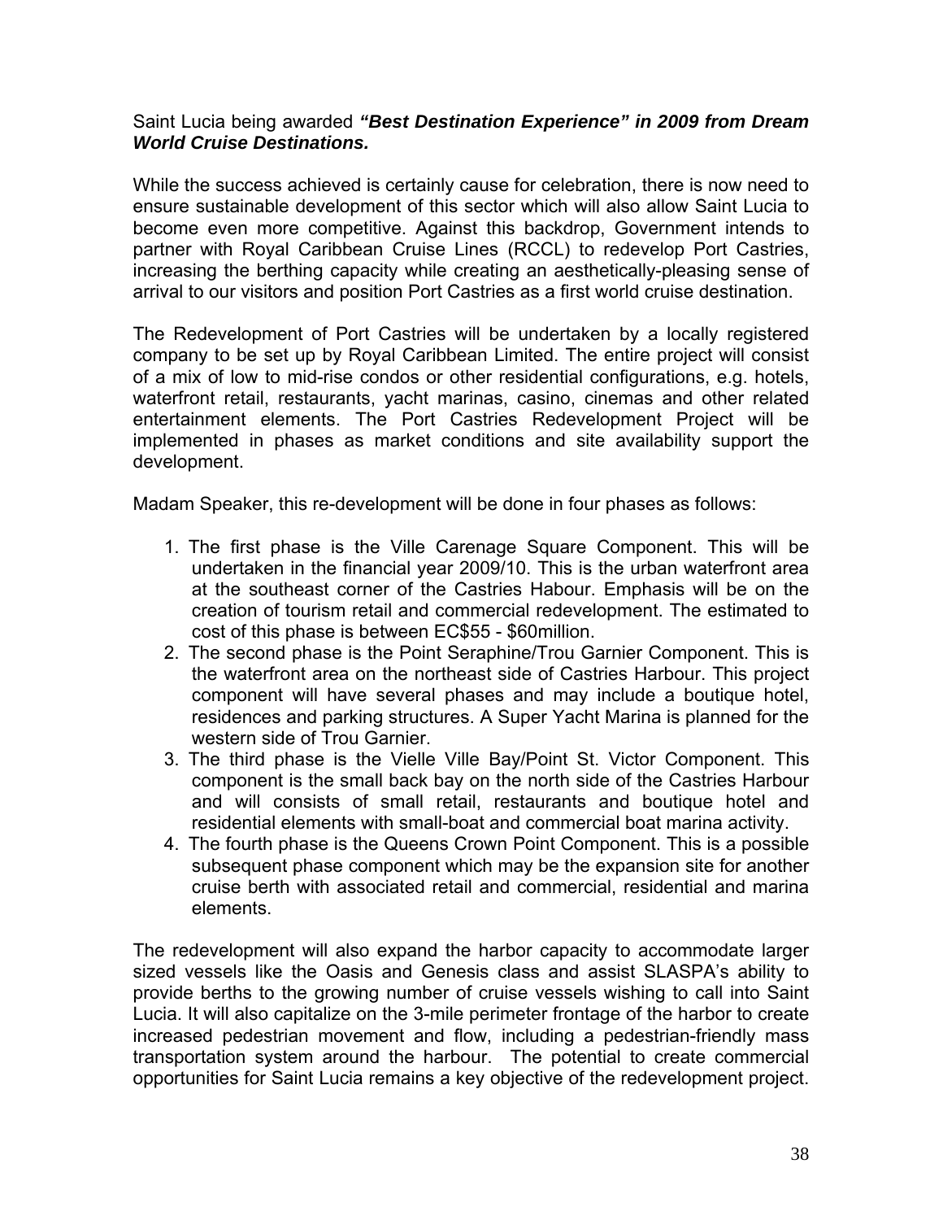Saint Lucia being awarded ***"Best Destination Experience" in 2009 from Dream World Cruise Destinations.***

While the success achieved is certainly cause for celebration, there is now need to ensure sustainable development of this sector which will also allow Saint Lucia to become even more competitive. Against this backdrop, Government intends to partner with Royal Caribbean Cruise Lines (RCCL) to redevelop Port Castries, increasing the berthing capacity while creating an aesthetically-pleasing sense of arrival to our visitors and position Port Castries as a first world cruise destination.

The Redevelopment of Port Castries will be undertaken by a locally registered company to be set up by Royal Caribbean Limited. The entire project will consist of a mix of low to mid-rise condos or other residential configurations, e.g. hotels, waterfront retail, restaurants, yacht marinas, casino, cinemas and other related entertainment elements. The Port Castries Redevelopment Project will be implemented in phases as market conditions and site availability support the development.

Madam Speaker, this re-development will be done in four phases as follows:

1. The first phase is the Ville Carenage Square Component. This will be undertaken in the financial year 2009/10. This is the urban waterfront area at the southeast corner of the Castries Habour. Emphasis will be on the creation of tourism retail and commercial redevelopment. The estimated to cost of this phase is between EC$55 - $60million.
2. The second phase is the Point Seraphine/Trou Garnier Component. This is the waterfront area on the northeast side of Castries Harbour. This project component will have several phases and may include a boutique hotel, residences and parking structures. A Super Yacht Marina is planned for the western side of Trou Garnier.
3. The third phase is the Vielle Ville Bay/Point St. Victor Component. This component is the small back bay on the north side of the Castries Harbour and will consists of small retail, restaurants and boutique hotel and residential elements with small-boat and commercial boat marina activity.
4. The fourth phase is the Queens Crown Point Component. This is a possible subsequent phase component which may be the expansion site for another cruise berth with associated retail and commercial, residential and marina elements.

The redevelopment will also expand the harbor capacity to accommodate larger sized vessels like the Oasis and Genesis class and assist SLASPA's ability to provide berths to the growing number of cruise vessels wishing to call into Saint Lucia. It will also capitalize on the 3-mile perimeter frontage of the harbor to create increased pedestrian movement and flow, including a pedestrian-friendly mass transportation system around the harbour. The potential to create commercial opportunities for Saint Lucia remains a key objective of the redevelopment project.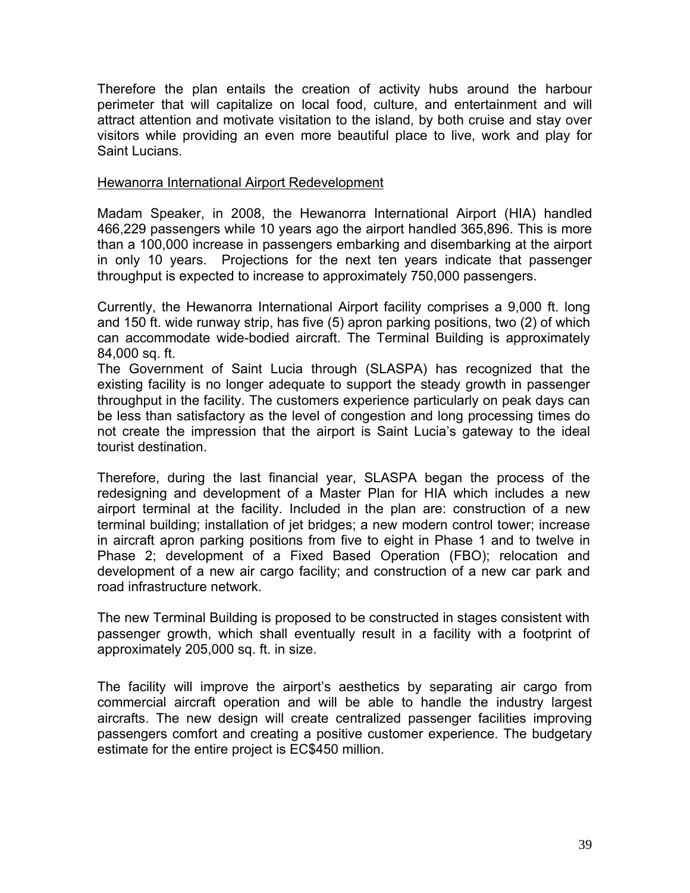Therefore the plan entails the creation of activity hubs around the harbour perimeter that will capitalize on local food, culture, and entertainment and will attract attention and motivate visitation to the island, by both cruise and stay over visitors while providing an even more beautiful place to live, work and play for Saint Lucians.

## Hewanorra International Airport Redevelopment

Madam Speaker, in 2008, the Hewanorra International Airport (HIA) handled 466,229 passengers while 10 years ago the airport handled 365,896. This is more than a 100,000 increase in passengers embarking and disembarking at the airport in only 10 years. Projections for the next ten years indicate that passenger throughput is expected to increase to approximately 750,000 passengers.

Currently, the Hewanorra International Airport facility comprises a 9,000 ft. long and 150 ft. wide runway strip, has five (5) apron parking positions, two (2) of which can accommodate wide-bodied aircraft. The Terminal Building is approximately 84,000 sq. ft.

The Government of Saint Lucia through (SLASPA) has recognized that the existing facility is no longer adequate to support the steady growth in passenger throughput in the facility. The customers experience particularly on peak days can be less than satisfactory as the level of congestion and long processing times do not create the impression that the airport is Saint Lucia's gateway to the ideal tourist destination.

Therefore, during the last financial year, SLASPA began the process of the redesigning and development of a Master Plan for HIA which includes a new airport terminal at the facility. Included in the plan are: construction of a new terminal building; installation of jet bridges; a new modern control tower; increase in aircraft apron parking positions from five to eight in Phase 1 and to twelve in Phase 2; development of a Fixed Based Operation (FBO); relocation and development of a new air cargo facility; and construction of a new car park and road infrastructure network.

The new Terminal Building is proposed to be constructed in stages consistent with passenger growth, which shall eventually result in a facility with a footprint of approximately 205,000 sq. ft. in size.

The facility will improve the airport's aesthetics by separating air cargo from commercial aircraft operation and will be able to handle the industry largest aircrafts. The new design will create centralized passenger facilities improving passengers comfort and creating a positive customer experience. The budgetary estimate for the entire project is EC$450 million.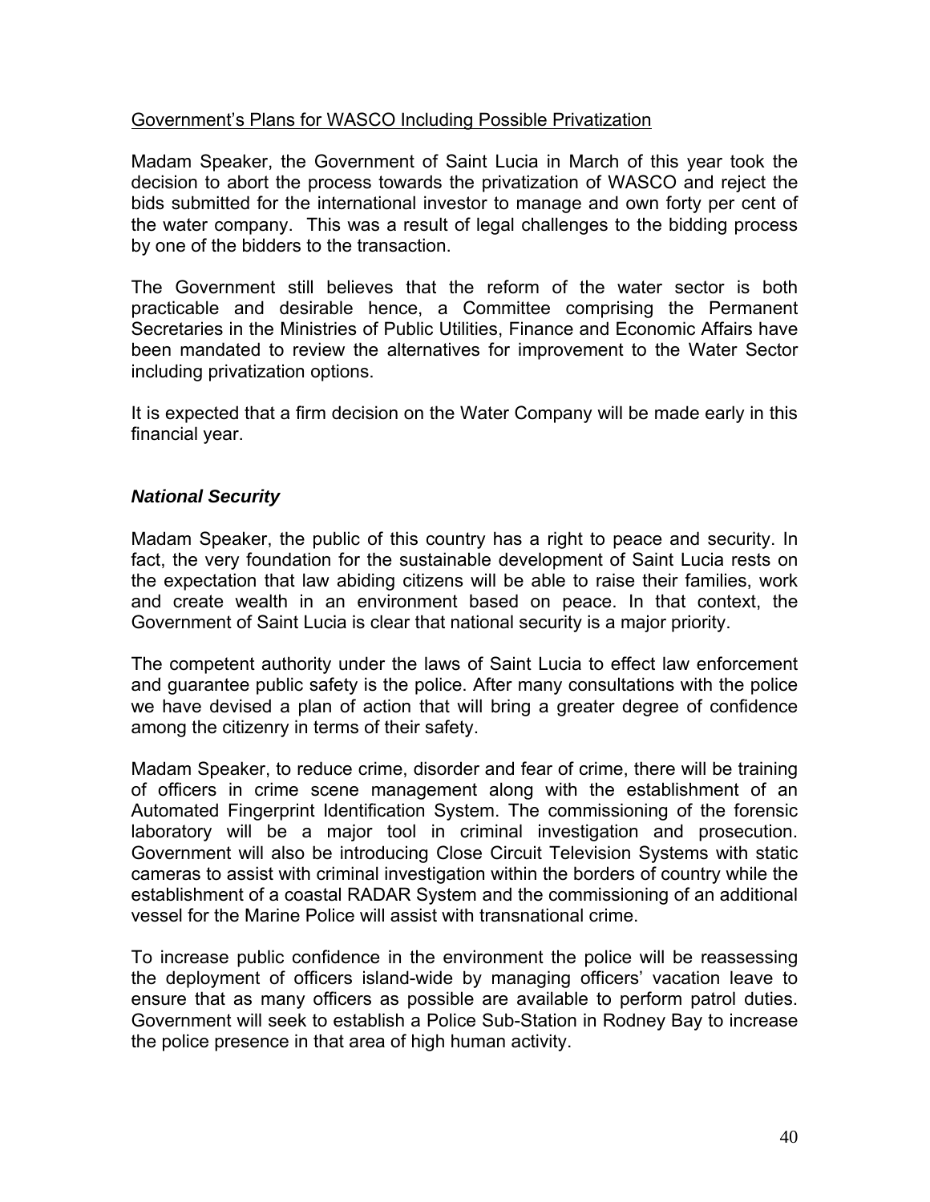Government's Plans for WASCO Including Possible Privatization

Madam Speaker, the Government of Saint Lucia in March of this year took the decision to abort the process towards the privatization of WASCO and reject the bids submitted for the international investor to manage and own forty per cent of the water company. This was a result of legal challenges to the bidding process by one of the bidders to the transaction.

The Government still believes that the reform of the water sector is both practicable and desirable hence, a Committee comprising the Permanent Secretaries in the Ministries of Public Utilities, Finance and Economic Affairs have been mandated to review the alternatives for improvement to the Water Sector including privatization options.

It is expected that a firm decision on the Water Company will be made early in this financial year.

### ***National Security***

Madam Speaker, the public of this country has a right to peace and security. In fact, the very foundation for the sustainable development of Saint Lucia rests on the expectation that law abiding citizens will be able to raise their families, work and create wealth in an environment based on peace. In that context, the Government of Saint Lucia is clear that national security is a major priority.

The competent authority under the laws of Saint Lucia to effect law enforcement and guarantee public safety is the police. After many consultations with the police we have devised a plan of action that will bring a greater degree of confidence among the citizenry in terms of their safety.

Madam Speaker, to reduce crime, disorder and fear of crime, there will be training of officers in crime scene management along with the establishment of an Automated Fingerprint Identification System. The commissioning of the forensic laboratory will be a major tool in criminal investigation and prosecution. Government will also be introducing Close Circuit Television Systems with static cameras to assist with criminal investigation within the borders of country while the establishment of a coastal RADAR System and the commissioning of an additional vessel for the Marine Police will assist with transnational crime.

To increase public confidence in the environment the police will be reassessing the deployment of officers island-wide by managing officers' vacation leave to ensure that as many officers as possible are available to perform patrol duties. Government will seek to establish a Police Sub-Station in Rodney Bay to increase the police presence in that area of high human activity.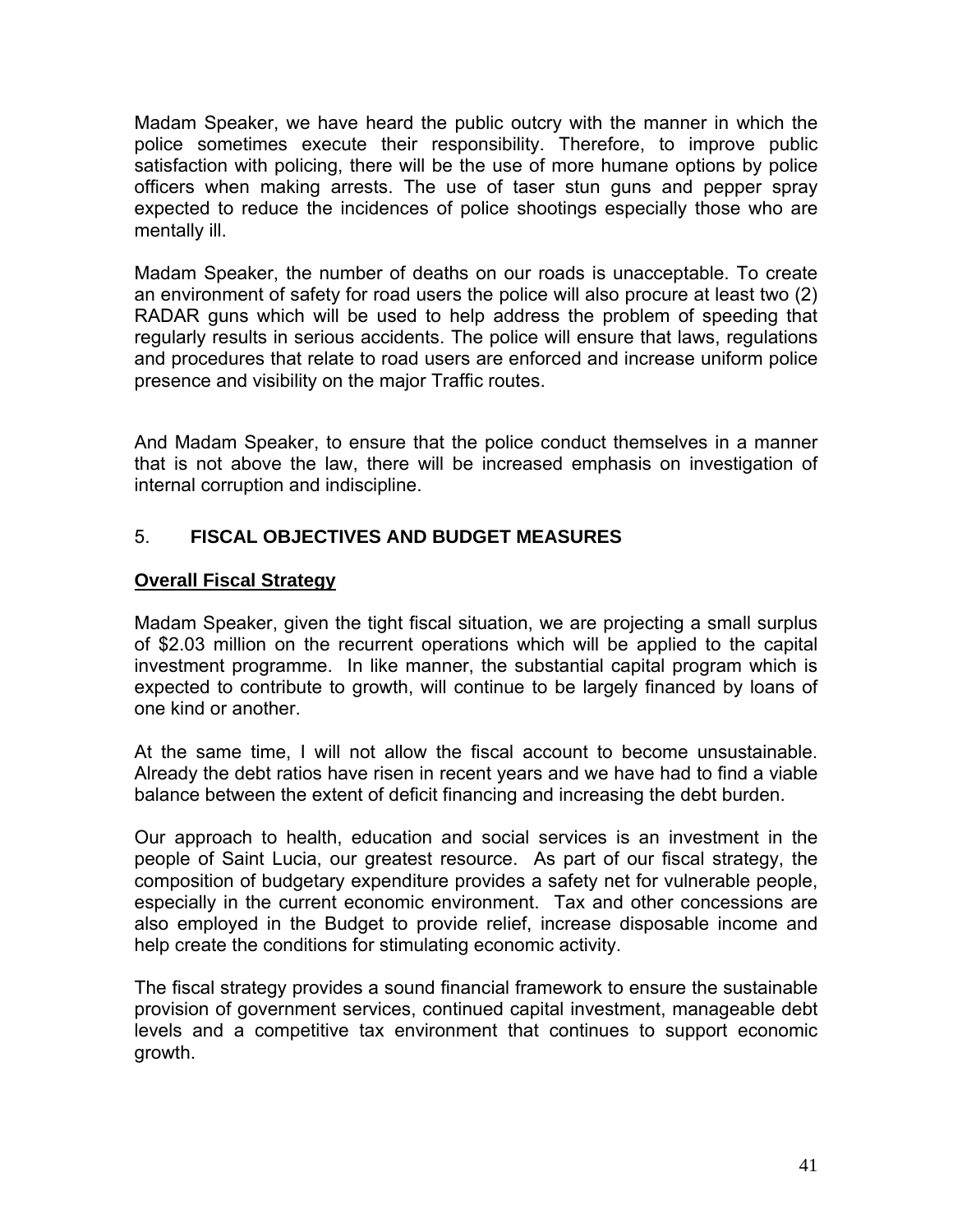Madam Speaker, we have heard the public outcry with the manner in which the police sometimes execute their responsibility. Therefore, to improve public satisfaction with policing, there will be the use of more humane options by police officers when making arrests. The use of taser stun guns and pepper spray expected to reduce the incidences of police shootings especially those who are mentally ill.

Madam Speaker, the number of deaths on our roads is unacceptable. To create an environment of safety for road users the police will also procure at least two (2) RADAR guns which will be used to help address the problem of speeding that regularly results in serious accidents. The police will ensure that laws, regulations and procedures that relate to road users are enforced and increase uniform police presence and visibility on the major Traffic routes.

And Madam Speaker, to ensure that the police conduct themselves in a manner that is not above the law, there will be increased emphasis on investigation of internal corruption and indiscipline.

## 5. **FISCAL OBJECTIVES AND BUDGET MEASURES**

### **Overall Fiscal Strategy**

Madam Speaker, given the tight fiscal situation, we are projecting a small surplus of $2.03 million on the recurrent operations which will be applied to the capital investment programme. In like manner, the substantial capital program which is expected to contribute to growth, will continue to be largely financed by loans of one kind or another.

At the same time, I will not allow the fiscal account to become unsustainable. Already the debt ratios have risen in recent years and we have had to find a viable balance between the extent of deficit financing and increasing the debt burden.

Our approach to health, education and social services is an investment in the people of Saint Lucia, our greatest resource. As part of our fiscal strategy, the composition of budgetary expenditure provides a safety net for vulnerable people, especially in the current economic environment. Tax and other concessions are also employed in the Budget to provide relief, increase disposable income and help create the conditions for stimulating economic activity.

The fiscal strategy provides a sound financial framework to ensure the sustainable provision of government services, continued capital investment, manageable debt levels and a competitive tax environment that continues to support economic growth.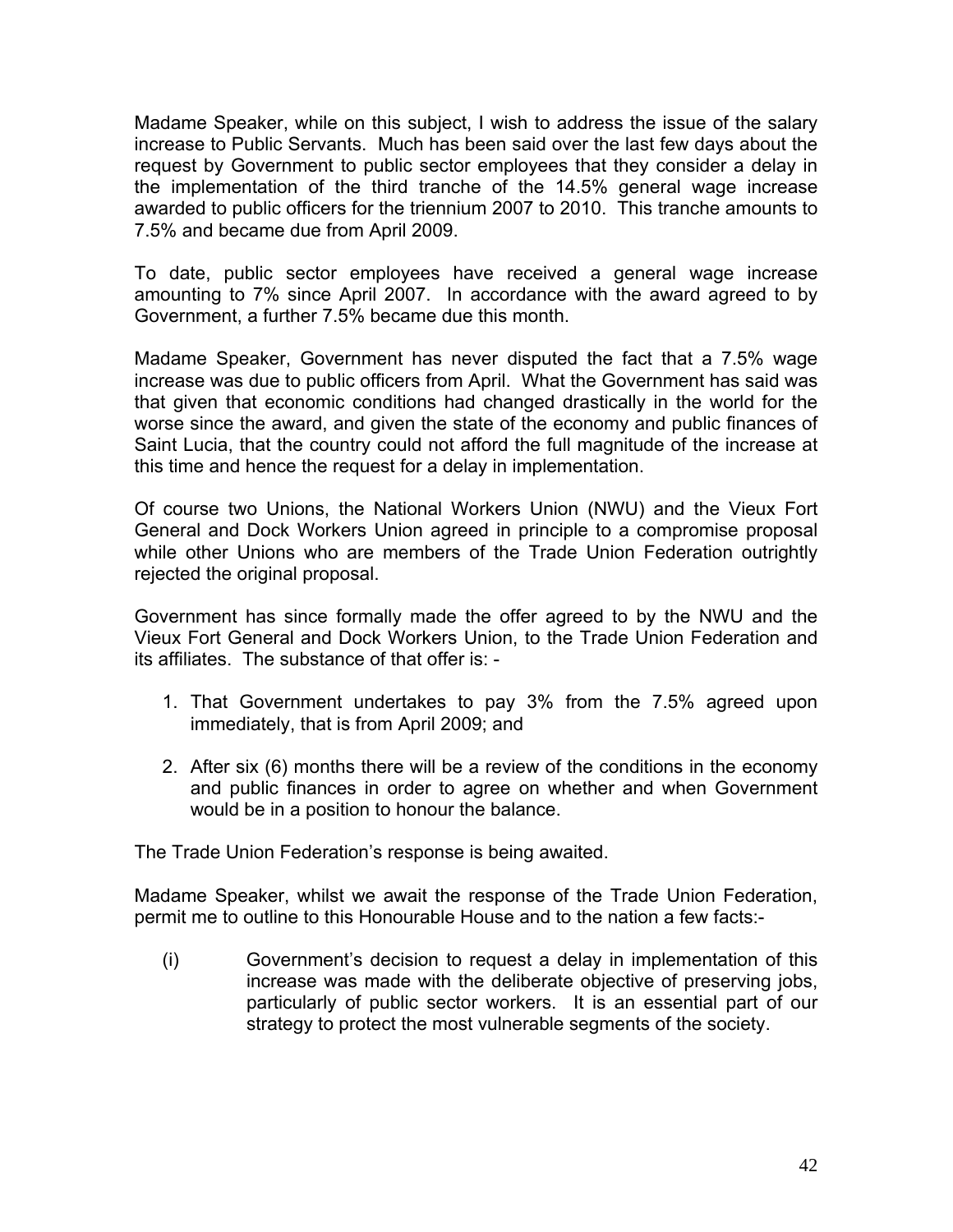Madame Speaker, while on this subject, I wish to address the issue of the salary increase to Public Servants. Much has been said over the last few days about the request by Government to public sector employees that they consider a delay in the implementation of the third tranche of the 14.5% general wage increase awarded to public officers for the triennium 2007 to 2010. This tranche amounts to 7.5% and became due from April 2009.

To date, public sector employees have received a general wage increase amounting to 7% since April 2007. In accordance with the award agreed to by Government, a further 7.5% became due this month.

Madame Speaker, Government has never disputed the fact that a 7.5% wage increase was due to public officers from April. What the Government has said was that given that economic conditions had changed drastically in the world for the worse since the award, and given the state of the economy and public finances of Saint Lucia, that the country could not afford the full magnitude of the increase at this time and hence the request for a delay in implementation.

Of course two Unions, the National Workers Union (NWU) and the Vieux Fort General and Dock Workers Union agreed in principle to a compromise proposal while other Unions who are members of the Trade Union Federation outrightly rejected the original proposal.

Government has since formally made the offer agreed to by the NWU and the Vieux Fort General and Dock Workers Union, to the Trade Union Federation and its affiliates. The substance of that offer is: -

1. That Government undertakes to pay 3% from the 7.5% agreed upon immediately, that is from April 2009; and
2. After six (6) months there will be a review of the conditions in the economy and public finances in order to agree on whether and when Government would be in a position to honour the balance.

The Trade Union Federation's response is being awaited.

Madame Speaker, whilst we await the response of the Trade Union Federation, permit me to outline to this Honourable House and to the nation a few facts:-

(i) Government's decision to request a delay in implementation of this increase was made with the deliberate objective of preserving jobs, particularly of public sector workers. It is an essential part of our strategy to protect the most vulnerable segments of the society.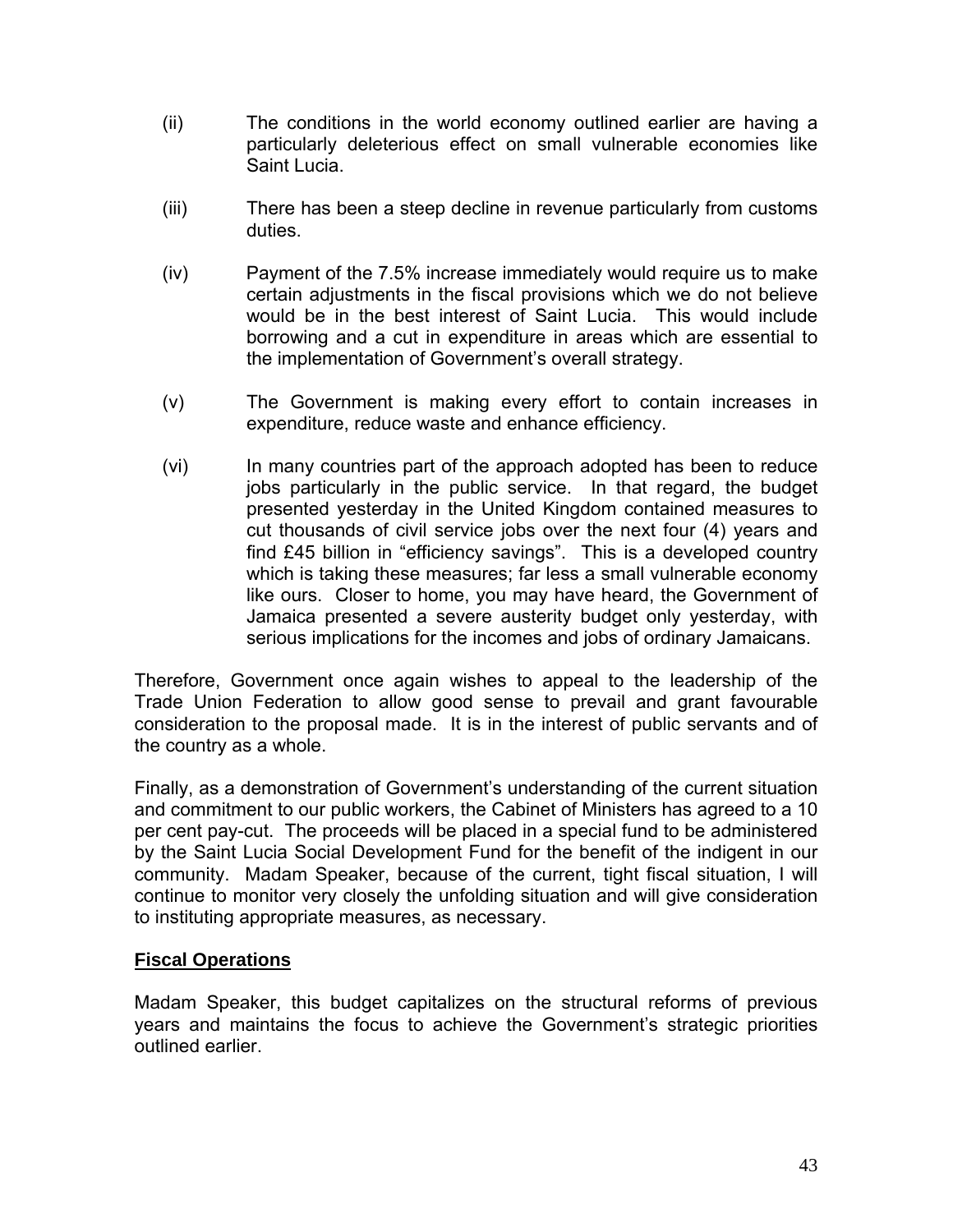(ii) The conditions in the world economy outlined earlier are having a particularly deleterious effect on small vulnerable economies like Saint Lucia.

(iii) There has been a steep decline in revenue particularly from customs duties.

(iv) Payment of the 7.5% increase immediately would require us to make certain adjustments in the fiscal provisions which we do not believe would be in the best interest of Saint Lucia. This would include borrowing and a cut in expenditure in areas which are essential to the implementation of Government's overall strategy.

(v) The Government is making every effort to contain increases in expenditure, reduce waste and enhance efficiency.

(vi) In many countries part of the approach adopted has been to reduce jobs particularly in the public service. In that regard, the budget presented yesterday in the United Kingdom contained measures to cut thousands of civil service jobs over the next four (4) years and find £45 billion in "efficiency savings". This is a developed country which is taking these measures; far less a small vulnerable economy like ours. Closer to home, you may have heard, the Government of Jamaica presented a severe austerity budget only yesterday, with serious implications for the incomes and jobs of ordinary Jamaicans.

Therefore, Government once again wishes to appeal to the leadership of the Trade Union Federation to allow good sense to prevail and grant favourable consideration to the proposal made. It is in the interest of public servants and of the country as a whole.

Finally, as a demonstration of Government's understanding of the current situation and commitment to our public workers, the Cabinet of Ministers has agreed to a 10 per cent pay-cut. The proceeds will be placed in a special fund to be administered by the Saint Lucia Social Development Fund for the benefit of the indigent in our community. Madam Speaker, because of the current, tight fiscal situation, I will continue to monitor very closely the unfolding situation and will give consideration to instituting appropriate measures, as necessary.

## Fiscal Operations

Madam Speaker, this budget capitalizes on the structural reforms of previous years and maintains the focus to achieve the Government's strategic priorities outlined earlier.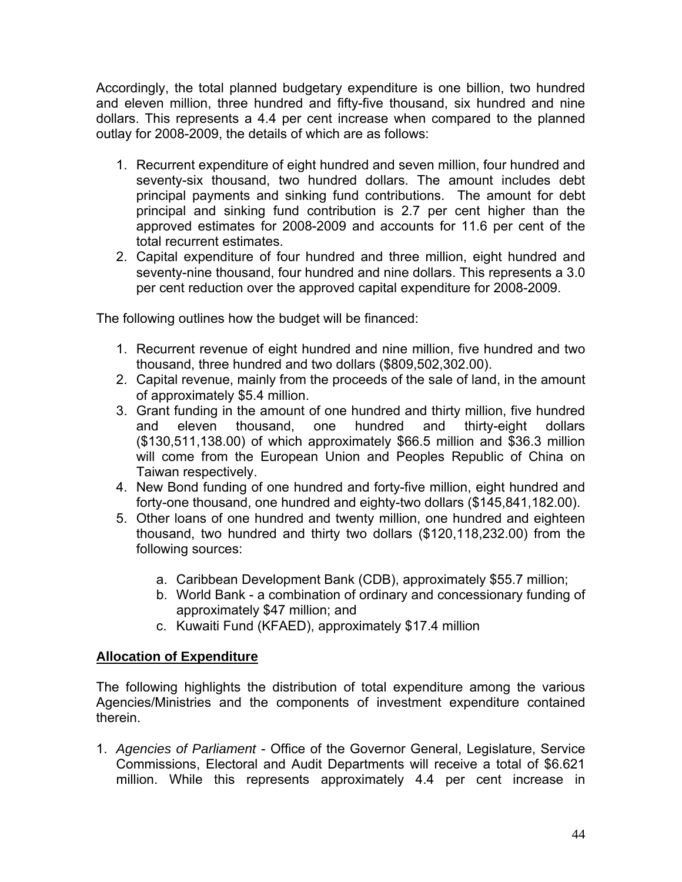Accordingly, the total planned budgetary expenditure is one billion, two hundred and eleven million, three hundred and fifty-five thousand, six hundred and nine dollars. This represents a 4.4 per cent increase when compared to the planned outlay for 2008-2009, the details of which are as follows:

1. Recurrent expenditure of eight hundred and seven million, four hundred and seventy-six thousand, two hundred dollars. The amount includes debt principal payments and sinking fund contributions. The amount for debt principal and sinking fund contribution is 2.7 per cent higher than the approved estimates for 2008-2009 and accounts for 11.6 per cent of the total recurrent estimates.
2. Capital expenditure of four hundred and three million, eight hundred and seventy-nine thousand, four hundred and nine dollars. This represents a 3.0 per cent reduction over the approved capital expenditure for 2008-2009.

The following outlines how the budget will be financed:

1. Recurrent revenue of eight hundred and nine million, five hundred and two thousand, three hundred and two dollars ($809,502,302.00).
2. Capital revenue, mainly from the proceeds of the sale of land, in the amount of approximately $5.4 million.
3. Grant funding in the amount of one hundred and thirty million, five hundred and eleven thousand, one hundred and thirty-eight dollars ($130,511,138.00) of which approximately $66.5 million and $36.3 million will come from the European Union and Peoples Republic of China on Taiwan respectively.
4. New Bond funding of one hundred and forty-five million, eight hundred and forty-one thousand, one hundred and eighty-two dollars ($145,841,182.00).
5. Other loans of one hundred and twenty million, one hundred and eighteen thousand, two hundred and thirty two dollars ($120,118,232.00) from the following sources:
   a. Caribbean Development Bank (CDB), approximately $55.7 million;
   b. World Bank - a combination of ordinary and concessionary funding of approximately $47 million; and
   c. Kuwaiti Fund (KFAED), approximately $17.4 million

**Allocation of Expenditure**

The following highlights the distribution of total expenditure among the various Agencies/Ministries and the components of investment expenditure contained therein.

1. *Agencies of Parliament* - Office of the Governor General, Legislature, Service Commissions, Electoral and Audit Departments will receive a total of $6.621 million. While this represents approximately 4.4 per cent increase in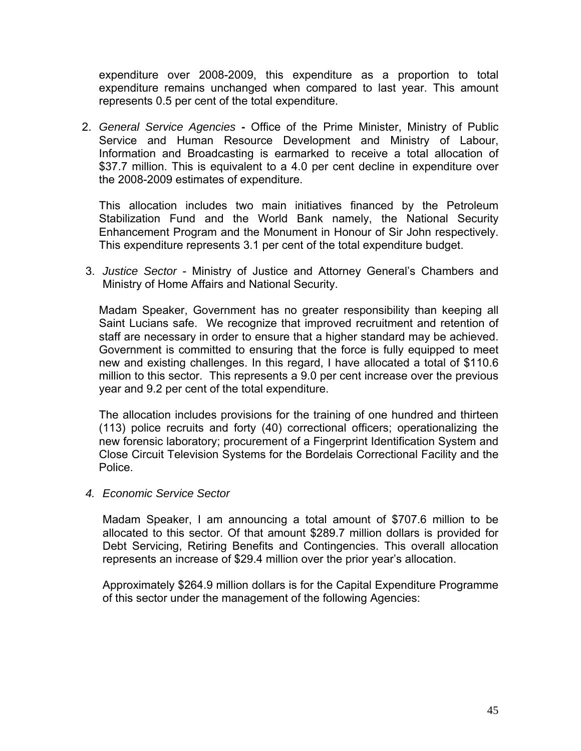expenditure over 2008-2009, this expenditure as a proportion to total expenditure remains unchanged when compared to last year. This amount represents 0.5 per cent of the total expenditure.

2. *General Service Agencies* **-** Office of the Prime Minister, Ministry of Public Service and Human Resource Development and Ministry of Labour, Information and Broadcasting is earmarked to receive a total allocation of $37.7 million. This is equivalent to a 4.0 per cent decline in expenditure over the 2008-2009 estimates of expenditure.

   This allocation includes two main initiatives financed by the Petroleum Stabilization Fund and the World Bank namely, the National Security Enhancement Program and the Monument in Honour of Sir John respectively. This expenditure represents 3.1 per cent of the total expenditure budget.

3. *Justice Sector* - Ministry of Justice and Attorney General's Chambers and Ministry of Home Affairs and National Security.

   Madam Speaker, Government has no greater responsibility than keeping all Saint Lucians safe. We recognize that improved recruitment and retention of staff are necessary in order to ensure that a higher standard may be achieved. Government is committed to ensuring that the force is fully equipped to meet new and existing challenges. In this regard, I have allocated a total of $110.6 million to this sector. This represents a 9.0 per cent increase over the previous year and 9.2 per cent of the total expenditure.

   The allocation includes provisions for the training of one hundred and thirteen (113) police recruits and forty (40) correctional officers; operationalizing the new forensic laboratory; procurement of a Fingerprint Identification System and Close Circuit Television Systems for the Bordelais Correctional Facility and the Police.

4. *Economic Service Sector*

   Madam Speaker, I am announcing a total amount of $707.6 million to be allocated to this sector. Of that amount $289.7 million dollars is provided for Debt Servicing, Retiring Benefits and Contingencies. This overall allocation represents an increase of $29.4 million over the prior year's allocation.

   Approximately $264.9 million dollars is for the Capital Expenditure Programme of this sector under the management of the following Agencies: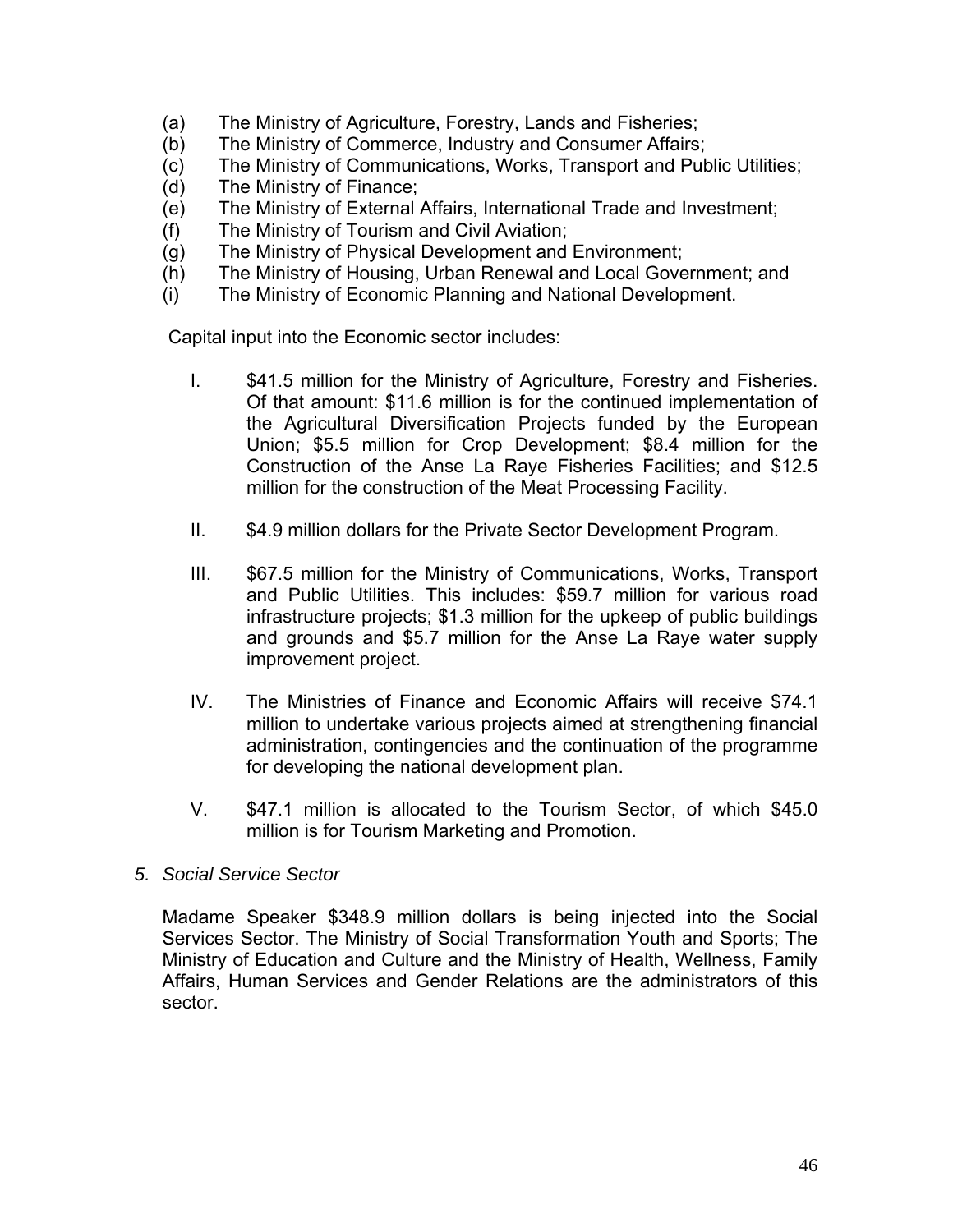(a) The Ministry of Agriculture, Forestry, Lands and Fisheries;
(b) The Ministry of Commerce, Industry and Consumer Affairs;
(c) The Ministry of Communications, Works, Transport and Public Utilities;
(d) The Ministry of Finance;
(e) The Ministry of External Affairs, International Trade and Investment;
(f) The Ministry of Tourism and Civil Aviation;
(g) The Ministry of Physical Development and Environment;
(h) The Ministry of Housing, Urban Renewal and Local Government; and
(i) The Ministry of Economic Planning and National Development.

Capital input into the Economic sector includes:

I. $41.5 million for the Ministry of Agriculture, Forestry and Fisheries. Of that amount: $11.6 million is for the continued implementation of the Agricultural Diversification Projects funded by the European Union; $5.5 million for Crop Development; $8.4 million for the Construction of the Anse La Raye Fisheries Facilities; and $12.5 million for the construction of the Meat Processing Facility.

II. $4.9 million dollars for the Private Sector Development Program.

III. $67.5 million for the Ministry of Communications, Works, Transport and Public Utilities. This includes: $59.7 million for various road infrastructure projects; $1.3 million for the upkeep of public buildings and grounds and $5.7 million for the Anse La Raye water supply improvement project.

IV. The Ministries of Finance and Economic Affairs will receive $74.1 million to undertake various projects aimed at strengthening financial administration, contingencies and the continuation of the programme for developing the national development plan.

V. $47.1 million is allocated to the Tourism Sector, of which $45.0 million is for Tourism Marketing and Promotion.

*5. Social Service Sector*

Madame Speaker $348.9 million dollars is being injected into the Social Services Sector. The Ministry of Social Transformation Youth and Sports; The Ministry of Education and Culture and the Ministry of Health, Wellness, Family Affairs, Human Services and Gender Relations are the administrators of this sector.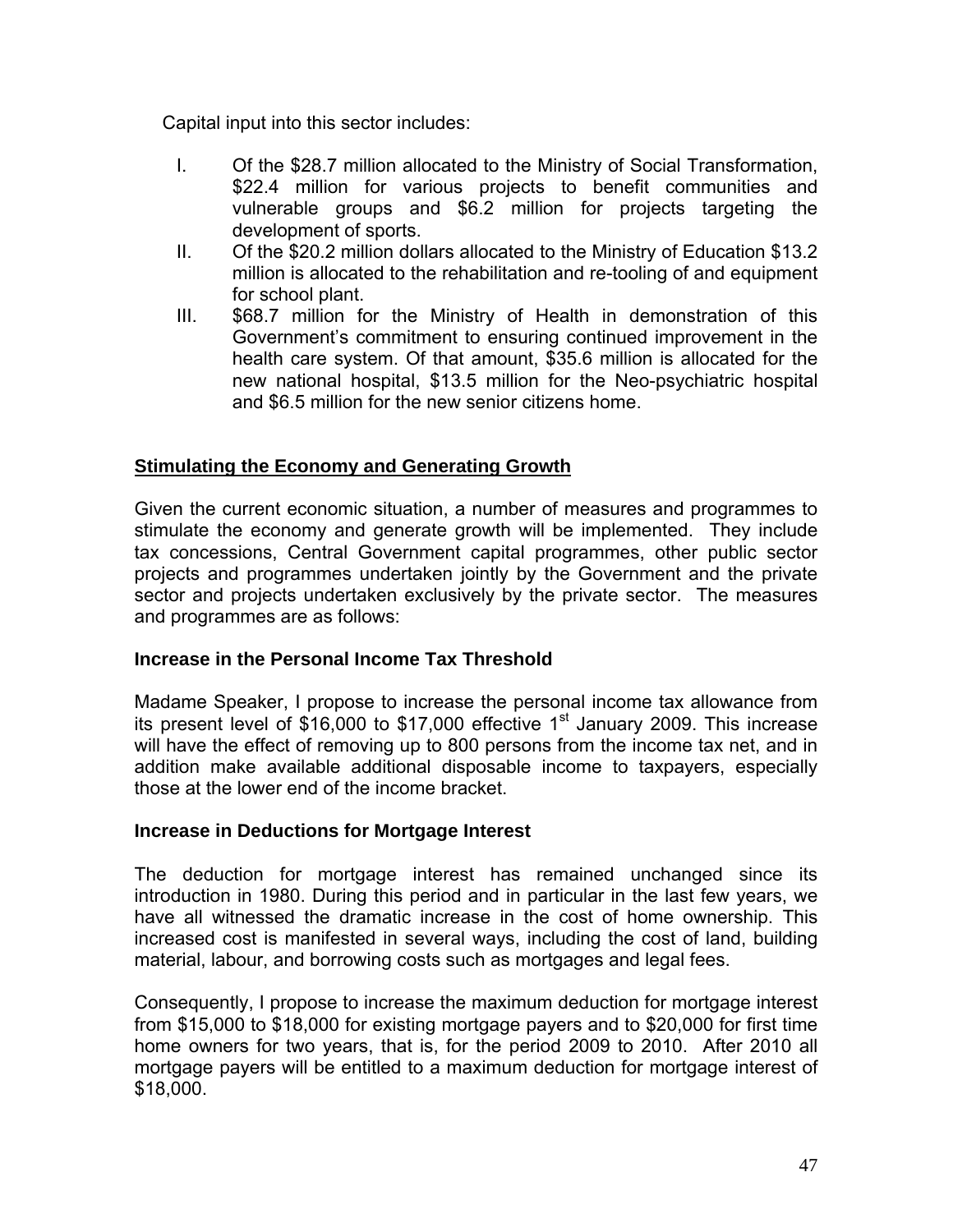Capital input into this sector includes:

I. Of the $28.7 million allocated to the Ministry of Social Transformation, $22.4 million for various projects to benefit communities and vulnerable groups and $6.2 million for projects targeting the development of sports.

II. Of the $20.2 million dollars allocated to the Ministry of Education $13.2 million is allocated to the rehabilitation and re-tooling of and equipment for school plant.

III. $68.7 million for the Ministry of Health in demonstration of this Government's commitment to ensuring continued improvement in the health care system. Of that amount, $35.6 million is allocated for the new national hospital, $13.5 million for the Neo-psychiatric hospital and $6.5 million for the new senior citizens home.

## Stimulating the Economy and Generating Growth

Given the current economic situation, a number of measures and programmes to stimulate the economy and generate growth will be implemented. They include tax concessions, Central Government capital programmes, other public sector projects and programmes undertaken jointly by the Government and the private sector and projects undertaken exclusively by the private sector. The measures and programmes are as follows:

### Increase in the Personal Income Tax Threshold

Madame Speaker, I propose to increase the personal income tax allowance from its present level of $16,000 to $17,000 effective 1st January 2009. This increase will have the effect of removing up to 800 persons from the income tax net, and in addition make available additional disposable income to taxpayers, especially those at the lower end of the income bracket.

### Increase in Deductions for Mortgage Interest

The deduction for mortgage interest has remained unchanged since its introduction in 1980. During this period and in particular in the last few years, we have all witnessed the dramatic increase in the cost of home ownership. This increased cost is manifested in several ways, including the cost of land, building material, labour, and borrowing costs such as mortgages and legal fees.

Consequently, I propose to increase the maximum deduction for mortgage interest from $15,000 to $18,000 for existing mortgage payers and to $20,000 for first time home owners for two years, that is, for the period 2009 to 2010. After 2010 all mortgage payers will be entitled to a maximum deduction for mortgage interest of $18,000.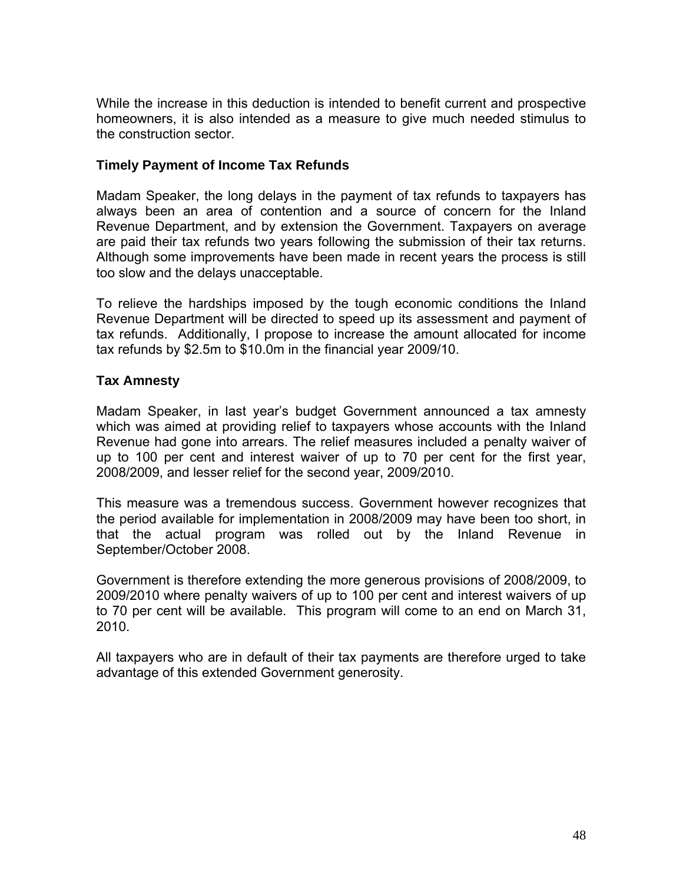While the increase in this deduction is intended to benefit current and prospective homeowners, it is also intended as a measure to give much needed stimulus to the construction sector.

### Timely Payment of Income Tax Refunds

Madam Speaker, the long delays in the payment of tax refunds to taxpayers has always been an area of contention and a source of concern for the Inland Revenue Department, and by extension the Government. Taxpayers on average are paid their tax refunds two years following the submission of their tax returns. Although some improvements have been made in recent years the process is still too slow and the delays unacceptable.

To relieve the hardships imposed by the tough economic conditions the Inland Revenue Department will be directed to speed up its assessment and payment of tax refunds. Additionally, I propose to increase the amount allocated for income tax refunds by $2.5m to $10.0m in the financial year 2009/10.

### Tax Amnesty

Madam Speaker, in last year's budget Government announced a tax amnesty which was aimed at providing relief to taxpayers whose accounts with the Inland Revenue had gone into arrears. The relief measures included a penalty waiver of up to 100 per cent and interest waiver of up to 70 per cent for the first year, 2008/2009, and lesser relief for the second year, 2009/2010.

This measure was a tremendous success. Government however recognizes that the period available for implementation in 2008/2009 may have been too short, in that the actual program was rolled out by the Inland Revenue in September/October 2008.

Government is therefore extending the more generous provisions of 2008/2009, to 2009/2010 where penalty waivers of up to 100 per cent and interest waivers of up to 70 per cent will be available. This program will come to an end on March 31, 2010.

All taxpayers who are in default of their tax payments are therefore urged to take advantage of this extended Government generosity.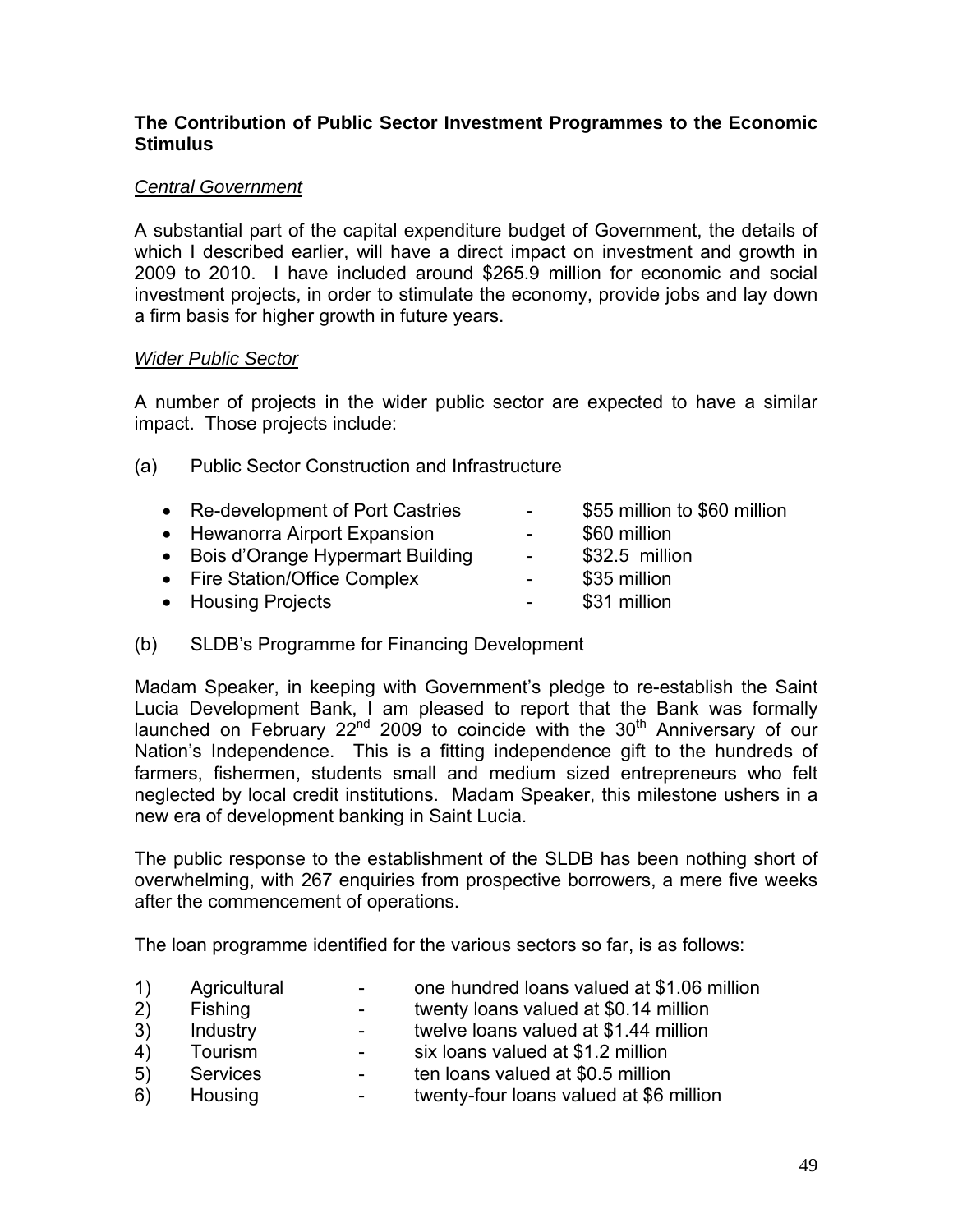**The Contribution of Public Sector Investment Programmes to the Economic Stimulus**

*Central Government*

A substantial part of the capital expenditure budget of Government, the details of which I described earlier, will have a direct impact on investment and growth in 2009 to 2010. I have included around $265.9 million for economic and social investment projects, in order to stimulate the economy, provide jobs and lay down a firm basis for higher growth in future years.

*Wider Public Sector*

A number of projects in the wider public sector are expected to have a similar impact. Those projects include:

(a) Public Sector Construction and Infrastructure

- Re-development of Port Castries - $55 million to $60 million
- Hewanorra Airport Expansion - $60 million
- Bois d'Orange Hypermart Building - $32.5 million
- Fire Station/Office Complex - $35 million
- Housing Projects - $31 million

(b) SLDB's Programme for Financing Development

Madam Speaker, in keeping with Government's pledge to re-establish the Saint Lucia Development Bank, I am pleased to report that the Bank was formally launched on February 22nd 2009 to coincide with the 30th Anniversary of our Nation's Independence. This is a fitting independence gift to the hundreds of farmers, fishermen, students small and medium sized entrepreneurs who felt neglected by local credit institutions. Madam Speaker, this milestone ushers in a new era of development banking in Saint Lucia.

The public response to the establishment of the SLDB has been nothing short of overwhelming, with 267 enquiries from prospective borrowers, a mere five weeks after the commencement of operations.

The loan programme identified for the various sectors so far, is as follows:

1) Agricultural - one hundred loans valued at $1.06 million
2) Fishing - twenty loans valued at $0.14 million
3) Industry - twelve loans valued at $1.44 million
4) Tourism - six loans valued at $1.2 million
5) Services - ten loans valued at $0.5 million
6) Housing - twenty-four loans valued at $6 million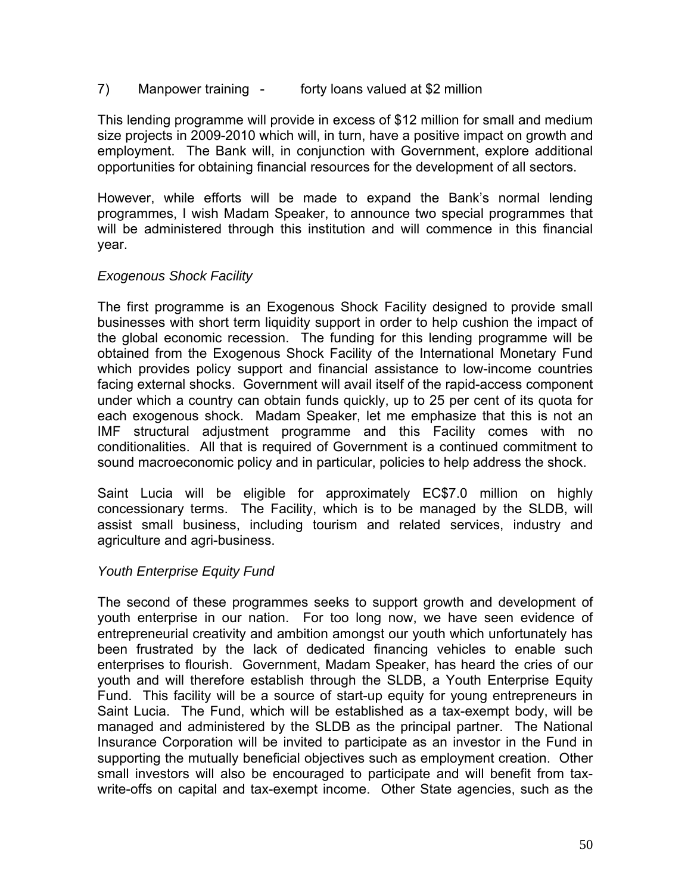7) Manpower training - forty loans valued at $2 million

This lending programme will provide in excess of $12 million for small and medium size projects in 2009-2010 which will, in turn, have a positive impact on growth and employment. The Bank will, in conjunction with Government, explore additional opportunities for obtaining financial resources for the development of all sectors.

However, while efforts will be made to expand the Bank's normal lending programmes, I wish Madam Speaker, to announce two special programmes that will be administered through this institution and will commence in this financial year.

*Exogenous Shock Facility*

The first programme is an Exogenous Shock Facility designed to provide small businesses with short term liquidity support in order to help cushion the impact of the global economic recession. The funding for this lending programme will be obtained from the Exogenous Shock Facility of the International Monetary Fund which provides policy support and financial assistance to low-income countries facing external shocks. Government will avail itself of the rapid-access component under which a country can obtain funds quickly, up to 25 per cent of its quota for each exogenous shock. Madam Speaker, let me emphasize that this is not an IMF structural adjustment programme and this Facility comes with no conditionalities. All that is required of Government is a continued commitment to sound macroeconomic policy and in particular, policies to help address the shock.

Saint Lucia will be eligible for approximately EC$7.0 million on highly concessionary terms. The Facility, which is to be managed by the SLDB, will assist small business, including tourism and related services, industry and agriculture and agri-business.

*Youth Enterprise Equity Fund*

The second of these programmes seeks to support growth and development of youth enterprise in our nation. For too long now, we have seen evidence of entrepreneurial creativity and ambition amongst our youth which unfortunately has been frustrated by the lack of dedicated financing vehicles to enable such enterprises to flourish. Government, Madam Speaker, has heard the cries of our youth and will therefore establish through the SLDB, a Youth Enterprise Equity Fund. This facility will be a source of start-up equity for young entrepreneurs in Saint Lucia. The Fund, which will be established as a tax-exempt body, will be managed and administered by the SLDB as the principal partner. The National Insurance Corporation will be invited to participate as an investor in the Fund in supporting the mutually beneficial objectives such as employment creation. Other small investors will also be encouraged to participate and will benefit from tax-write-offs on capital and tax-exempt income. Other State agencies, such as the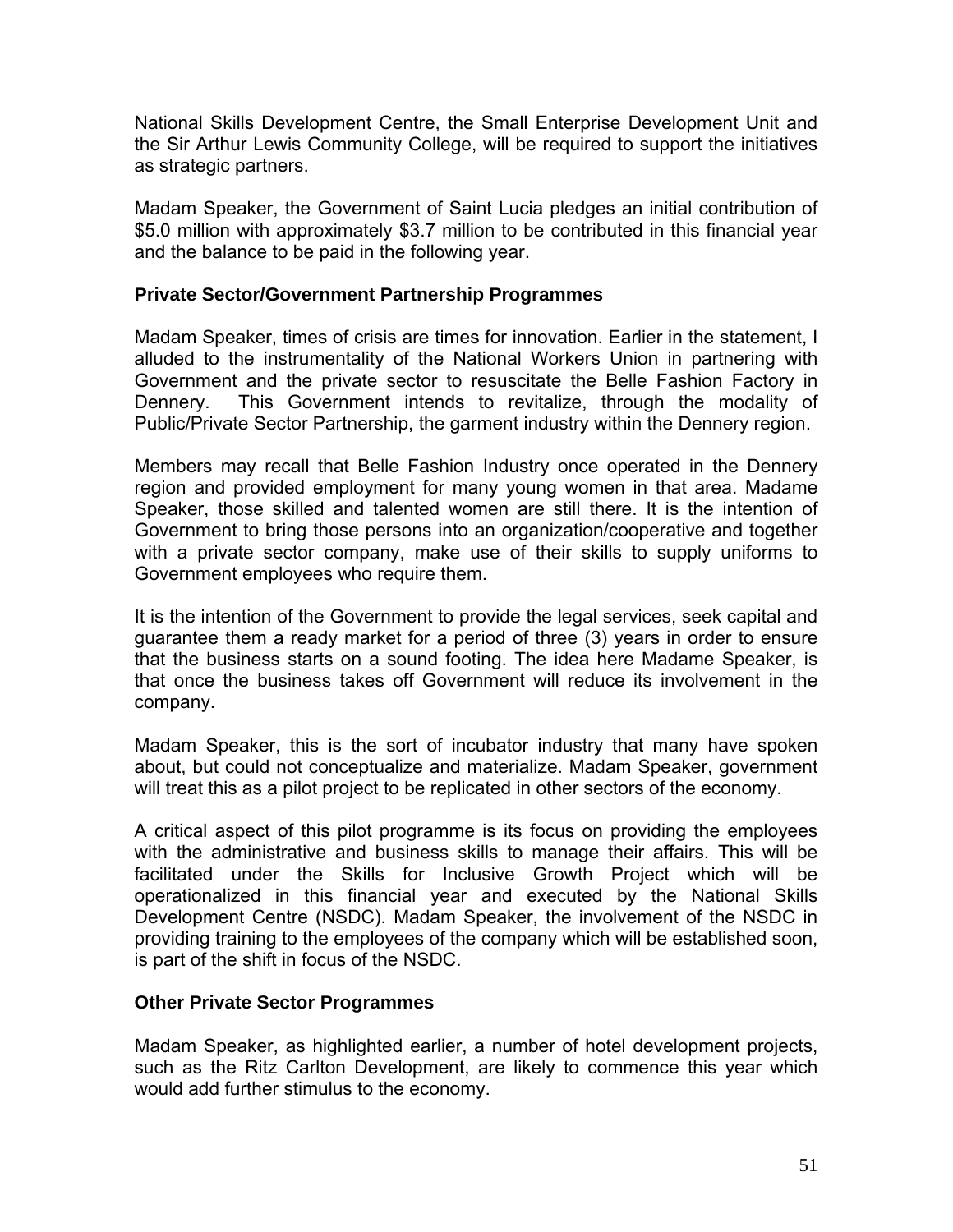National Skills Development Centre, the Small Enterprise Development Unit and the Sir Arthur Lewis Community College, will be required to support the initiatives as strategic partners.

Madam Speaker, the Government of Saint Lucia pledges an initial contribution of $5.0 million with approximately $3.7 million to be contributed in this financial year and the balance to be paid in the following year.

**Private Sector/Government Partnership Programmes**

Madam Speaker, times of crisis are times for innovation. Earlier in the statement, I alluded to the instrumentality of the National Workers Union in partnering with Government and the private sector to resuscitate the Belle Fashion Factory in Dennery. This Government intends to revitalize, through the modality of Public/Private Sector Partnership, the garment industry within the Dennery region.

Members may recall that Belle Fashion Industry once operated in the Dennery region and provided employment for many young women in that area. Madame Speaker, those skilled and talented women are still there. It is the intention of Government to bring those persons into an organization/cooperative and together with a private sector company, make use of their skills to supply uniforms to Government employees who require them.

It is the intention of the Government to provide the legal services, seek capital and guarantee them a ready market for a period of three (3) years in order to ensure that the business starts on a sound footing. The idea here Madame Speaker, is that once the business takes off Government will reduce its involvement in the company.

Madam Speaker, this is the sort of incubator industry that many have spoken about, but could not conceptualize and materialize. Madam Speaker, government will treat this as a pilot project to be replicated in other sectors of the economy.

A critical aspect of this pilot programme is its focus on providing the employees with the administrative and business skills to manage their affairs. This will be facilitated under the Skills for Inclusive Growth Project which will be operationalized in this financial year and executed by the National Skills Development Centre (NSDC). Madam Speaker, the involvement of the NSDC in providing training to the employees of the company which will be established soon, is part of the shift in focus of the NSDC.

**Other Private Sector Programmes**

Madam Speaker, as highlighted earlier, a number of hotel development projects, such as the Ritz Carlton Development, are likely to commence this year which would add further stimulus to the economy.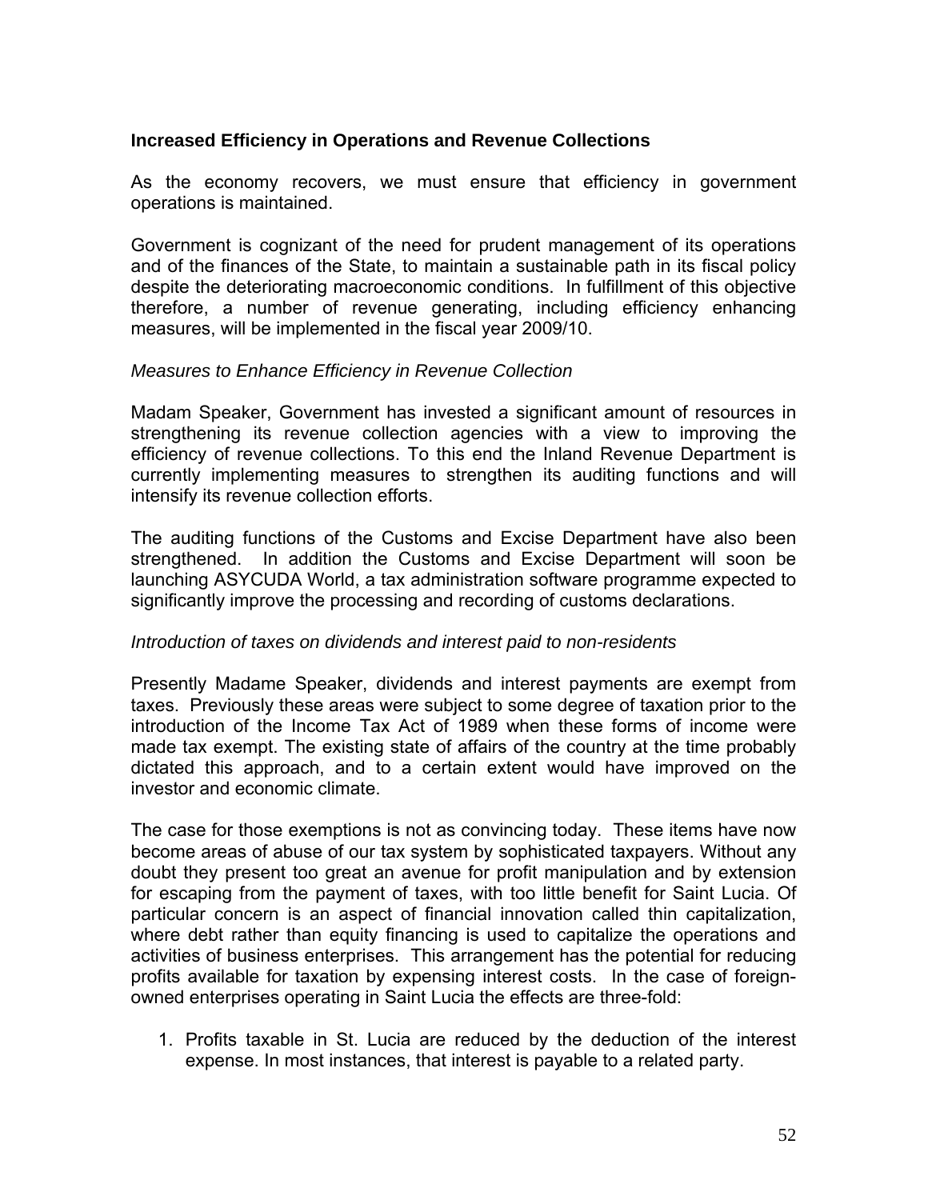## Increased Efficiency in Operations and Revenue Collections

As the economy recovers, we must ensure that efficiency in government operations is maintained.

Government is cognizant of the need for prudent management of its operations and of the finances of the State, to maintain a sustainable path in its fiscal policy despite the deteriorating macroeconomic conditions. In fulfillment of this objective therefore, a number of revenue generating, including efficiency enhancing measures, will be implemented in the fiscal year 2009/10.

*Measures to Enhance Efficiency in Revenue Collection*

Madam Speaker, Government has invested a significant amount of resources in strengthening its revenue collection agencies with a view to improving the efficiency of revenue collections. To this end the Inland Revenue Department is currently implementing measures to strengthen its auditing functions and will intensify its revenue collection efforts.

The auditing functions of the Customs and Excise Department have also been strengthened. In addition the Customs and Excise Department will soon be launching ASYCUDA World, a tax administration software programme expected to significantly improve the processing and recording of customs declarations.

*Introduction of taxes on dividends and interest paid to non-residents*

Presently Madame Speaker, dividends and interest payments are exempt from taxes. Previously these areas were subject to some degree of taxation prior to the introduction of the Income Tax Act of 1989 when these forms of income were made tax exempt. The existing state of affairs of the country at the time probably dictated this approach, and to a certain extent would have improved on the investor and economic climate.

The case for those exemptions is not as convincing today. These items have now become areas of abuse of our tax system by sophisticated taxpayers. Without any doubt they present too great an avenue for profit manipulation and by extension for escaping from the payment of taxes, with too little benefit for Saint Lucia. Of particular concern is an aspect of financial innovation called thin capitalization, where debt rather than equity financing is used to capitalize the operations and activities of business enterprises. This arrangement has the potential for reducing profits available for taxation by expensing interest costs. In the case of foreign-owned enterprises operating in Saint Lucia the effects are three-fold:

1. Profits taxable in St. Lucia are reduced by the deduction of the interest expense. In most instances, that interest is payable to a related party.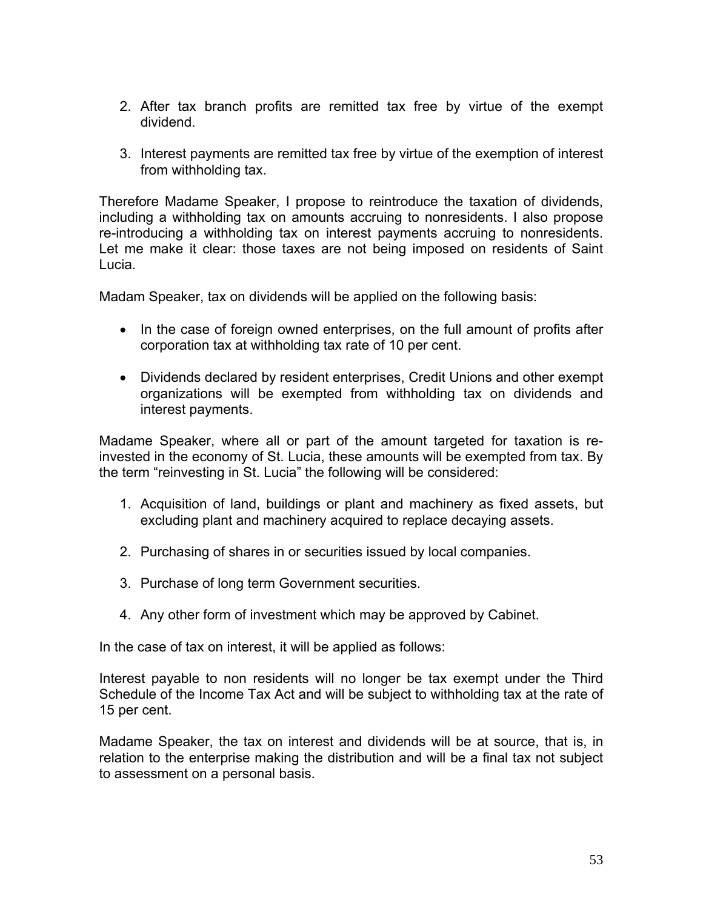2. After tax branch profits are remitted tax free by virtue of the exempt dividend.

3. Interest payments are remitted tax free by virtue of the exemption of interest from withholding tax.

Therefore Madame Speaker, I propose to reintroduce the taxation of dividends, including a withholding tax on amounts accruing to nonresidents. I also propose re-introducing a withholding tax on interest payments accruing to nonresidents. Let me make it clear: those taxes are not being imposed on residents of Saint Lucia.

Madam Speaker, tax on dividends will be applied on the following basis:

- In the case of foreign owned enterprises, on the full amount of profits after corporation tax at withholding tax rate of 10 per cent.

- Dividends declared by resident enterprises, Credit Unions and other exempt organizations will be exempted from withholding tax on dividends and interest payments.

Madame Speaker, where all or part of the amount targeted for taxation is re-invested in the economy of St. Lucia, these amounts will be exempted from tax. By the term "reinvesting in St. Lucia" the following will be considered:

1. Acquisition of land, buildings or plant and machinery as fixed assets, but excluding plant and machinery acquired to replace decaying assets.

2. Purchasing of shares in or securities issued by local companies.

3. Purchase of long term Government securities.

4. Any other form of investment which may be approved by Cabinet.

In the case of tax on interest, it will be applied as follows:

Interest payable to non residents will no longer be tax exempt under the Third Schedule of the Income Tax Act and will be subject to withholding tax at the rate of 15 per cent.

Madame Speaker, the tax on interest and dividends will be at source, that is, in relation to the enterprise making the distribution and will be a final tax not subject to assessment on a personal basis.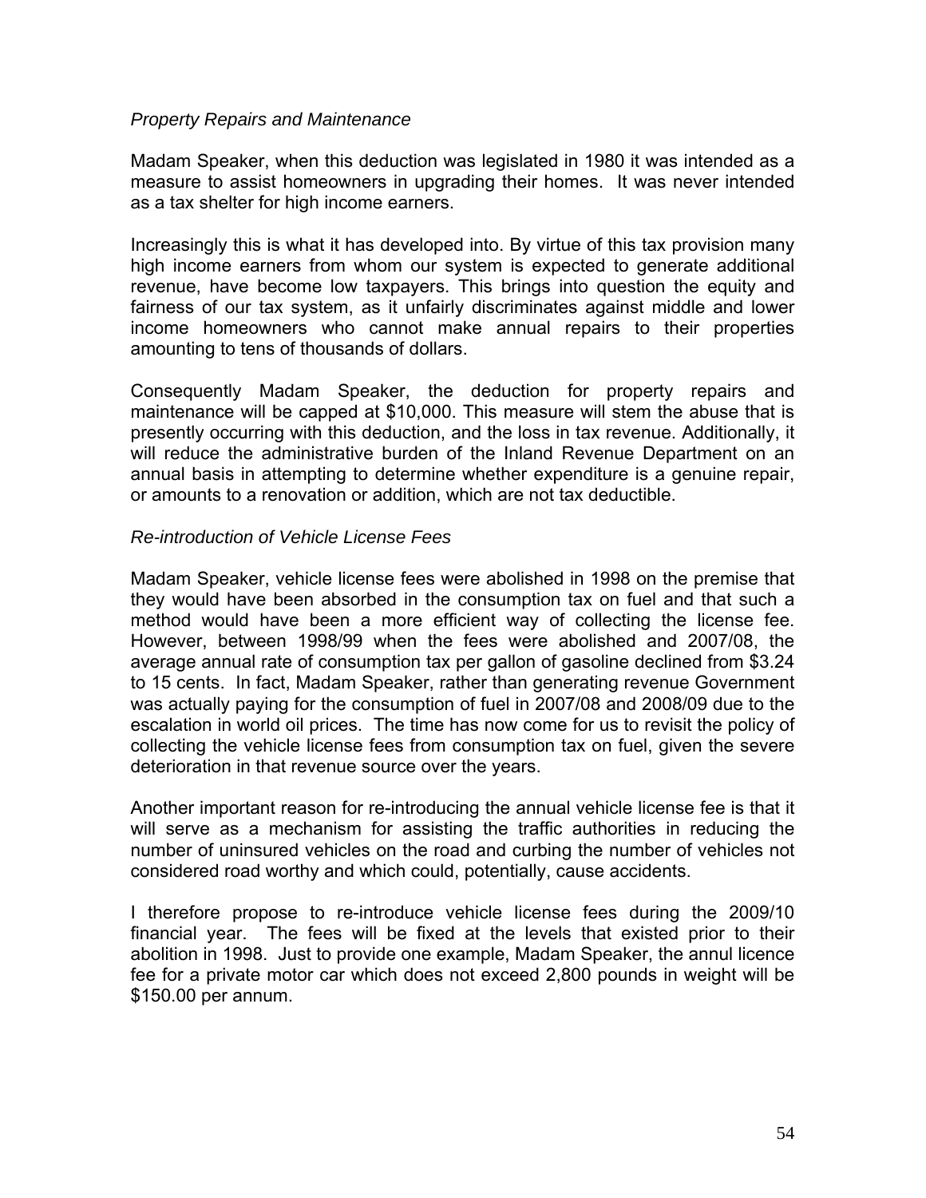*Property Repairs and Maintenance*

Madam Speaker, when this deduction was legislated in 1980 it was intended as a measure to assist homeowners in upgrading their homes. It was never intended as a tax shelter for high income earners.

Increasingly this is what it has developed into. By virtue of this tax provision many high income earners from whom our system is expected to generate additional revenue, have become low taxpayers. This brings into question the equity and fairness of our tax system, as it unfairly discriminates against middle and lower income homeowners who cannot make annual repairs to their properties amounting to tens of thousands of dollars.

Consequently Madam Speaker, the deduction for property repairs and maintenance will be capped at $10,000. This measure will stem the abuse that is presently occurring with this deduction, and the loss in tax revenue. Additionally, it will reduce the administrative burden of the Inland Revenue Department on an annual basis in attempting to determine whether expenditure is a genuine repair, or amounts to a renovation or addition, which are not tax deductible.

*Re-introduction of Vehicle License Fees*

Madam Speaker, vehicle license fees were abolished in 1998 on the premise that they would have been absorbed in the consumption tax on fuel and that such a method would have been a more efficient way of collecting the license fee. However, between 1998/99 when the fees were abolished and 2007/08, the average annual rate of consumption tax per gallon of gasoline declined from $3.24 to 15 cents. In fact, Madam Speaker, rather than generating revenue Government was actually paying for the consumption of fuel in 2007/08 and 2008/09 due to the escalation in world oil prices. The time has now come for us to revisit the policy of collecting the vehicle license fees from consumption tax on fuel, given the severe deterioration in that revenue source over the years.

Another important reason for re-introducing the annual vehicle license fee is that it will serve as a mechanism for assisting the traffic authorities in reducing the number of uninsured vehicles on the road and curbing the number of vehicles not considered road worthy and which could, potentially, cause accidents.

I therefore propose to re-introduce vehicle license fees during the 2009/10 financial year. The fees will be fixed at the levels that existed prior to their abolition in 1998. Just to provide one example, Madam Speaker, the annul licence fee for a private motor car which does not exceed 2,800 pounds in weight will be $150.00 per annum.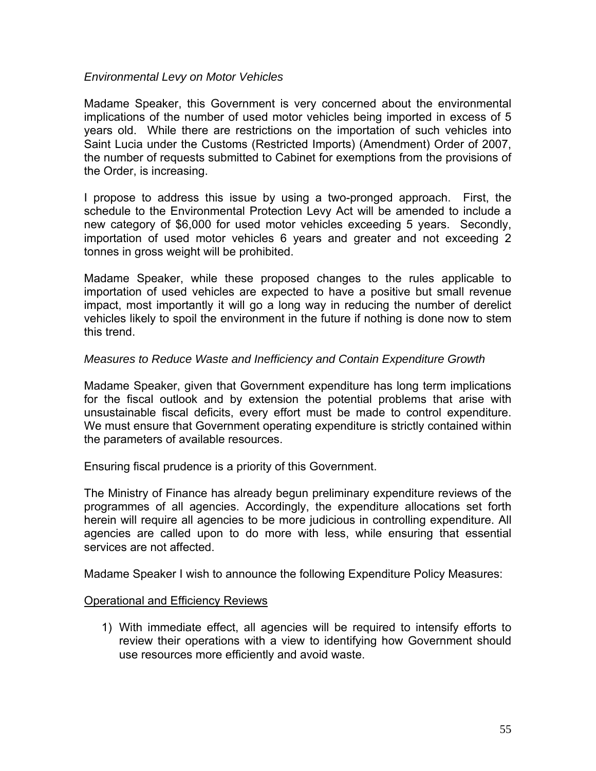*Environmental Levy on Motor Vehicles*

Madame Speaker, this Government is very concerned about the environmental implications of the number of used motor vehicles being imported in excess of 5 years old. While there are restrictions on the importation of such vehicles into Saint Lucia under the Customs (Restricted Imports) (Amendment) Order of 2007, the number of requests submitted to Cabinet for exemptions from the provisions of the Order, is increasing.

I propose to address this issue by using a two-pronged approach. First, the schedule to the Environmental Protection Levy Act will be amended to include a new category of $6,000 for used motor vehicles exceeding 5 years. Secondly, importation of used motor vehicles 6 years and greater and not exceeding 2 tonnes in gross weight will be prohibited.

Madame Speaker, while these proposed changes to the rules applicable to importation of used vehicles are expected to have a positive but small revenue impact, most importantly it will go a long way in reducing the number of derelict vehicles likely to spoil the environment in the future if nothing is done now to stem this trend.

*Measures to Reduce Waste and Inefficiency and Contain Expenditure Growth*

Madame Speaker, given that Government expenditure has long term implications for the fiscal outlook and by extension the potential problems that arise with unsustainable fiscal deficits, every effort must be made to control expenditure. We must ensure that Government operating expenditure is strictly contained within the parameters of available resources.

Ensuring fiscal prudence is a priority of this Government.

The Ministry of Finance has already begun preliminary expenditure reviews of the programmes of all agencies. Accordingly, the expenditure allocations set forth herein will require all agencies to be more judicious in controlling expenditure. All agencies are called upon to do more with less, while ensuring that essential services are not affected.

Madame Speaker I wish to announce the following Expenditure Policy Measures:

<u>Operational and Efficiency Reviews</u>

1) With immediate effect, all agencies will be required to intensify efforts to review their operations with a view to identifying how Government should use resources more efficiently and avoid waste.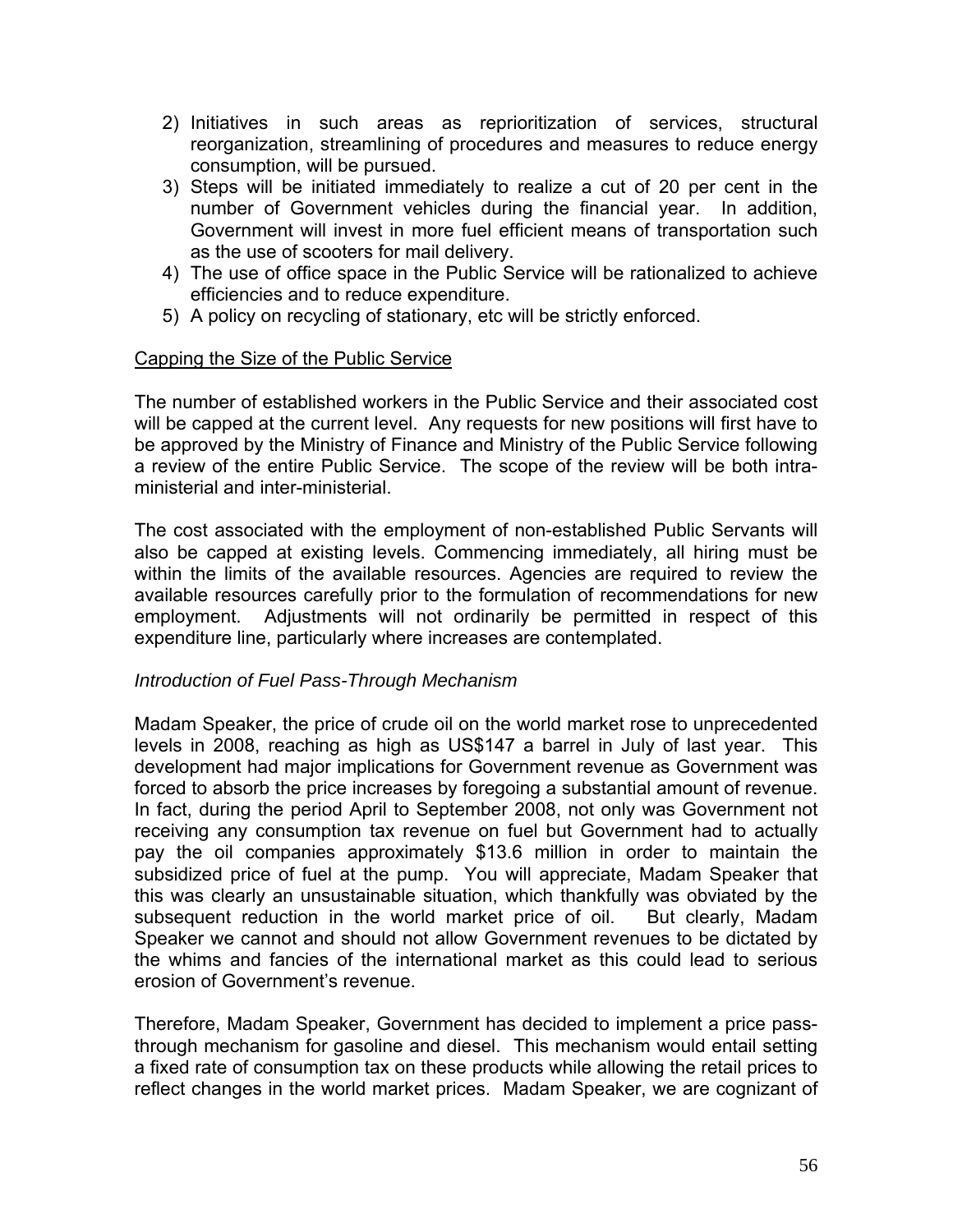2) Initiatives in such areas as reprioritization of services, structural reorganization, streamlining of procedures and measures to reduce energy consumption, will be pursued.
3) Steps will be initiated immediately to realize a cut of 20 per cent in the number of Government vehicles during the financial year. In addition, Government will invest in more fuel efficient means of transportation such as the use of scooters for mail delivery.
4) The use of office space in the Public Service will be rationalized to achieve efficiencies and to reduce expenditure.
5) A policy on recycling of stationary, etc will be strictly enforced.

<u>Capping the Size of the Public Service</u>

The number of established workers in the Public Service and their associated cost will be capped at the current level. Any requests for new positions will first have to be approved by the Ministry of Finance and Ministry of the Public Service following a review of the entire Public Service. The scope of the review will be both intra-ministerial and inter-ministerial.

The cost associated with the employment of non-established Public Servants will also be capped at existing levels. Commencing immediately, all hiring must be within the limits of the available resources. Agencies are required to review the available resources carefully prior to the formulation of recommendations for new employment. Adjustments will not ordinarily be permitted in respect of this expenditure line, particularly where increases are contemplated.

*Introduction of Fuel Pass-Through Mechanism*

Madam Speaker, the price of crude oil on the world market rose to unprecedented levels in 2008, reaching as high as US$147 a barrel in July of last year. This development had major implications for Government revenue as Government was forced to absorb the price increases by foregoing a substantial amount of revenue. In fact, during the period April to September 2008, not only was Government not receiving any consumption tax revenue on fuel but Government had to actually pay the oil companies approximately $13.6 million in order to maintain the subsidized price of fuel at the pump. You will appreciate, Madam Speaker that this was clearly an unsustainable situation, which thankfully was obviated by the subsequent reduction in the world market price of oil. But clearly, Madam Speaker we cannot and should not allow Government revenues to be dictated by the whims and fancies of the international market as this could lead to serious erosion of Government's revenue.

Therefore, Madam Speaker, Government has decided to implement a price pass-through mechanism for gasoline and diesel. This mechanism would entail setting a fixed rate of consumption tax on these products while allowing the retail prices to reflect changes in the world market prices. Madam Speaker, we are cognizant of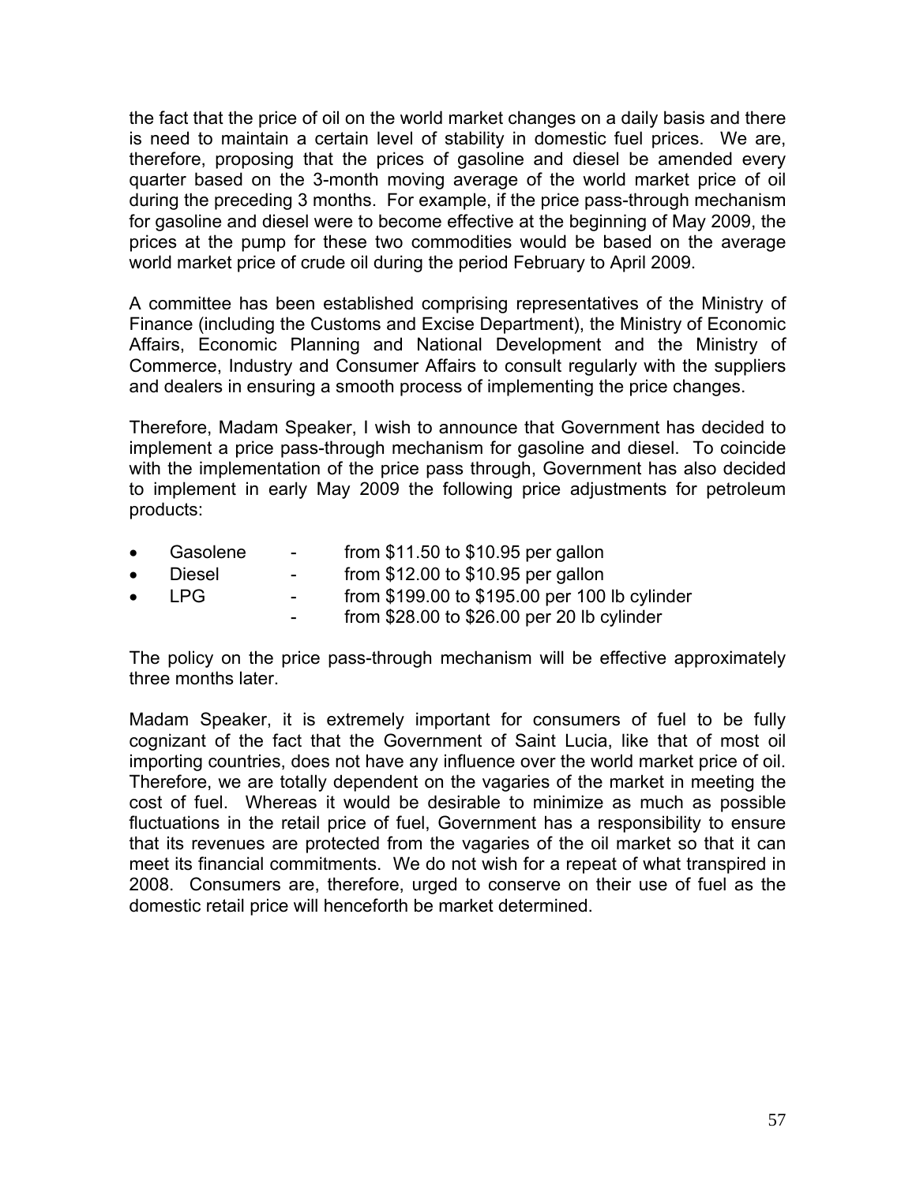the fact that the price of oil on the world market changes on a daily basis and there is need to maintain a certain level of stability in domestic fuel prices. We are, therefore, proposing that the prices of gasoline and diesel be amended every quarter based on the 3-month moving average of the world market price of oil during the preceding 3 months. For example, if the price pass-through mechanism for gasoline and diesel were to become effective at the beginning of May 2009, the prices at the pump for these two commodities would be based on the average world market price of crude oil during the period February to April 2009.

A committee has been established comprising representatives of the Ministry of Finance (including the Customs and Excise Department), the Ministry of Economic Affairs, Economic Planning and National Development and the Ministry of Commerce, Industry and Consumer Affairs to consult regularly with the suppliers and dealers in ensuring a smooth process of implementing the price changes.

Therefore, Madam Speaker, I wish to announce that Government has decided to implement a price pass-through mechanism for gasoline and diesel. To coincide with the implementation of the price pass through, Government has also decided to implement in early May 2009 the following price adjustments for petroleum products:

- Gasolene - from $11.50 to $10.95 per gallon
- Diesel - from $12.00 to $10.95 per gallon
- LPG - from $199.00 to $195.00 per 100 lb cylinder
  - from $28.00 to $26.00 per 20 lb cylinder

The policy on the price pass-through mechanism will be effective approximately three months later.

Madam Speaker, it is extremely important for consumers of fuel to be fully cognizant of the fact that the Government of Saint Lucia, like that of most oil importing countries, does not have any influence over the world market price of oil. Therefore, we are totally dependent on the vagaries of the market in meeting the cost of fuel. Whereas it would be desirable to minimize as much as possible fluctuations in the retail price of fuel, Government has a responsibility to ensure that its revenues are protected from the vagaries of the oil market so that it can meet its financial commitments. We do not wish for a repeat of what transpired in 2008. Consumers are, therefore, urged to conserve on their use of fuel as the domestic retail price will henceforth be market determined.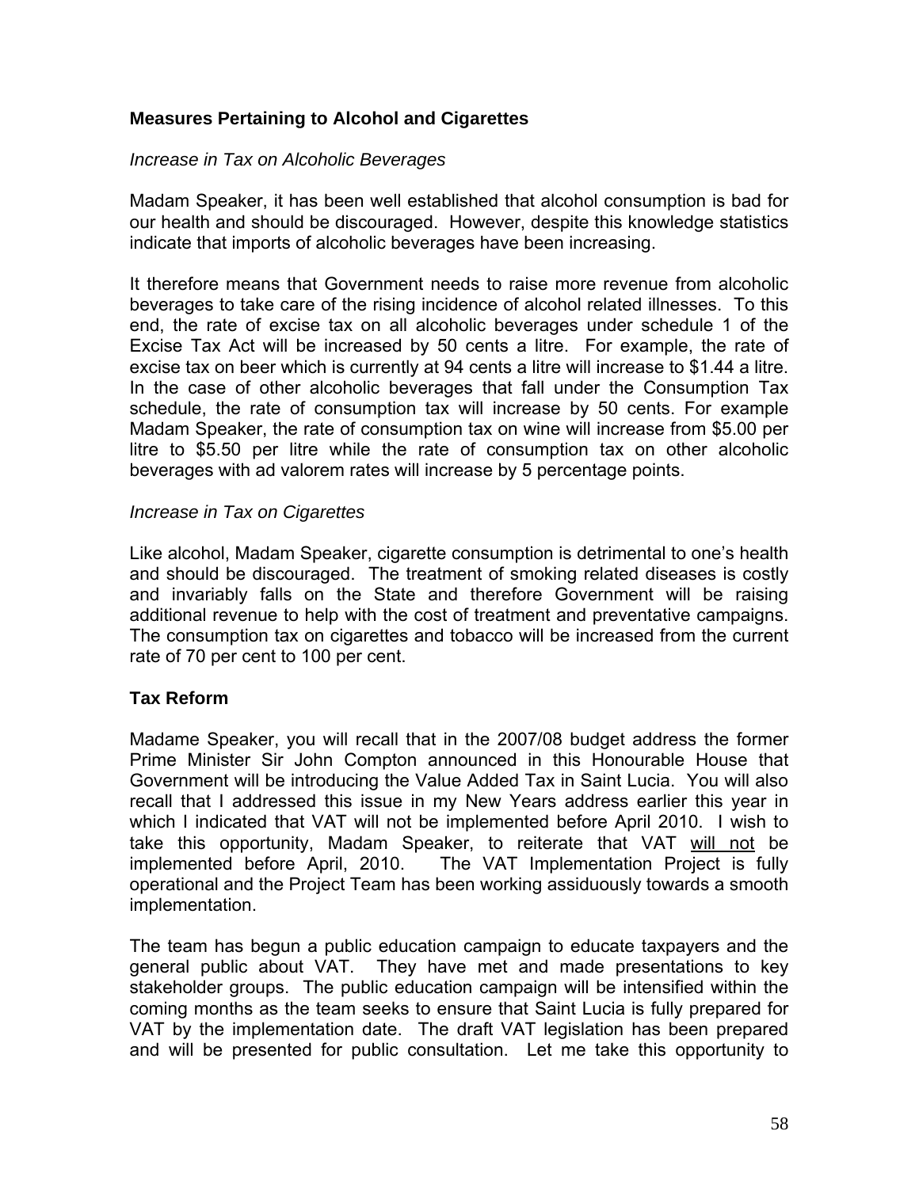### **Measures Pertaining to Alcohol and Cigarettes**

*Increase in Tax on Alcoholic Beverages*

Madam Speaker, it has been well established that alcohol consumption is bad for our health and should be discouraged. However, despite this knowledge statistics indicate that imports of alcoholic beverages have been increasing.

It therefore means that Government needs to raise more revenue from alcoholic beverages to take care of the rising incidence of alcohol related illnesses. To this end, the rate of excise tax on all alcoholic beverages under schedule 1 of the Excise Tax Act will be increased by 50 cents a litre. For example, the rate of excise tax on beer which is currently at 94 cents a litre will increase to $1.44 a litre. In the case of other alcoholic beverages that fall under the Consumption Tax schedule, the rate of consumption tax will increase by 50 cents. For example Madam Speaker, the rate of consumption tax on wine will increase from $5.00 per litre to $5.50 per litre while the rate of consumption tax on other alcoholic beverages with ad valorem rates will increase by 5 percentage points.

*Increase in Tax on Cigarettes*

Like alcohol, Madam Speaker, cigarette consumption is detrimental to one's health and should be discouraged. The treatment of smoking related diseases is costly and invariably falls on the State and therefore Government will be raising additional revenue to help with the cost of treatment and preventative campaigns. The consumption tax on cigarettes and tobacco will be increased from the current rate of 70 per cent to 100 per cent.

### **Tax Reform**

Madame Speaker, you will recall that in the 2007/08 budget address the former Prime Minister Sir John Compton announced in this Honourable House that Government will be introducing the Value Added Tax in Saint Lucia. You will also recall that I addressed this issue in my New Years address earlier this year in which I indicated that VAT will not be implemented before April 2010. I wish to take this opportunity, Madam Speaker, to reiterate that VAT <u>will not</u> be implemented before April, 2010. The VAT Implementation Project is fully operational and the Project Team has been working assiduously towards a smooth implementation.

The team has begun a public education campaign to educate taxpayers and the general public about VAT. They have met and made presentations to key stakeholder groups. The public education campaign will be intensified within the coming months as the team seeks to ensure that Saint Lucia is fully prepared for VAT by the implementation date. The draft VAT legislation has been prepared and will be presented for public consultation. Let me take this opportunity to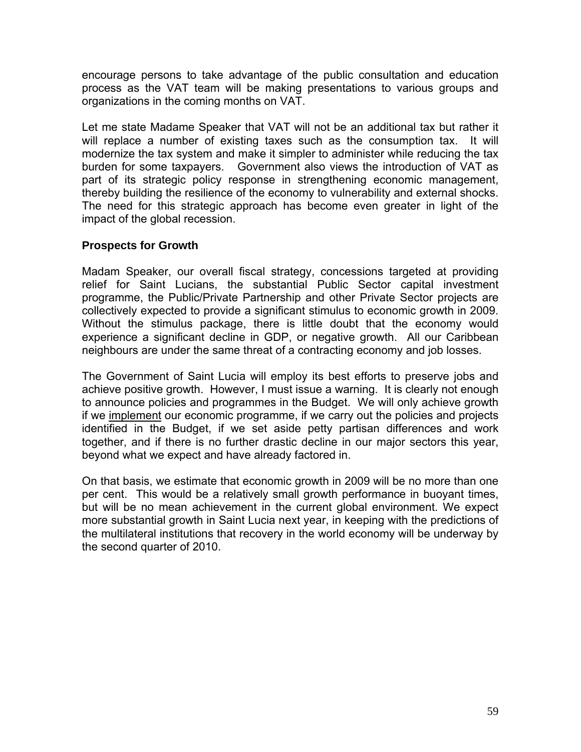encourage persons to take advantage of the public consultation and education process as the VAT team will be making presentations to various groups and organizations in the coming months on VAT.

Let me state Madame Speaker that VAT will not be an additional tax but rather it will replace a number of existing taxes such as the consumption tax. It will modernize the tax system and make it simpler to administer while reducing the tax burden for some taxpayers. Government also views the introduction of VAT as part of its strategic policy response in strengthening economic management, thereby building the resilience of the economy to vulnerability and external shocks. The need for this strategic approach has become even greater in light of the impact of the global recession.

### Prospects for Growth

Madam Speaker, our overall fiscal strategy, concessions targeted at providing relief for Saint Lucians, the substantial Public Sector capital investment programme, the Public/Private Partnership and other Private Sector projects are collectively expected to provide a significant stimulus to economic growth in 2009. Without the stimulus package, there is little doubt that the economy would experience a significant decline in GDP, or negative growth. All our Caribbean neighbours are under the same threat of a contracting economy and job losses.

The Government of Saint Lucia will employ its best efforts to preserve jobs and achieve positive growth. However, I must issue a warning. It is clearly not enough to announce policies and programmes in the Budget. We will only achieve growth if we implement our economic programme, if we carry out the policies and projects identified in the Budget, if we set aside petty partisan differences and work together, and if there is no further drastic decline in our major sectors this year, beyond what we expect and have already factored in.

On that basis, we estimate that economic growth in 2009 will be no more than one per cent. This would be a relatively small growth performance in buoyant times, but will be no mean achievement in the current global environment. We expect more substantial growth in Saint Lucia next year, in keeping with the predictions of the multilateral institutions that recovery in the world economy will be underway by the second quarter of 2010.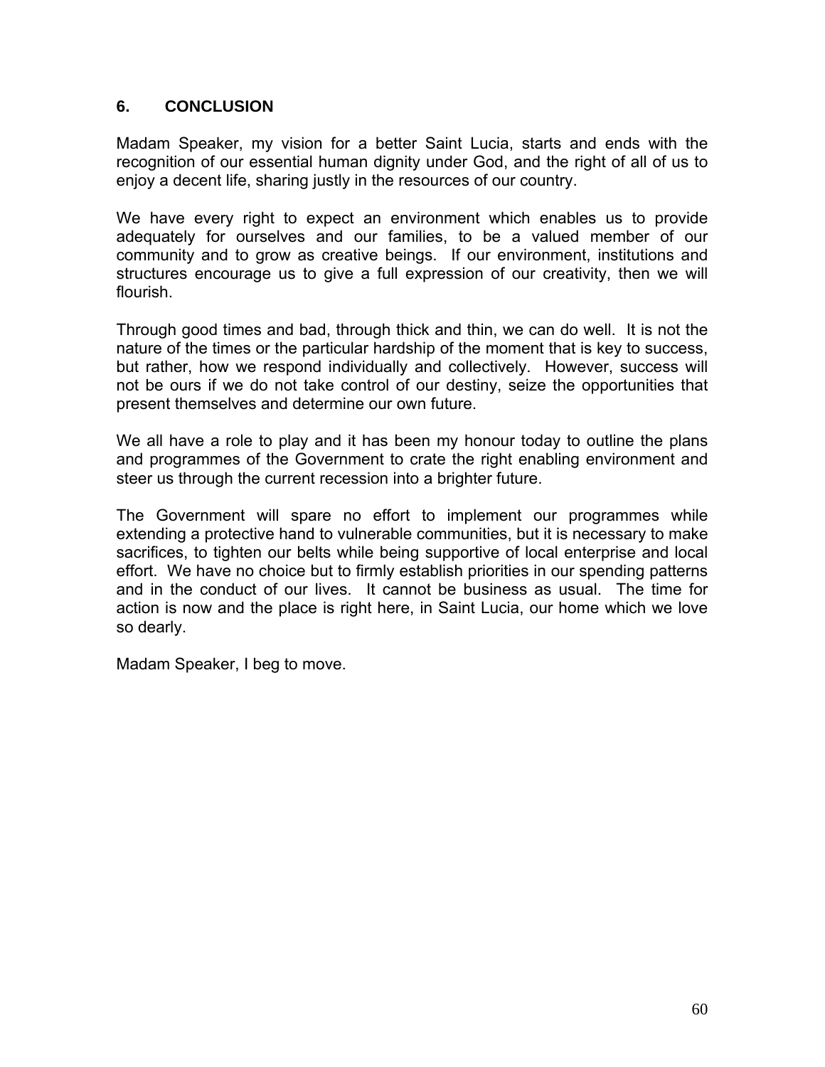## 6. CONCLUSION

Madam Speaker, my vision for a better Saint Lucia, starts and ends with the recognition of our essential human dignity under God, and the right of all of us to enjoy a decent life, sharing justly in the resources of our country.

We have every right to expect an environment which enables us to provide adequately for ourselves and our families, to be a valued member of our community and to grow as creative beings. If our environment, institutions and structures encourage us to give a full expression of our creativity, then we will flourish.

Through good times and bad, through thick and thin, we can do well. It is not the nature of the times or the particular hardship of the moment that is key to success, but rather, how we respond individually and collectively. However, success will not be ours if we do not take control of our destiny, seize the opportunities that present themselves and determine our own future.

We all have a role to play and it has been my honour today to outline the plans and programmes of the Government to crate the right enabling environment and steer us through the current recession into a brighter future.

The Government will spare no effort to implement our programmes while extending a protective hand to vulnerable communities, but it is necessary to make sacrifices, to tighten our belts while being supportive of local enterprise and local effort. We have no choice but to firmly establish priorities in our spending patterns and in the conduct of our lives. It cannot be business as usual. The time for action is now and the place is right here, in Saint Lucia, our home which we love so dearly.

Madam Speaker, I beg to move.